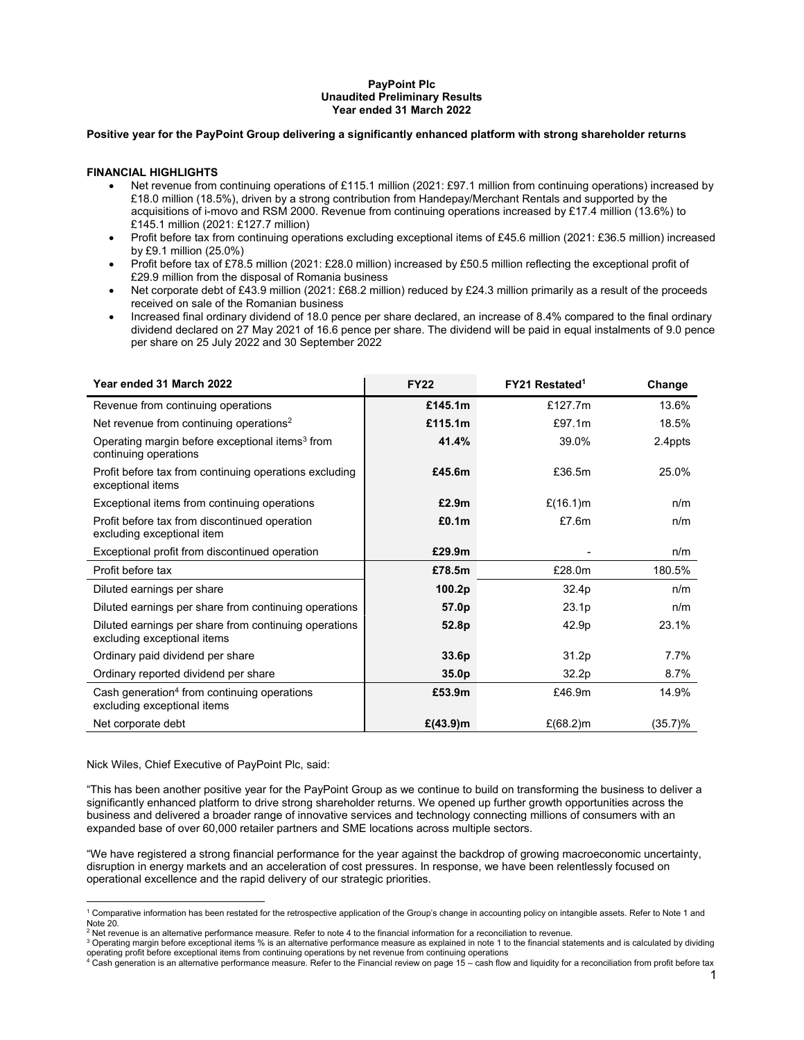**PayPoint Plc**
**Unaudited Preliminary Results**
**Year ended 31 March 2022**

**Positive year for the PayPoint Group delivering a significantly enhanced platform with strong shareholder returns**

**FINANCIAL HIGHLIGHTS**

- Net revenue from continuing operations of £115.1 million (2021: £97.1 million from continuing operations) increased by £18.0 million (18.5%), driven by a strong contribution from Handepay/Merchant Rentals and supported by the acquisitions of i-movo and RSM 2000. Revenue from continuing operations increased by £17.4 million (13.6%) to £145.1 million (2021: £127.7 million)
- Profit before tax from continuing operations excluding exceptional items of £45.6 million (2021: £36.5 million) increased by £9.1 million (25.0%)
- Profit before tax of £78.5 million (2021: £28.0 million) increased by £50.5 million reflecting the exceptional profit of £29.9 million from the disposal of Romania business
- Net corporate debt of £43.9 million (2021: £68.2 million) reduced by £24.3 million primarily as a result of the proceeds received on sale of the Romanian business
- Increased final ordinary dividend of 18.0 pence per share declared, an increase of 8.4% compared to the final ordinary dividend declared on 27 May 2021 of 16.6 pence per share. The dividend will be paid in equal instalments of 9.0 pence per share on 25 July 2022 and 30 September 2022

| Year ended 31 March 2022 | FY22 | FY21 Restated[1] | Change |
|---|---|---|---|
| Revenue from continuing operations | **£145.1m** | £127.7m | 13.6% |
| Net revenue from continuing operations[2] | **£115.1m** | £97.1m | 18.5% |
| Operating margin before exceptional items[3] from continuing operations | **41.4%** | 39.0% | 2.4ppts |
| Profit before tax from continuing operations excluding exceptional items | **£45.6m** | £36.5m | 25.0% |
| Exceptional items from continuing operations | **£2.9m** | £(16.1)m | n/m |
| Profit before tax from discontinued operation excluding exceptional item | **£0.1m** | £7.6m | n/m |
| Exceptional profit from discontinued operation | **£29.9m** | - | n/m |
| Profit before tax | **£78.5m** | £28.0m | 180.5% |
| Diluted earnings per share | **100.2p** | 32.4p | n/m |
| Diluted earnings per share from continuing operations | **57.0p** | 23.1p | n/m |
| Diluted earnings per share from continuing operations excluding exceptional items | **52.8p** | 42.9p | 23.1% |
| Ordinary paid dividend per share | **33.6p** | 31.2p | 7.7% |
| Ordinary reported dividend per share | **35.0p** | 32.2p | 8.7% |
| Cash generation[4] from continuing operations excluding exceptional items | **£53.9m** | £46.9m | 14.9% |
| Net corporate debt | **£(43.9)m** | £(68.2)m | (35.7)% |

Nick Wiles, Chief Executive of PayPoint Plc, said:

"This has been another positive year for the PayPoint Group as we continue to build on transforming the business to deliver a significantly enhanced platform to drive strong shareholder returns. We opened up further growth opportunities across the business and delivered a broader range of innovative services and technology connecting millions of consumers with an expanded base of over 60,000 retailer partners and SME locations across multiple sectors.

"We have registered a strong financial performance for the year against the backdrop of growing macroeconomic uncertainty, disruption in energy markets and an acceleration of cost pressures. In response, we have been relentlessly focused on operational excellence and the rapid delivery of our strategic priorities.

---

[1] Comparative information has been restated for the retrospective application of the Group's change in accounting policy on intangible assets. Refer to Note 1 and Note 20.

[2] Net revenue is an alternative performance measure. Refer to note 4 to the financial information for a reconciliation to revenue.

[3] Operating margin before exceptional items % is an alternative performance measure as explained in note 1 to the financial statements and is calculated by dividing operating profit before exceptional items from continuing operations by net revenue from continuing operations

[4] Cash generation is an alternative performance measure. Refer to the Financial review on page 15 – cash flow and liquidity for a reconciliation from profit before tax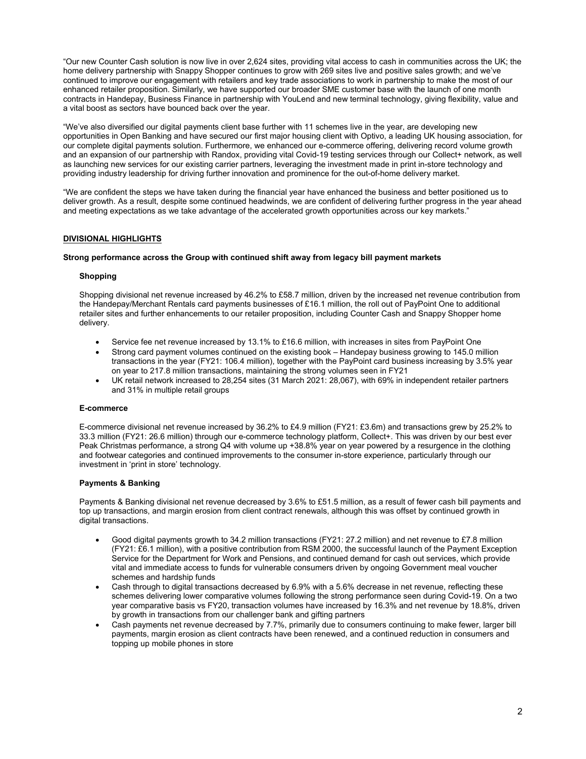"Our new Counter Cash solution is now live in over 2,624 sites, providing vital access to cash in communities across the UK; the home delivery partnership with Snappy Shopper continues to grow with 269 sites live and positive sales growth; and we've continued to improve our engagement with retailers and key trade associations to work in partnership to make the most of our enhanced retailer proposition. Similarly, we have supported our broader SME customer base with the launch of one month contracts in Handepay, Business Finance in partnership with YouLend and new terminal technology, giving flexibility, value and a vital boost as sectors have bounced back over the year.

"We've also diversified our digital payments client base further with 11 schemes live in the year, are developing new opportunities in Open Banking and have secured our first major housing client with Optivo, a leading UK housing association, for our complete digital payments solution. Furthermore, we enhanced our e-commerce offering, delivering record volume growth and an expansion of our partnership with Randox, providing vital Covid-19 testing services through our Collect+ network, as well as launching new services for our existing carrier partners, leveraging the investment made in print in-store technology and providing industry leadership for driving further innovation and prominence for the out-of-home delivery market.

"We are confident the steps we have taken during the financial year have enhanced the business and better positioned us to deliver growth. As a result, despite some continued headwinds, we are confident of delivering further progress in the year ahead and meeting expectations as we take advantage of the accelerated growth opportunities across our key markets."

## DIVISIONAL HIGHLIGHTS

**Strong performance across the Group with continued shift away from legacy bill payment markets**

### Shopping

Shopping divisional net revenue increased by 46.2% to £58.7 million, driven by the increased net revenue contribution from the Handepay/Merchant Rentals card payments businesses of £16.1 million, the roll out of PayPoint One to additional retailer sites and further enhancements to our retailer proposition, including Counter Cash and Snappy Shopper home delivery.

- Service fee net revenue increased by 13.1% to £16.6 million, with increases in sites from PayPoint One
- Strong card payment volumes continued on the existing book – Handepay business growing to 145.0 million transactions in the year (FY21: 106.4 million), together with the PayPoint card business increasing by 3.5% year on year to 217.8 million transactions, maintaining the strong volumes seen in FY21
- UK retail network increased to 28,254 sites (31 March 2021: 28,067), with 69% in independent retailer partners and 31% in multiple retail groups

### E-commerce

E-commerce divisional net revenue increased by 36.2% to £4.9 million (FY21: £3.6m) and transactions grew by 25.2% to 33.3 million (FY21: 26.6 million) through our e-commerce technology platform, Collect+. This was driven by our best ever Peak Christmas performance, a strong Q4 with volume up +38.8% year on year powered by a resurgence in the clothing and footwear categories and continued improvements to the consumer in-store experience, particularly through our investment in 'print in store' technology.

### Payments & Banking

Payments & Banking divisional net revenue decreased by 3.6% to £51.5 million, as a result of fewer cash bill payments and top up transactions, and margin erosion from client contract renewals, although this was offset by continued growth in digital transactions.

- Good digital payments growth to 34.2 million transactions (FY21: 27.2 million) and net revenue to £7.8 million (FY21: £6.1 million), with a positive contribution from RSM 2000, the successful launch of the Payment Exception Service for the Department for Work and Pensions, and continued demand for cash out services, which provide vital and immediate access to funds for vulnerable consumers driven by ongoing Government meal voucher schemes and hardship funds
- Cash through to digital transactions decreased by 6.9% with a 5.6% decrease in net revenue, reflecting these schemes delivering lower comparative volumes following the strong performance seen during Covid-19. On a two year comparative basis vs FY20, transaction volumes have increased by 16.3% and net revenue by 18.8%, driven by growth in transactions from our challenger bank and gifting partners
- Cash payments net revenue decreased by 7.7%, primarily due to consumers continuing to make fewer, larger bill payments, margin erosion as client contracts have been renewed, and a continued reduction in consumers and topping up mobile phones in store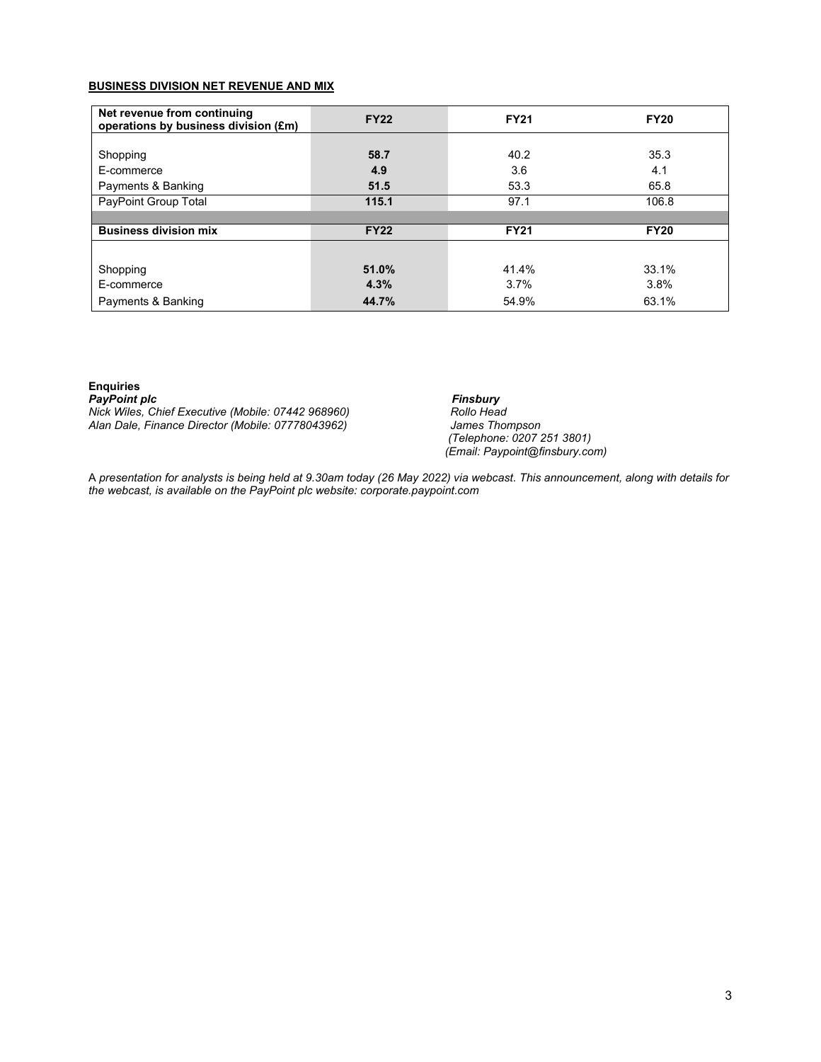**BUSINESS DIVISION NET REVENUE AND MIX**

| Net revenue from continuing operations by business division (£m) | FY22 | FY21 | FY20 |
|---|---|---|---|
| Shopping | **58.7** | 40.2 | 35.3 |
| E-commerce | **4.9** | 3.6 | 4.1 |
| Payments & Banking | **51.5** | 53.3 | 65.8 |
| PayPoint Group Total | **115.1** | 97.1 | 106.8 |
| **Business division mix** | **FY22** | **FY21** | **FY20** |
| Shopping | **51.0%** | 41.4% | 33.1% |
| E-commerce | **4.3%** | 3.7% | 3.8% |
| Payments & Banking | **44.7%** | 54.9% | 63.1% |

**Enquiries**

***PayPoint plc***
*Nick Wiles, Chief Executive (Mobile: 07442 968960)*
*Alan Dale, Finance Director (Mobile: 07778043962)*

***Finsbury***
*Rollo Head*
*James Thompson*
*(Telephone: 0207 251 3801)*
*(Email: Paypoint@finsbury.com)*

A *presentation for analysts is being held at 9.30am today (26 May 2022) via webcast. This announcement, along with details for the webcast, is available on the PayPoint plc website: corporate.paypoint.com*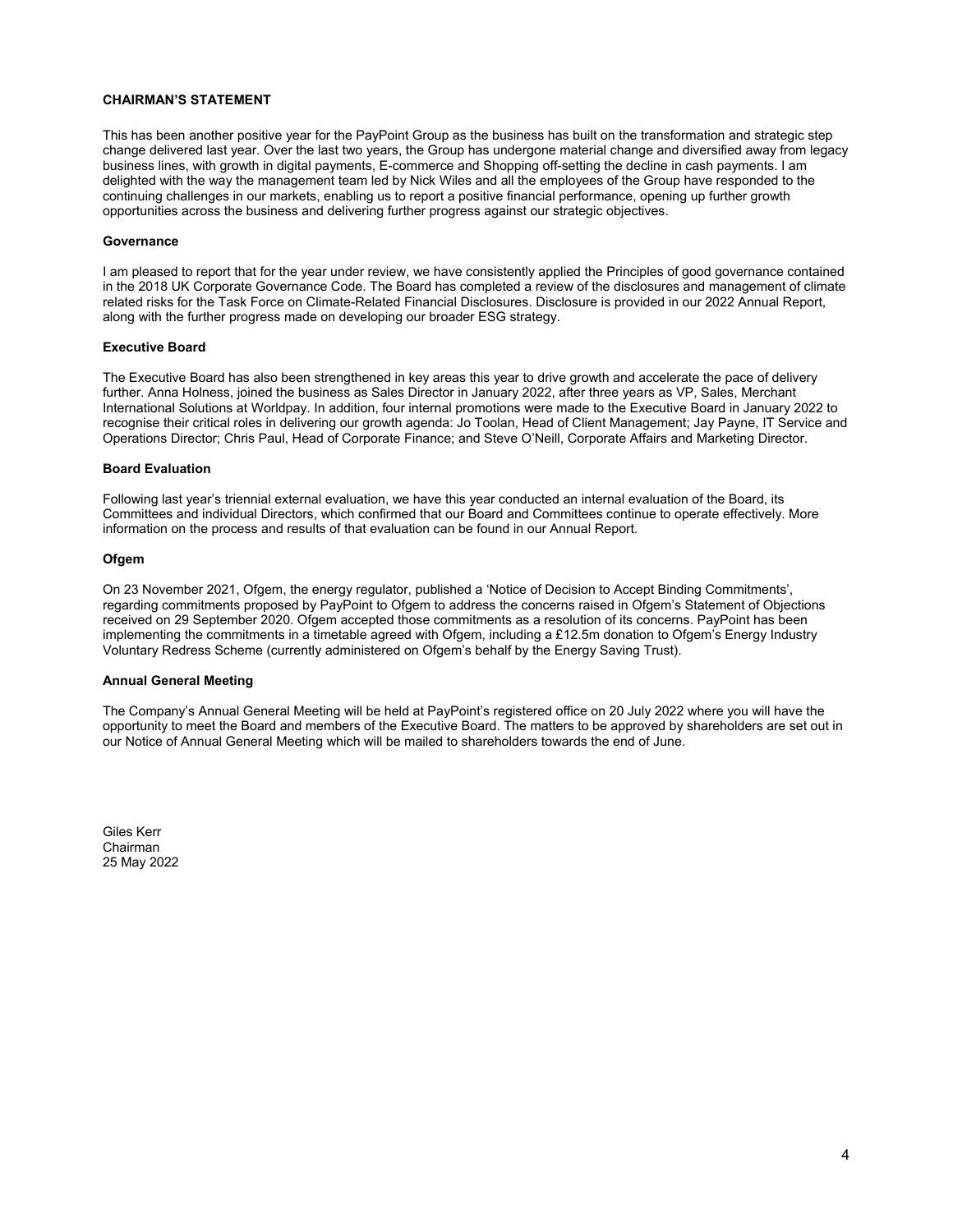## CHAIRMAN'S STATEMENT

This has been another positive year for the PayPoint Group as the business has built on the transformation and strategic step change delivered last year. Over the last two years, the Group has undergone material change and diversified away from legacy business lines, with growth in digital payments, E-commerce and Shopping off-setting the decline in cash payments. I am delighted with the way the management team led by Nick Wiles and all the employees of the Group have responded to the continuing challenges in our markets, enabling us to report a positive financial performance, opening up further growth opportunities across the business and delivering further progress against our strategic objectives.

### Governance

I am pleased to report that for the year under review, we have consistently applied the Principles of good governance contained in the 2018 UK Corporate Governance Code. The Board has completed a review of the disclosures and management of climate related risks for the Task Force on Climate-Related Financial Disclosures. Disclosure is provided in our 2022 Annual Report, along with the further progress made on developing our broader ESG strategy.

### Executive Board

The Executive Board has also been strengthened in key areas this year to drive growth and accelerate the pace of delivery further. Anna Holness, joined the business as Sales Director in January 2022, after three years as VP, Sales, Merchant International Solutions at Worldpay. In addition, four internal promotions were made to the Executive Board in January 2022 to recognise their critical roles in delivering our growth agenda: Jo Toolan, Head of Client Management; Jay Payne, IT Service and Operations Director; Chris Paul, Head of Corporate Finance; and Steve O'Neill, Corporate Affairs and Marketing Director.

### Board Evaluation

Following last year's triennial external evaluation, we have this year conducted an internal evaluation of the Board, its Committees and individual Directors, which confirmed that our Board and Committees continue to operate effectively. More information on the process and results of that evaluation can be found in our Annual Report.

### Ofgem

On 23 November 2021, Ofgem, the energy regulator, published a 'Notice of Decision to Accept Binding Commitments', regarding commitments proposed by PayPoint to Ofgem to address the concerns raised in Ofgem's Statement of Objections received on 29 September 2020. Ofgem accepted those commitments as a resolution of its concerns. PayPoint has been implementing the commitments in a timetable agreed with Ofgem, including a £12.5m donation to Ofgem's Energy Industry Voluntary Redress Scheme (currently administered on Ofgem's behalf by the Energy Saving Trust).

### Annual General Meeting

The Company's Annual General Meeting will be held at PayPoint's registered office on 20 July 2022 where you will have the opportunity to meet the Board and members of the Executive Board. The matters to be approved by shareholders are set out in our Notice of Annual General Meeting which will be mailed to shareholders towards the end of June.

Giles Kerr
Chairman
25 May 2022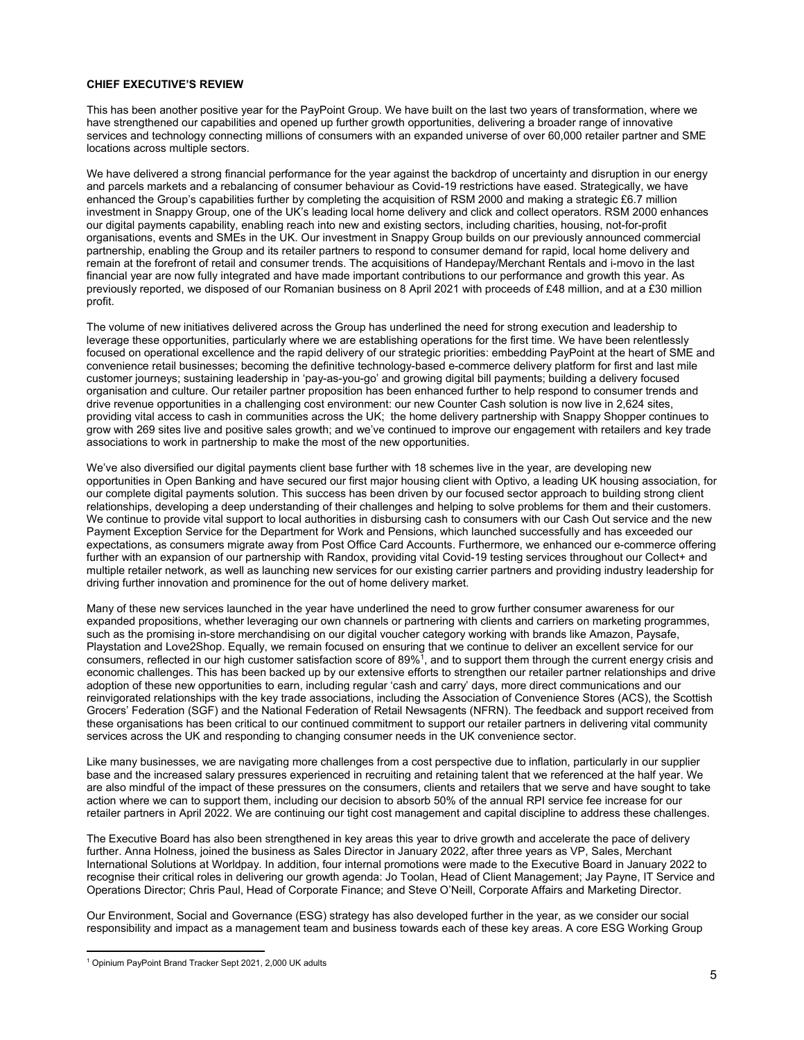**CHIEF EXECUTIVE'S REVIEW**

This has been another positive year for the PayPoint Group. We have built on the last two years of transformation, where we have strengthened our capabilities and opened up further growth opportunities, delivering a broader range of innovative services and technology connecting millions of consumers with an expanded universe of over 60,000 retailer partner and SME locations across multiple sectors.

We have delivered a strong financial performance for the year against the backdrop of uncertainty and disruption in our energy and parcels markets and a rebalancing of consumer behaviour as Covid-19 restrictions have eased. Strategically, we have enhanced the Group's capabilities further by completing the acquisition of RSM 2000 and making a strategic £6.7 million investment in Snappy Group, one of the UK's leading local home delivery and click and collect operators. RSM 2000 enhances our digital payments capability, enabling reach into new and existing sectors, including charities, housing, not-for-profit organisations, events and SMEs in the UK. Our investment in Snappy Group builds on our previously announced commercial partnership, enabling the Group and its retailer partners to respond to consumer demand for rapid, local home delivery and remain at the forefront of retail and consumer trends. The acquisitions of Handepay/Merchant Rentals and i-movo in the last financial year are now fully integrated and have made important contributions to our performance and growth this year. As previously reported, we disposed of our Romanian business on 8 April 2021 with proceeds of £48 million, and at a £30 million profit.

The volume of new initiatives delivered across the Group has underlined the need for strong execution and leadership to leverage these opportunities, particularly where we are establishing operations for the first time. We have been relentlessly focused on operational excellence and the rapid delivery of our strategic priorities: embedding PayPoint at the heart of SME and convenience retail businesses; becoming the definitive technology-based e-commerce delivery platform for first and last mile customer journeys; sustaining leadership in 'pay-as-you-go' and growing digital bill payments; building a delivery focused organisation and culture. Our retailer partner proposition has been enhanced further to help respond to consumer trends and drive revenue opportunities in a challenging cost environment: our new Counter Cash solution is now live in 2,624 sites, providing vital access to cash in communities across the UK; the home delivery partnership with Snappy Shopper continues to grow with 269 sites live and positive sales growth; and we've continued to improve our engagement with retailers and key trade associations to work in partnership to make the most of the new opportunities.

We've also diversified our digital payments client base further with 18 schemes live in the year, are developing new opportunities in Open Banking and have secured our first major housing client with Optivo, a leading UK housing association, for our complete digital payments solution. This success has been driven by our focused sector approach to building strong client relationships, developing a deep understanding of their challenges and helping to solve problems for them and their customers. We continue to provide vital support to local authorities in disbursing cash to consumers with our Cash Out service and the new Payment Exception Service for the Department for Work and Pensions, which launched successfully and has exceeded our expectations, as consumers migrate away from Post Office Card Accounts. Furthermore, we enhanced our e-commerce offering further with an expansion of our partnership with Randox, providing vital Covid-19 testing services throughout our Collect+ and multiple retailer network, as well as launching new services for our existing carrier partners and providing industry leadership for driving further innovation and prominence for the out of home delivery market.

Many of these new services launched in the year have underlined the need to grow further consumer awareness for our expanded propositions, whether leveraging our own channels or partnering with clients and carriers on marketing programmes, such as the promising in-store merchandising on our digital voucher category working with brands like Amazon, Paysafe, Playstation and Love2Shop. Equally, we remain focused on ensuring that we continue to deliver an excellent service for our consumers, reflected in our high customer satisfaction score of 89%[1], and to support them through the current energy crisis and economic challenges. This has been backed up by our extensive efforts to strengthen our retailer partner relationships and drive adoption of these new opportunities to earn, including regular 'cash and carry' days, more direct communications and our reinvigorated relationships with the key trade associations, including the Association of Convenience Stores (ACS), the Scottish Grocers' Federation (SGF) and the National Federation of Retail Newsagents (NFRN). The feedback and support received from these organisations has been critical to our continued commitment to support our retailer partners in delivering vital community services across the UK and responding to changing consumer needs in the UK convenience sector.

Like many businesses, we are navigating more challenges from a cost perspective due to inflation, particularly in our supplier base and the increased salary pressures experienced in recruiting and retaining talent that we referenced at the half year. We are also mindful of the impact of these pressures on the consumers, clients and retailers that we serve and have sought to take action where we can to support them, including our decision to absorb 50% of the annual RPI service fee increase for our retailer partners in April 2022. We are continuing our tight cost management and capital discipline to address these challenges.

The Executive Board has also been strengthened in key areas this year to drive growth and accelerate the pace of delivery further. Anna Holness, joined the business as Sales Director in January 2022, after three years as VP, Sales, Merchant International Solutions at Worldpay. In addition, four internal promotions were made to the Executive Board in January 2022 to recognise their critical roles in delivering our growth agenda: Jo Toolan, Head of Client Management; Jay Payne, IT Service and Operations Director; Chris Paul, Head of Corporate Finance; and Steve O'Neill, Corporate Affairs and Marketing Director.

Our Environment, Social and Governance (ESG) strategy has also developed further in the year, as we consider our social responsibility and impact as a management team and business towards each of these key areas. A core ESG Working Group

[1] Opinium PayPoint Brand Tracker Sept 2021, 2,000 UK adults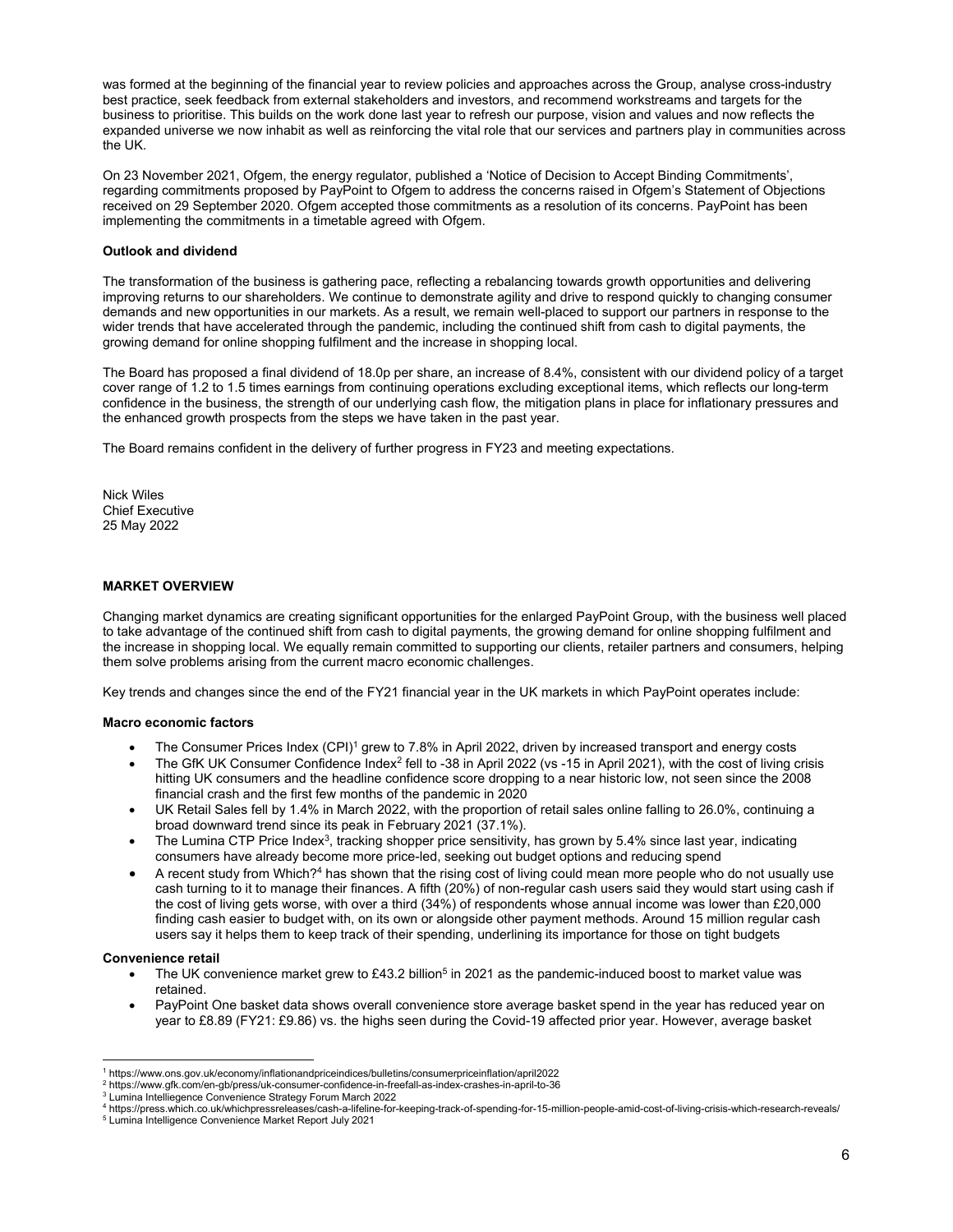was formed at the beginning of the financial year to review policies and approaches across the Group, analyse cross-industry best practice, seek feedback from external stakeholders and investors, and recommend workstreams and targets for the business to prioritise. This builds on the work done last year to refresh our purpose, vision and values and now reflects the expanded universe we now inhabit as well as reinforcing the vital role that our services and partners play in communities across the UK.

On 23 November 2021, Ofgem, the energy regulator, published a 'Notice of Decision to Accept Binding Commitments', regarding commitments proposed by PayPoint to Ofgem to address the concerns raised in Ofgem's Statement of Objections received on 29 September 2020. Ofgem accepted those commitments as a resolution of its concerns. PayPoint has been implementing the commitments in a timetable agreed with Ofgem.

**Outlook and dividend**

The transformation of the business is gathering pace, reflecting a rebalancing towards growth opportunities and delivering improving returns to our shareholders. We continue to demonstrate agility and drive to respond quickly to changing consumer demands and new opportunities in our markets. As a result, we remain well-placed to support our partners in response to the wider trends that have accelerated through the pandemic, including the continued shift from cash to digital payments, the growing demand for online shopping fulfilment and the increase in shopping local.

The Board has proposed a final dividend of 18.0p per share, an increase of 8.4%, consistent with our dividend policy of a target cover range of 1.2 to 1.5 times earnings from continuing operations excluding exceptional items, which reflects our long-term confidence in the business, the strength of our underlying cash flow, the mitigation plans in place for inflationary pressures and the enhanced growth prospects from the steps we have taken in the past year.

The Board remains confident in the delivery of further progress in FY23 and meeting expectations.

Nick Wiles
Chief Executive
25 May 2022

**MARKET OVERVIEW**

Changing market dynamics are creating significant opportunities for the enlarged PayPoint Group, with the business well placed to take advantage of the continued shift from cash to digital payments, the growing demand for online shopping fulfilment and the increase in shopping local. We equally remain committed to supporting our clients, retailer partners and consumers, helping them solve problems arising from the current macro economic challenges.

Key trends and changes since the end of the FY21 financial year in the UK markets in which PayPoint operates include:

**Macro economic factors**

- The Consumer Prices Index (CPI)[1] grew to 7.8% in April 2022, driven by increased transport and energy costs
- The GfK UK Consumer Confidence Index[2] fell to -38 in April 2022 (vs -15 in April 2021), with the cost of living crisis hitting UK consumers and the headline confidence score dropping to a near historic low, not seen since the 2008 financial crash and the first few months of the pandemic in 2020
- UK Retail Sales fell by 1.4% in March 2022, with the proportion of retail sales online falling to 26.0%, continuing a broad downward trend since its peak in February 2021 (37.1%).
- The Lumina CTP Price Index[3], tracking shopper price sensitivity, has grown by 5.4% since last year, indicating consumers have already become more price-led, seeking out budget options and reducing spend
- A recent study from Which?[4] has shown that the rising cost of living could mean more people who do not usually use cash turning to it to manage their finances. A fifth (20%) of non-regular cash users said they would start using cash if the cost of living gets worse, with over a third (34%) of respondents whose annual income was lower than £20,000 finding cash easier to budget with, on its own or alongside other payment methods. Around 15 million regular cash users say it helps them to keep track of their spending, underlining its importance for those on tight budgets

**Convenience retail**

- The UK convenience market grew to £43.2 billion[5] in 2021 as the pandemic-induced boost to market value was retained.
- PayPoint One basket data shows overall convenience store average basket spend in the year has reduced year on year to £8.89 (FY21: £9.86) vs. the highs seen during the Covid-19 affected prior year. However, average basket

[1] https://www.ons.gov.uk/economy/inflationandpriceindices/bulletins/consumerpriceinflation/april2022
[2] https://www.gfk.com/en-gb/press/uk-consumer-confidence-in-freefall-as-index-crashes-in-april-to-36
[3] Lumina Intelliegence Convenience Strategy Forum March 2022
[4] https://press.which.co.uk/whichpressreleases/cash-a-lifeline-for-keeping-track-of-spending-for-15-million-people-amid-cost-of-living-crisis-which-research-reveals/
[5] Lumina Intelligence Convenience Market Report July 2021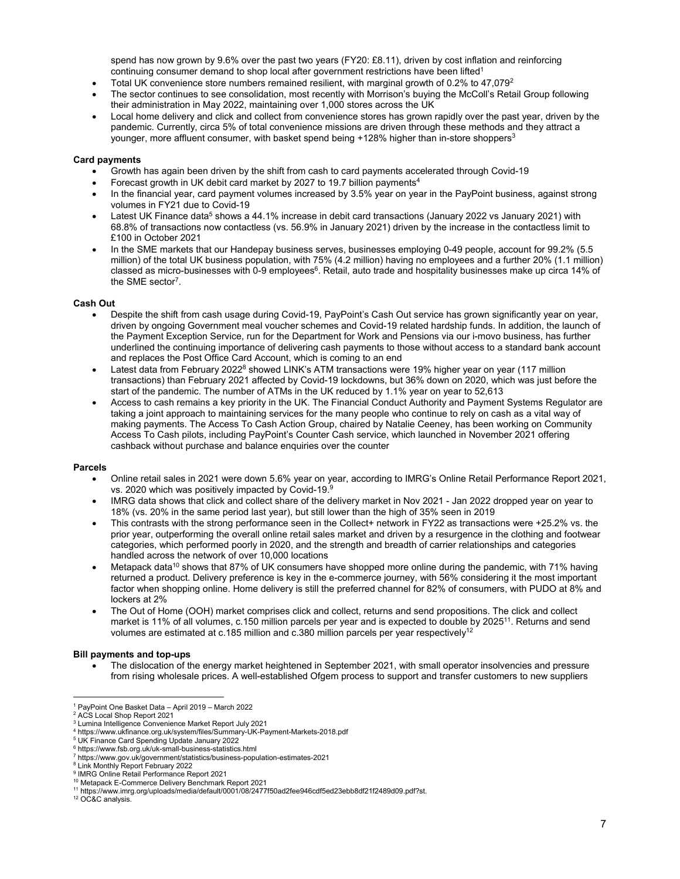spend has now grown by 9.6% over the past two years (FY20: £8.11), driven by cost inflation and reinforcing continuing consumer demand to shop local after government restrictions have been lifted[1]

- Total UK convenience store numbers remained resilient, with marginal growth of 0.2% to 47,079[2]
- The sector continues to see consolidation, most recently with Morrison's buying the McColl's Retail Group following their administration in May 2022, maintaining over 1,000 stores across the UK
- Local home delivery and click and collect from convenience stores has grown rapidly over the past year, driven by the pandemic. Currently, circa 5% of total convenience missions are driven through these methods and they attract a younger, more affluent consumer, with basket spend being +128% higher than in-store shoppers[3]

**Card payments**

- Growth has again been driven by the shift from cash to card payments accelerated through Covid-19
- Forecast growth in UK debit card market by 2027 to 19.7 billion payments[4]
- In the financial year, card payment volumes increased by 3.5% year on year in the PayPoint business, against strong volumes in FY21 due to Covid-19
- Latest UK Finance data[5] shows a 44.1% increase in debit card transactions (January 2022 vs January 2021) with 68.8% of transactions now contactless (vs. 56.9% in January 2021) driven by the increase in the contactless limit to £100 in October 2021
- In the SME markets that our Handepay business serves, businesses employing 0-49 people, account for 99.2% (5.5 million) of the total UK business population, with 75% (4.2 million) having no employees and a further 20% (1.1 million) classed as micro-businesses with 0-9 employees[6]. Retail, auto trade and hospitality businesses make up circa 14% of the SME sector[7].

**Cash Out**

- Despite the shift from cash usage during Covid-19, PayPoint's Cash Out service has grown significantly year on year, driven by ongoing Government meal voucher schemes and Covid-19 related hardship funds. In addition, the launch of the Payment Exception Service, run for the Department for Work and Pensions via our i-movo business, has further underlined the continuing importance of delivering cash payments to those without access to a standard bank account and replaces the Post Office Card Account, which is coming to an end
- Latest data from February 2022[8] showed LINK's ATM transactions were 19% higher year on year (117 million transactions) than February 2021 affected by Covid-19 lockdowns, but 36% down on 2020, which was just before the start of the pandemic. The number of ATMs in the UK reduced by 1.1% year on year to 52,613
- Access to cash remains a key priority in the UK. The Financial Conduct Authority and Payment Systems Regulator are taking a joint approach to maintaining services for the many people who continue to rely on cash as a vital way of making payments. The Access To Cash Action Group, chaired by Natalie Ceeney, has been working on Community Access To Cash pilots, including PayPoint's Counter Cash service, which launched in November 2021 offering cashback without purchase and balance enquiries over the counter

**Parcels**

- Online retail sales in 2021 were down 5.6% year on year, according to IMRG's Online Retail Performance Report 2021, vs. 2020 which was positively impacted by Covid-19.[9]
- IMRG data shows that click and collect share of the delivery market in Nov 2021 - Jan 2022 dropped year on year to 18% (vs. 20% in the same period last year), but still lower than the high of 35% seen in 2019
- This contrasts with the strong performance seen in the Collect+ network in FY22 as transactions were +25.2% vs. the prior year, outperforming the overall online retail sales market and driven by a resurgence in the clothing and footwear categories, which performed poorly in 2020, and the strength and breadth of carrier relationships and categories handled across the network of over 10,000 locations
- Metapack data[10] shows that 87% of UK consumers have shopped more online during the pandemic, with 71% having returned a product. Delivery preference is key in the e-commerce journey, with 56% considering it the most important factor when shopping online. Home delivery is still the preferred channel for 82% of consumers, with PUDO at 8% and lockers at 2%
- The Out of Home (OOH) market comprises click and collect, returns and send propositions. The click and collect market is 11% of all volumes, c.150 million parcels per year and is expected to double by 2025[11]. Returns and send volumes are estimated at c.185 million and c.380 million parcels per year respectively[12]

**Bill payments and top-ups**

- The dislocation of the energy market heightened in September 2021, with small operator insolvencies and pressure from rising wholesale prices. A well-established Ofgem process to support and transfer customers to new suppliers

---

[1] PayPoint One Basket Data – April 2019 – March 2022
[2] ACS Local Shop Report 2021
[3] Lumina Intelligence Convenience Market Report July 2021
[4] https://www.ukfinance.org.uk/system/files/Summary-UK-Payment-Markets-2018.pdf
[5] UK Finance Card Spending Update January 2022
[6] https://www.fsb.org.uk/uk-small-business-statistics.html
[7] https://www.gov.uk/government/statistics/business-population-estimates-2021
[8] Link Monthly Report February 2022
[9] IMRG Online Retail Performance Report 2021
[10] Metapack E-Commerce Delivery Benchmark Report 2021
[11] https://www.imrg.org/uploads/media/default/0001/08/2477f50ad2fee946cdf5ed23ebb8df21f2489d09.pdf?st.
[12] OC&C analysis.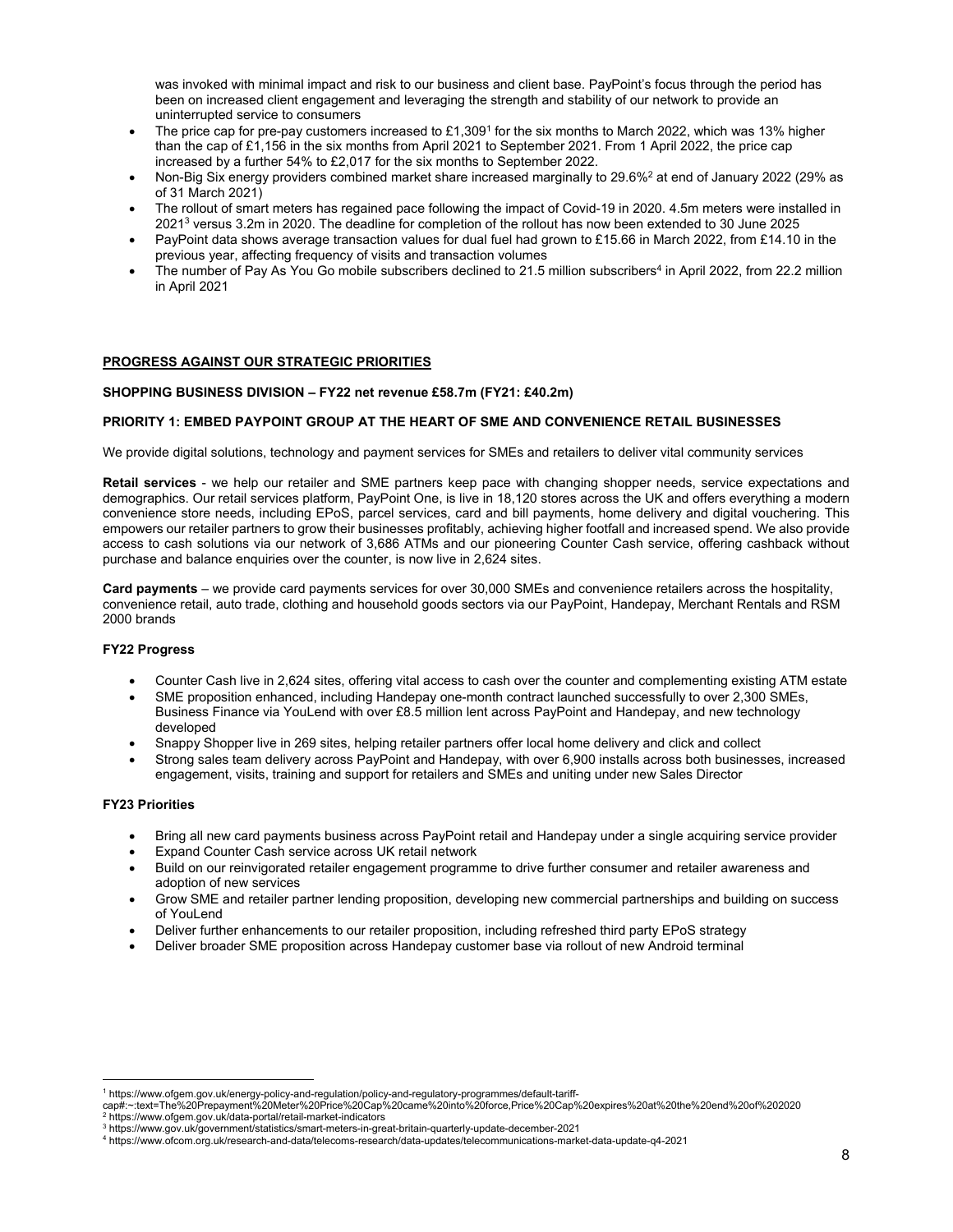was invoked with minimal impact and risk to our business and client base. PayPoint's focus through the period has been on increased client engagement and leveraging the strength and stability of our network to provide an uninterrupted service to consumers

- The price cap for pre-pay customers increased to £1,309[1] for the six months to March 2022, which was 13% higher than the cap of £1,156 in the six months from April 2021 to September 2021. From 1 April 2022, the price cap increased by a further 54% to £2,017 for the six months to September 2022.
- Non-Big Six energy providers combined market share increased marginally to 29.6%[2] at end of January 2022 (29% as of 31 March 2021)
- The rollout of smart meters has regained pace following the impact of Covid-19 in 2020. 4.5m meters were installed in 2021[3] versus 3.2m in 2020. The deadline for completion of the rollout has now been extended to 30 June 2025
- PayPoint data shows average transaction values for dual fuel had grown to £15.66 in March 2022, from £14.10 in the previous year, affecting frequency of visits and transaction volumes
- The number of Pay As You Go mobile subscribers declined to 21.5 million subscribers[4] in April 2022, from 22.2 million in April 2021

## PROGRESS AGAINST OUR STRATEGIC PRIORITIES

### SHOPPING BUSINESS DIVISION – FY22 net revenue £58.7m (FY21: £40.2m)

### PRIORITY 1: EMBED PAYPOINT GROUP AT THE HEART OF SME AND CONVENIENCE RETAIL BUSINESSES

We provide digital solutions, technology and payment services for SMEs and retailers to deliver vital community services

**Retail services** - we help our retailer and SME partners keep pace with changing shopper needs, service expectations and demographics. Our retail services platform, PayPoint One, is live in 18,120 stores across the UK and offers everything a modern convenience store needs, including EPoS, parcel services, card and bill payments, home delivery and digital vouchering. This empowers our retailer partners to grow their businesses profitably, achieving higher footfall and increased spend. We also provide access to cash solutions via our network of 3,686 ATMs and our pioneering Counter Cash service, offering cashback without purchase and balance enquiries over the counter, is now live in 2,624 sites.

**Card payments** – we provide card payments services for over 30,000 SMEs and convenience retailers across the hospitality, convenience retail, auto trade, clothing and household goods sectors via our PayPoint, Handepay, Merchant Rentals and RSM 2000 brands

#### FY22 Progress

- Counter Cash live in 2,624 sites, offering vital access to cash over the counter and complementing existing ATM estate
- SME proposition enhanced, including Handepay one-month contract launched successfully to over 2,300 SMEs, Business Finance via YouLend with over £8.5 million lent across PayPoint and Handepay, and new technology developed
- Snappy Shopper live in 269 sites, helping retailer partners offer local home delivery and click and collect
- Strong sales team delivery across PayPoint and Handepay, with over 6,900 installs across both businesses, increased engagement, visits, training and support for retailers and SMEs and uniting under new Sales Director

#### FY23 Priorities

- Bring all new card payments business across PayPoint retail and Handepay under a single acquiring service provider
- Expand Counter Cash service across UK retail network
- Build on our reinvigorated retailer engagement programme to drive further consumer and retailer awareness and adoption of new services
- Grow SME and retailer partner lending proposition, developing new commercial partnerships and building on success of YouLend
- Deliver further enhancements to our retailer proposition, including refreshed third party EPoS strategy
- Deliver broader SME proposition across Handepay customer base via rollout of new Android terminal

---

[1] https://www.ofgem.gov.uk/energy-policy-and-regulation/policy-and-regulatory-programmes/default-tariff-cap#:~:text=The%20Prepayment%20Meter%20Price%20Cap%20came%20into%20force,Price%20Cap%20expires%20at%20the%20end%20of%202020
[2] https://www.ofgem.gov.uk/data-portal/retail-market-indicators
[3] https://www.gov.uk/government/statistics/smart-meters-in-great-britain-quarterly-update-december-2021
[4] https://www.ofcom.org.uk/research-and-data/telecoms-research/data-updates/telecommunications-market-data-update-q4-2021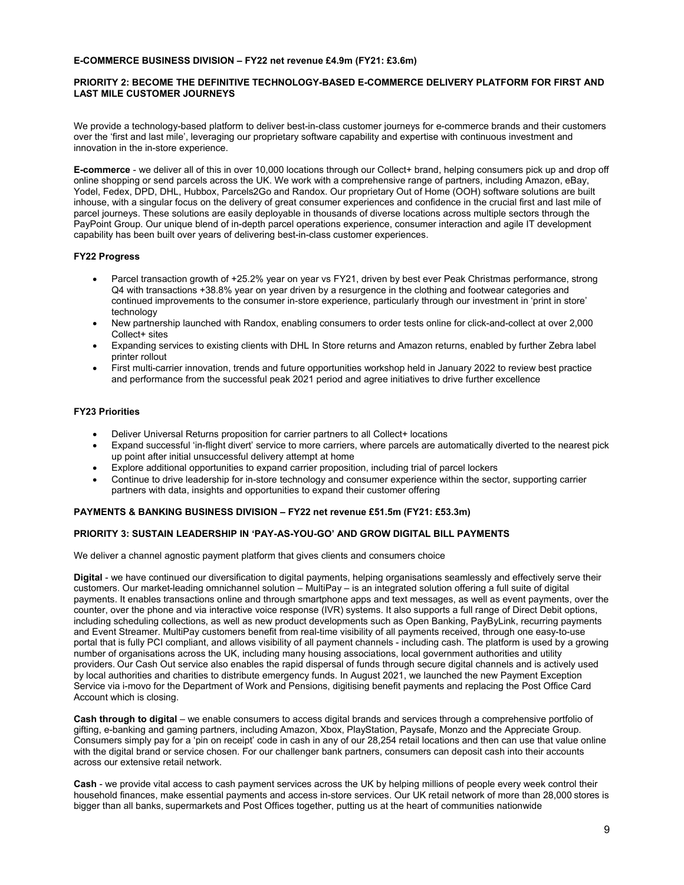**E-COMMERCE BUSINESS DIVISION – FY22 net revenue £4.9m (FY21: £3.6m)**

**PRIORITY 2: BECOME THE DEFINITIVE TECHNOLOGY-BASED E-COMMERCE DELIVERY PLATFORM FOR FIRST AND LAST MILE CUSTOMER JOURNEYS**

We provide a technology-based platform to deliver best-in-class customer journeys for e-commerce brands and their customers over the 'first and last mile', leveraging our proprietary software capability and expertise with continuous investment and innovation in the in-store experience.

**E-commerce** - we deliver all of this in over 10,000 locations through our Collect+ brand, helping consumers pick up and drop off online shopping or send parcels across the UK. We work with a comprehensive range of partners, including Amazon, eBay, Yodel, Fedex, DPD, DHL, Hubbox, Parcels2Go and Randox. Our proprietary Out of Home (OOH) software solutions are built inhouse, with a singular focus on the delivery of great consumer experiences and confidence in the crucial first and last mile of parcel journeys. These solutions are easily deployable in thousands of diverse locations across multiple sectors through the PayPoint Group. Our unique blend of in-depth parcel operations experience, consumer interaction and agile IT development capability has been built over years of delivering best-in-class customer experiences.

**FY22 Progress**

- Parcel transaction growth of +25.2% year on year vs FY21, driven by best ever Peak Christmas performance, strong Q4 with transactions +38.8% year on year driven by a resurgence in the clothing and footwear categories and continued improvements to the consumer in-store experience, particularly through our investment in 'print in store' technology
- New partnership launched with Randox, enabling consumers to order tests online for click-and-collect at over 2,000 Collect+ sites
- Expanding services to existing clients with DHL In Store returns and Amazon returns, enabled by further Zebra label printer rollout
- First multi-carrier innovation, trends and future opportunities workshop held in January 2022 to review best practice and performance from the successful peak 2021 period and agree initiatives to drive further excellence

**FY23 Priorities**

- Deliver Universal Returns proposition for carrier partners to all Collect+ locations
- Expand successful 'in-flight divert' service to more carriers, where parcels are automatically diverted to the nearest pick up point after initial unsuccessful delivery attempt at home
- Explore additional opportunities to expand carrier proposition, including trial of parcel lockers
- Continue to drive leadership for in-store technology and consumer experience within the sector, supporting carrier partners with data, insights and opportunities to expand their customer offering

**PAYMENTS & BANKING BUSINESS DIVISION – FY22 net revenue £51.5m (FY21: £53.3m)**

**PRIORITY 3: SUSTAIN LEADERSHIP IN 'PAY-AS-YOU-GO' AND GROW DIGITAL BILL PAYMENTS**

We deliver a channel agnostic payment platform that gives clients and consumers choice

**Digital** - we have continued our diversification to digital payments, helping organisations seamlessly and effectively serve their customers. Our market-leading omnichannel solution – MultiPay – is an integrated solution offering a full suite of digital payments. It enables transactions online and through smartphone apps and text messages, as well as event payments, over the counter, over the phone and via interactive voice response (IVR) systems. It also supports a full range of Direct Debit options, including scheduling collections, as well as new product developments such as Open Banking, PayByLink, recurring payments and Event Streamer. MultiPay customers benefit from real-time visibility of all payments received, through one easy-to-use portal that is fully PCI compliant, and allows visibility of all payment channels - including cash. The platform is used by a growing number of organisations across the UK, including many housing associations, local government authorities and utility providers. Our Cash Out service also enables the rapid dispersal of funds through secure digital channels and is actively used by local authorities and charities to distribute emergency funds. In August 2021, we launched the new Payment Exception Service via i-movo for the Department of Work and Pensions, digitising benefit payments and replacing the Post Office Card Account which is closing.

**Cash through to digital** – we enable consumers to access digital brands and services through a comprehensive portfolio of gifting, e-banking and gaming partners, including Amazon, Xbox, PlayStation, Paysafe, Monzo and the Appreciate Group. Consumers simply pay for a 'pin on receipt' code in cash in any of our 28,254 retail locations and then can use that value online with the digital brand or service chosen. For our challenger bank partners, consumers can deposit cash into their accounts across our extensive retail network.

**Cash** - we provide vital access to cash payment services across the UK by helping millions of people every week control their household finances, make essential payments and access in-store services. Our UK retail network of more than 28,000 stores is bigger than all banks, supermarkets and Post Offices together, putting us at the heart of communities nationwide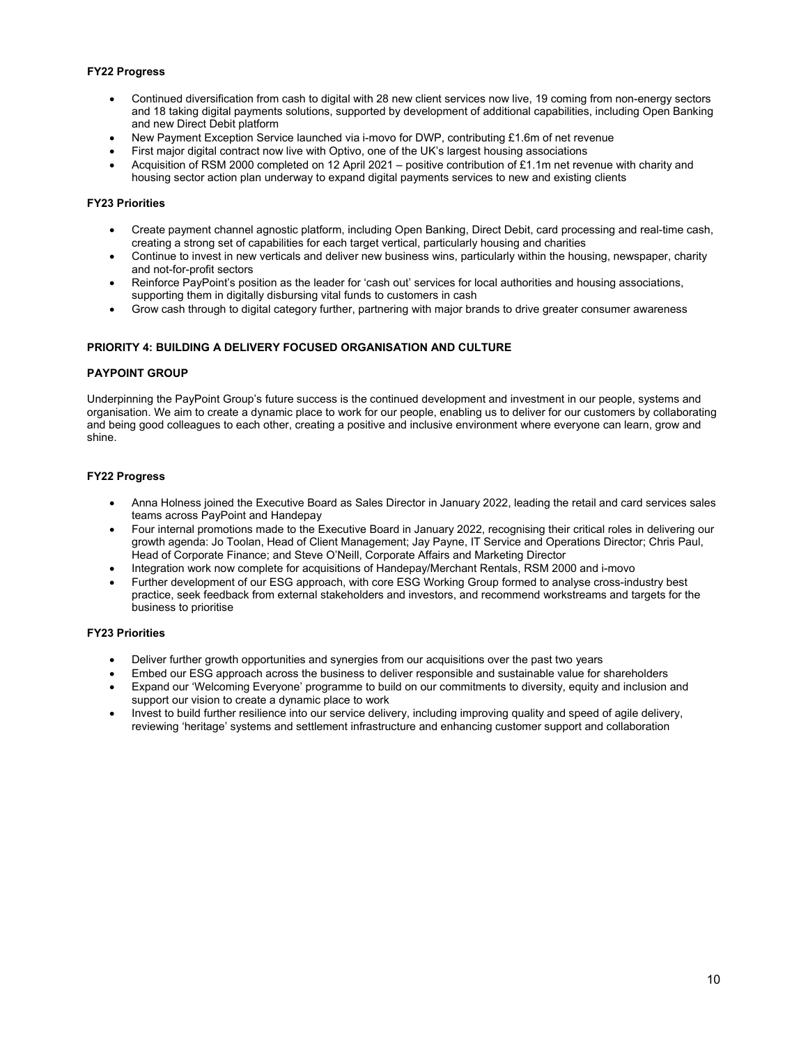**FY22 Progress**

- Continued diversification from cash to digital with 28 new client services now live, 19 coming from non-energy sectors and 18 taking digital payments solutions, supported by development of additional capabilities, including Open Banking and new Direct Debit platform
- New Payment Exception Service launched via i-movo for DWP, contributing £1.6m of net revenue
- First major digital contract now live with Optivo, one of the UK's largest housing associations
- Acquisition of RSM 2000 completed on 12 April 2021 – positive contribution of £1.1m net revenue with charity and housing sector action plan underway to expand digital payments services to new and existing clients

**FY23 Priorities**

- Create payment channel agnostic platform, including Open Banking, Direct Debit, card processing and real-time cash, creating a strong set of capabilities for each target vertical, particularly housing and charities
- Continue to invest in new verticals and deliver new business wins, particularly within the housing, newspaper, charity and not-for-profit sectors
- Reinforce PayPoint's position as the leader for 'cash out' services for local authorities and housing associations, supporting them in digitally disbursing vital funds to customers in cash
- Grow cash through to digital category further, partnering with major brands to drive greater consumer awareness

**PRIORITY 4: BUILDING A DELIVERY FOCUSED ORGANISATION AND CULTURE**

**PAYPOINT GROUP**

Underpinning the PayPoint Group's future success is the continued development and investment in our people, systems and organisation. We aim to create a dynamic place to work for our people, enabling us to deliver for our customers by collaborating and being good colleagues to each other, creating a positive and inclusive environment where everyone can learn, grow and shine.

**FY22 Progress**

- Anna Holness joined the Executive Board as Sales Director in January 2022, leading the retail and card services sales teams across PayPoint and Handepay
- Four internal promotions made to the Executive Board in January 2022, recognising their critical roles in delivering our growth agenda: Jo Toolan, Head of Client Management; Jay Payne, IT Service and Operations Director; Chris Paul, Head of Corporate Finance; and Steve O'Neill, Corporate Affairs and Marketing Director
- Integration work now complete for acquisitions of Handepay/Merchant Rentals, RSM 2000 and i-movo
- Further development of our ESG approach, with core ESG Working Group formed to analyse cross-industry best practice, seek feedback from external stakeholders and investors, and recommend workstreams and targets for the business to prioritise

**FY23 Priorities**

- Deliver further growth opportunities and synergies from our acquisitions over the past two years
- Embed our ESG approach across the business to deliver responsible and sustainable value for shareholders
- Expand our 'Welcoming Everyone' programme to build on our commitments to diversity, equity and inclusion and support our vision to create a dynamic place to work
- Invest to build further resilience into our service delivery, including improving quality and speed of agile delivery, reviewing 'heritage' systems and settlement infrastructure and enhancing customer support and collaboration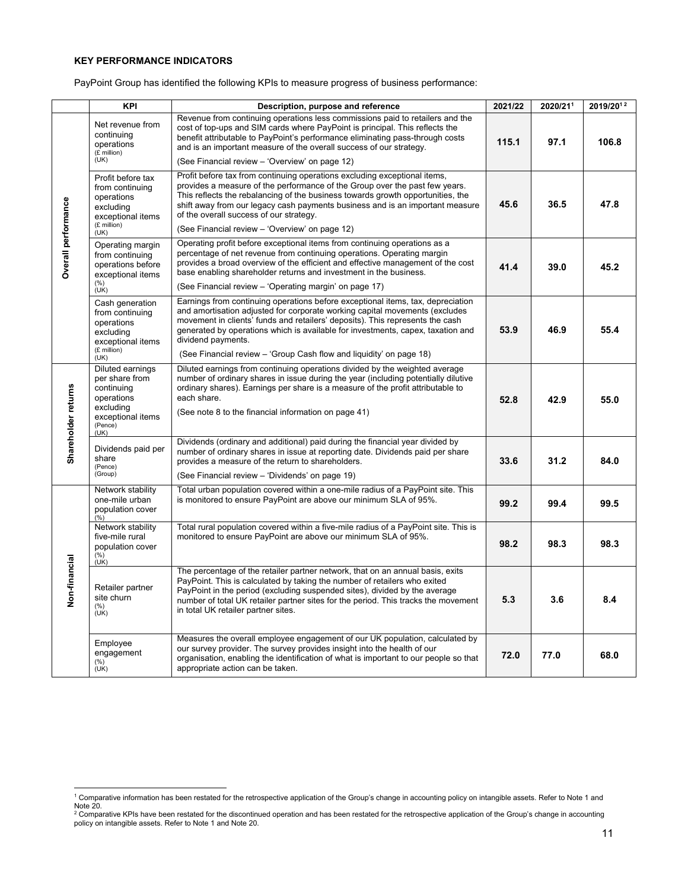**KEY PERFORMANCE INDICATORS**

PayPoint Group has identified the following KPIs to measure progress of business performance:

| | KPI | Description, purpose and reference | 2021/22 | 2020/21[1] | 2019/20[1 2] |
|---|---|---|---|---|---|
| Overall performance | Net revenue from continuing operations (£ million) (UK) | Revenue from continuing operations less commissions paid to retailers and the cost of top-ups and SIM cards where PayPoint is principal. This reflects the benefit attributable to PayPoint's performance eliminating pass-through costs and is an important measure of the overall success of our strategy. (See Financial review – 'Overview' on page 12) | **115.1** | **97.1** | **106.8** |
| | Profit before tax from continuing operations excluding exceptional items (£ million) (UK) | Profit before tax from continuing operations excluding exceptional items, provides a measure of the performance of the Group over the past few years. This reflects the rebalancing of the business towards growth opportunities, the shift away from our legacy cash payments business and is an important measure of the overall success of our strategy. (See Financial review – 'Overview' on page 12) | **45.6** | **36.5** | **47.8** |
| | Operating margin from continuing operations before exceptional items (%) (UK) | Operating profit before exceptional items from continuing operations as a percentage of net revenue from continuing operations. Operating margin provides a broad overview of the efficient and effective management of the cost base enabling shareholder returns and investment in the business. (See Financial review – 'Operating margin' on page 17) | **41.4** | **39.0** | **45.2** |
| | Cash generation from continuing operations excluding exceptional items (£ million) (UK) | Earnings from continuing operations before exceptional items, tax, depreciation and amortisation adjusted for corporate working capital movements (excludes movement in clients' funds and retailers' deposits). This represents the cash generated by operations which is available for investments, capex, taxation and dividend payments. (See Financial review – 'Group Cash flow and liquidity' on page 18) | **53.9** | **46.9** | **55.4** |
| Shareholder returns | Diluted earnings per share from continuing operations excluding exceptional items (Pence) (UK) | Diluted earnings from continuing operations divided by the weighted average number of ordinary shares in issue during the year (including potentially dilutive ordinary shares). Earnings per share is a measure of the profit attributable to each share. (See note 8 to the financial information on page 41) | **52.8** | **42.9** | **55.0** |
| | Dividends paid per share (Pence) (Group) | Dividends (ordinary and additional) paid during the financial year divided by number of ordinary shares in issue at reporting date. Dividends paid per share provides a measure of the return to shareholders. (See Financial review – 'Dividends' on page 19) | **33.6** | **31.2** | **84.0** |
| Non-financial | Network stability one-mile urban population cover (%) | Total urban population covered within a one-mile radius of a PayPoint site. This is monitored to ensure PayPoint are above our minimum SLA of 95%. | **99.2** | **99.4** | **99.5** |
| | Network stability five-mile rural population cover (%) (UK) | Total rural population covered within a five-mile radius of a PayPoint site. This is monitored to ensure PayPoint are above our minimum SLA of 95%. | **98.2** | **98.3** | **98.3** |
| | Retailer partner site churn (%) (UK) | The percentage of the retailer partner network, that on an annual basis, exits PayPoint. This is calculated by taking the number of retailers who exited PayPoint in the period (excluding suspended sites), divided by the average number of total UK retailer partner sites for the period. This tracks the movement in total UK retailer partner sites. | **5.3** | **3.6** | **8.4** |
| | Employee engagement (%) (UK) | Measures the overall employee engagement of our UK population, calculated by our survey provider. The survey provides insight into the health of our organisation, enabling the identification of what is important to our people so that appropriate action can be taken. | **72.0** | **77.0** | **68.0** |

[1] Comparative information has been restated for the retrospective application of the Group's change in accounting policy on intangible assets. Refer to Note 1 and Note 20.

[2] Comparative KPIs have been restated for the discontinued operation and has been restated for the retrospective application of the Group's change in accounting policy on intangible assets. Refer to Note 1 and Note 20.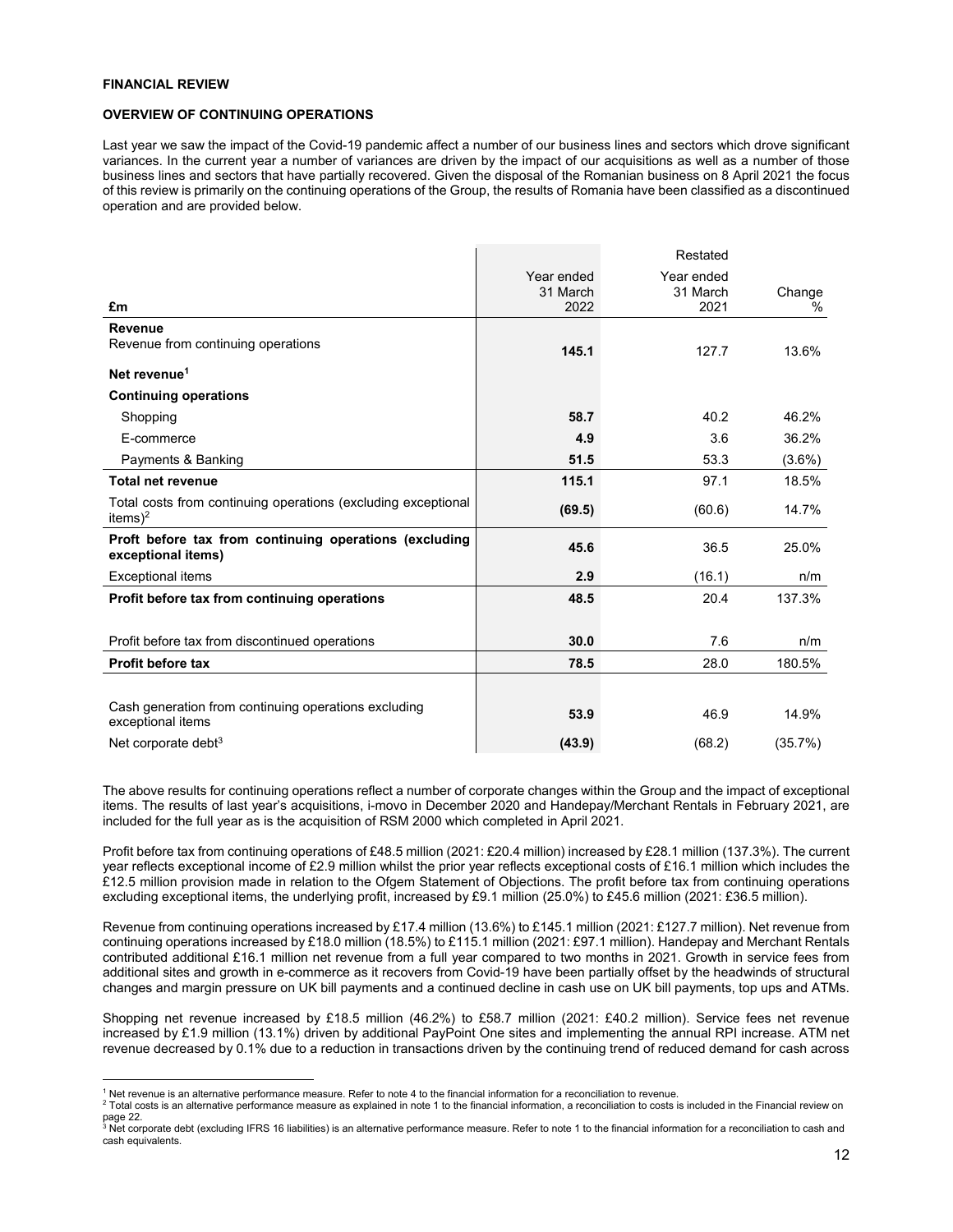**FINANCIAL REVIEW**

**OVERVIEW OF CONTINUING OPERATIONS**

Last year we saw the impact of the Covid-19 pandemic affect a number of our business lines and sectors which drove significant variances. In the current year a number of variances are driven by the impact of our acquisitions as well as a number of those business lines and sectors that have partially recovered. Given the disposal of the Romanian business on 8 April 2021 the focus of this review is primarily on the continuing operations of the Group, the results of Romania have been classified as a discontinued operation and are provided below.

| £m | Year ended 31 March 2022 | Restated Year ended 31 March 2021 | Change % |
|---|---|---|---|
| **Revenue** | | | |
| Revenue from continuing operations | **145.1** | 127.7 | 13.6% |
| **Net revenue[1]** | | | |
| **Continuing operations** | | | |
| Shopping | **58.7** | 40.2 | 46.2% |
| E-commerce | **4.9** | 3.6 | 36.2% |
| Payments & Banking | **51.5** | 53.3 | (3.6%) |
| **Total net revenue** | **115.1** | 97.1 | 18.5% |
| Total costs from continuing operations (excluding exceptional items)[2] | **(69.5)** | (60.6) | 14.7% |
| **Proft before tax from continuing operations (excluding exceptional items)** | **45.6** | 36.5 | 25.0% |
| Exceptional items | **2.9** | (16.1) | n/m |
| **Profit before tax from continuing operations** | **48.5** | 20.4 | 137.3% |
| Profit before tax from discontinued operations | **30.0** | 7.6 | n/m |
| **Profit before tax** | **78.5** | 28.0 | 180.5% |
| Cash generation from continuing operations excluding exceptional items | **53.9** | 46.9 | 14.9% |
| Net corporate debt[3] | **(43.9)** | (68.2) | (35.7%) |

The above results for continuing operations reflect a number of corporate changes within the Group and the impact of exceptional items. The results of last year's acquisitions, i-movo in December 2020 and Handepay/Merchant Rentals in February 2021, are included for the full year as is the acquisition of RSM 2000 which completed in April 2021.

Profit before tax from continuing operations of £48.5 million (2021: £20.4 million) increased by £28.1 million (137.3%). The current year reflects exceptional income of £2.9 million whilst the prior year reflects exceptional costs of £16.1 million which includes the £12.5 million provision made in relation to the Ofgem Statement of Objections. The profit before tax from continuing operations excluding exceptional items, the underlying profit, increased by £9.1 million (25.0%) to £45.6 million (2021: £36.5 million).

Revenue from continuing operations increased by £17.4 million (13.6%) to £145.1 million (2021: £127.7 million). Net revenue from continuing operations increased by £18.0 million (18.5%) to £115.1 million (2021: £97.1 million). Handepay and Merchant Rentals contributed additional £16.1 million net revenue from a full year compared to two months in 2021. Growth in service fees from additional sites and growth in e-commerce as it recovers from Covid-19 have been partially offset by the headwinds of structural changes and margin pressure on UK bill payments and a continued decline in cash use on UK bill payments, top ups and ATMs.

Shopping net revenue increased by £18.5 million (46.2%) to £58.7 million (2021: £40.2 million). Service fees net revenue increased by £1.9 million (13.1%) driven by additional PayPoint One sites and implementing the annual RPI increase. ATM net revenue decreased by 0.1% due to a reduction in transactions driven by the continuing trend of reduced demand for cash across

[1] Net revenue is an alternative performance measure. Refer to note 4 to the financial information for a reconciliation to revenue.
[2] Total costs is an alternative performance measure as explained in note 1 to the financial information, a reconciliation to costs is included in the Financial review on page 22.
[3] Net corporate debt (excluding IFRS 16 liabilities) is an alternative performance measure. Refer to note 1 to the financial information for a reconciliation to cash and cash equivalents.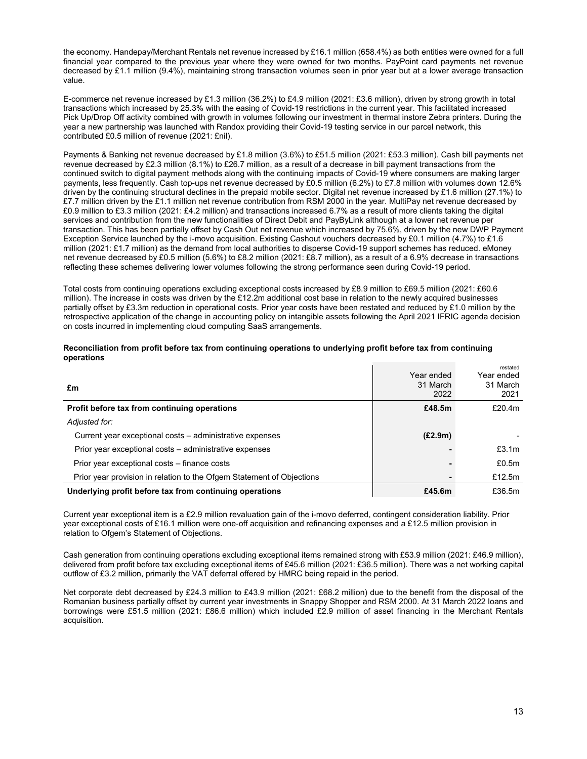the economy. Handepay/Merchant Rentals net revenue increased by £16.1 million (658.4%) as both entities were owned for a full financial year compared to the previous year where they were owned for two months. PayPoint card payments net revenue decreased by £1.1 million (9.4%), maintaining strong transaction volumes seen in prior year but at a lower average transaction value.

E-commerce net revenue increased by £1.3 million (36.2%) to £4.9 million (2021: £3.6 million), driven by strong growth in total transactions which increased by 25.3% with the easing of Covid-19 restrictions in the current year. This facilitated increased Pick Up/Drop Off activity combined with growth in volumes following our investment in thermal instore Zebra printers. During the year a new partnership was launched with Randox providing their Covid-19 testing service in our parcel network, this contributed £0.5 million of revenue (2021: £nil).

Payments & Banking net revenue decreased by £1.8 million (3.6%) to £51.5 million (2021: £53.3 million). Cash bill payments net revenue decreased by £2.3 million (8.1%) to £26.7 million, as a result of a decrease in bill payment transactions from the continued switch to digital payment methods along with the continuing impacts of Covid-19 where consumers are making larger payments, less frequently. Cash top-ups net revenue decreased by £0.5 million (6.2%) to £7.8 million with volumes down 12.6% driven by the continuing structural declines in the prepaid mobile sector. Digital net revenue increased by £1.6 million (27.1%) to £7.7 million driven by the £1.1 million net revenue contribution from RSM 2000 in the year. MultiPay net revenue decreased by £0.9 million to £3.3 million (2021: £4.2 million) and transactions increased 6.7% as a result of more clients taking the digital services and contribution from the new functionalities of Direct Debit and PayByLink although at a lower net revenue per transaction. This has been partially offset by Cash Out net revenue which increased by 75.6%, driven by the new DWP Payment Exception Service launched by the i-movo acquisition. Existing Cashout vouchers decreased by £0.1 million (4.7%) to £1.6 million (2021: £1.7 million) as the demand from local authorities to disperse Covid-19 support schemes has reduced. eMoney net revenue decreased by £0.5 million (5.6%) to £8.2 million (2021: £8.7 million), as a result of a 6.9% decrease in transactions reflecting these schemes delivering lower volumes following the strong performance seen during Covid-19 period.

Total costs from continuing operations excluding exceptional costs increased by £8.9 million to £69.5 million (2021: £60.6 million). The increase in costs was driven by the £12.2m additional cost base in relation to the newly acquired businesses partially offset by £3.3m reduction in operational costs. Prior year costs have been restated and reduced by £1.0 million by the retrospective application of the change in accounting policy on intangible assets following the April 2021 IFRIC agenda decision on costs incurred in implementing cloud computing SaaS arrangements.

**Reconciliation from profit before tax from continuing operations to underlying profit before tax from continuing operations**

| £m | Year ended 31 March 2022 | restated Year ended 31 March 2021 |
|---|---|---|
| **Profit before tax from continuing operations** | **£48.5m** | £20.4m |
| *Adjusted for:* | | |
| Current year exceptional costs – administrative expenses | **(£2.9m)** | - |
| Prior year exceptional costs – administrative expenses | **-** | £3.1m |
| Prior year exceptional costs – finance costs | **-** | £0.5m |
| Prior year provision in relation to the Ofgem Statement of Objections | **-** | £12.5m |
| **Underlying profit before tax from continuing operations** | **£45.6m** | £36.5m |

Current year exceptional item is a £2.9 million revaluation gain of the i-movo deferred, contingent consideration liability. Prior year exceptional costs of £16.1 million were one-off acquisition and refinancing expenses and a £12.5 million provision in relation to Ofgem's Statement of Objections.

Cash generation from continuing operations excluding exceptional items remained strong with £53.9 million (2021: £46.9 million), delivered from profit before tax excluding exceptional items of £45.6 million (2021: £36.5 million). There was a net working capital outflow of £3.2 million, primarily the VAT deferral offered by HMRC being repaid in the period.

Net corporate debt decreased by £24.3 million to £43.9 million (2021: £68.2 million) due to the benefit from the disposal of the Romanian business partially offset by current year investments in Snappy Shopper and RSM 2000. At 31 March 2022 loans and borrowings were £51.5 million (2021: £86.6 million) which included £2.9 million of asset financing in the Merchant Rentals acquisition.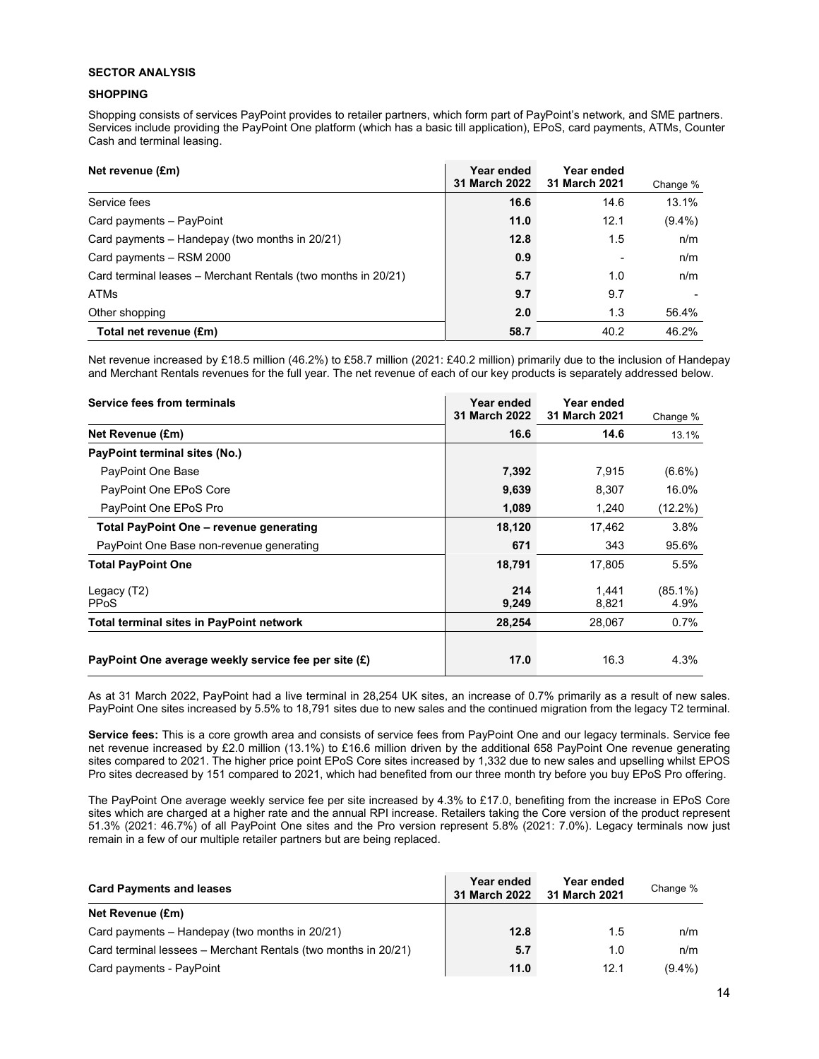**SECTOR ANALYSIS**

**SHOPPING**

Shopping consists of services PayPoint provides to retailer partners, which form part of PayPoint's network, and SME partners. Services include providing the PayPoint One platform (which has a basic till application), EPoS, card payments, ATMs, Counter Cash and terminal leasing.

| Net revenue (£m) | Year ended 31 March 2022 | Year ended 31 March 2021 | Change % |
|---|---|---|---|
| Service fees | **16.6** | 14.6 | 13.1% |
| Card payments – PayPoint | **11.0** | 12.1 | (9.4%) |
| Card payments – Handepay (two months in 20/21) | **12.8** | 1.5 | n/m |
| Card payments – RSM 2000 | **0.9** | - | n/m |
| Card terminal leases – Merchant Rentals (two months in 20/21) | **5.7** | 1.0 | n/m |
| ATMs | **9.7** | 9.7 | - |
| Other shopping | **2.0** | 1.3 | 56.4% |
| **Total net revenue (£m)** | **58.7** | 40.2 | 46.2% |

Net revenue increased by £18.5 million (46.2%) to £58.7 million (2021: £40.2 million) primarily due to the inclusion of Handepay and Merchant Rentals revenues for the full year. The net revenue of each of our key products is separately addressed below.

| Service fees from terminals | Year ended 31 March 2022 | Year ended 31 March 2021 | Change % |
|---|---|---|---|
| **Net Revenue (£m)** | **16.6** | **14.6** | 13.1% |
| **PayPoint terminal sites (No.)** | | | |
| PayPoint One Base | **7,392** | 7,915 | (6.6%) |
| PayPoint One EPoS Core | **9,639** | 8,307 | 16.0% |
| PayPoint One EPoS Pro | **1,089** | 1,240 | (12.2%) |
| **Total PayPoint One – revenue generating** | **18,120** | 17,462 | 3.8% |
| PayPoint One Base non-revenue generating | **671** | 343 | 95.6% |
| **Total PayPoint One** | **18,791** | 17,805 | 5.5% |
| Legacy (T2) | **214** | 1,441 | (85.1%) |
| PPoS | **9,249** | 8,821 | 4.9% |
| **Total terminal sites in PayPoint network** | **28,254** | 28,067 | 0.7% |
| **PayPoint One average weekly service fee per site (£)** | **17.0** | 16.3 | 4.3% |

As at 31 March 2022, PayPoint had a live terminal in 28,254 UK sites, an increase of 0.7% primarily as a result of new sales. PayPoint One sites increased by 5.5% to 18,791 sites due to new sales and the continued migration from the legacy T2 terminal.

**Service fees:** This is a core growth area and consists of service fees from PayPoint One and our legacy terminals. Service fee net revenue increased by £2.0 million (13.1%) to £16.6 million driven by the additional 658 PayPoint One revenue generating sites compared to 2021. The higher price point EPoS Core sites increased by 1,332 due to new sales and upselling whilst EPOS Pro sites decreased by 151 compared to 2021, which had benefited from our three month try before you buy EPoS Pro offering.

The PayPoint One average weekly service fee per site increased by 4.3% to £17.0, benefiting from the increase in EPoS Core sites which are charged at a higher rate and the annual RPI increase. Retailers taking the Core version of the product represent 51.3% (2021: 46.7%) of all PayPoint One sites and the Pro version represent 5.8% (2021: 7.0%). Legacy terminals now just remain in a few of our multiple retailer partners but are being replaced.

| Card Payments and leases | Year ended 31 March 2022 | Year ended 31 March 2021 | Change % |
|---|---|---|---|
| **Net Revenue (£m)** | | | |
| Card payments – Handepay (two months in 20/21) | **12.8** | 1.5 | n/m |
| Card terminal lessees – Merchant Rentals (two months in 20/21) | **5.7** | 1.0 | n/m |
| Card payments - PayPoint | **11.0** | 12.1 | (9.4%) |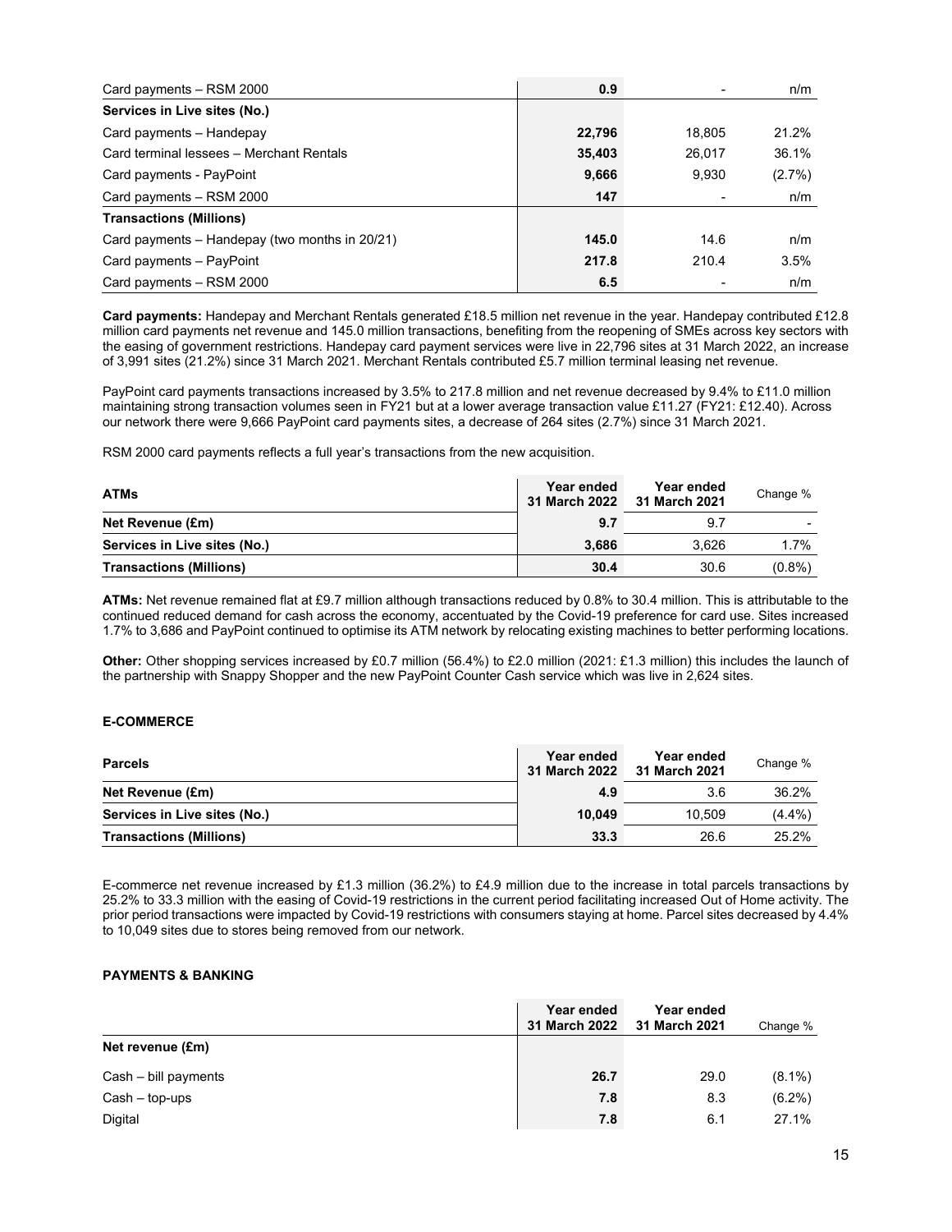| | | | |
|---|---|---|---|
| Card payments – RSM 2000 | **0.9** | - | n/m |
| **Services in Live sites (No.)** | | | |
| Card payments – Handepay | **22,796** | 18,805 | 21.2% |
| Card terminal lessees – Merchant Rentals | **35,403** | 26,017 | 36.1% |
| Card payments - PayPoint | **9,666** | 9,930 | (2.7%) |
| Card payments – RSM 2000 | **147** | - | n/m |
| **Transactions (Millions)** | | | |
| Card payments – Handepay (two months in 20/21) | **145.0** | 14.6 | n/m |
| Card payments – PayPoint | **217.8** | 210.4 | 3.5% |
| Card payments – RSM 2000 | **6.5** | - | n/m |

**Card payments:** Handepay and Merchant Rentals generated £18.5 million net revenue in the year. Handepay contributed £12.8 million card payments net revenue and 145.0 million transactions, benefiting from the reopening of SMEs across key sectors with the easing of government restrictions. Handepay card payment services were live in 22,796 sites at 31 March 2022, an increase of 3,991 sites (21.2%) since 31 March 2021. Merchant Rentals contributed £5.7 million terminal leasing net revenue.

PayPoint card payments transactions increased by 3.5% to 217.8 million and net revenue decreased by 9.4% to £11.0 million maintaining strong transaction volumes seen in FY21 but at a lower average transaction value £11.27 (FY21: £12.40). Across our network there were 9,666 PayPoint card payments sites, a decrease of 264 sites (2.7%) since 31 March 2021.

RSM 2000 card payments reflects a full year's transactions from the new acquisition.

| **ATMs** | **Year ended 31 March 2022** | **Year ended 31 March 2021** | Change % |
|---|---|---|---|
| **Net Revenue (£m)** | **9.7** | 9.7 | - |
| **Services in Live sites (No.)** | **3,686** | 3,626 | 1.7% |
| **Transactions (Millions)** | **30.4** | 30.6 | (0.8%) |

**ATMs:** Net revenue remained flat at £9.7 million although transactions reduced by 0.8% to 30.4 million. This is attributable to the continued reduced demand for cash across the economy, accentuated by the Covid-19 preference for card use. Sites increased 1.7% to 3,686 and PayPoint continued to optimise its ATM network by relocating existing machines to better performing locations.

**Other:** Other shopping services increased by £0.7 million (56.4%) to £2.0 million (2021: £1.3 million) this includes the launch of the partnership with Snappy Shopper and the new PayPoint Counter Cash service which was live in 2,624 sites.

### E-COMMERCE

| **Parcels** | **Year ended 31 March 2022** | **Year ended 31 March 2021** | Change % |
|---|---|---|---|
| **Net Revenue (£m)** | **4.9** | 3.6 | 36.2% |
| **Services in Live sites (No.)** | **10,049** | 10,509 | (4.4%) |
| **Transactions (Millions)** | **33.3** | 26.6 | 25.2% |

E-commerce net revenue increased by £1.3 million (36.2%) to £4.9 million due to the increase in total parcels transactions by 25.2% to 33.3 million with the easing of Covid-19 restrictions in the current period facilitating increased Out of Home activity. The prior period transactions were impacted by Covid-19 restrictions with consumers staying at home. Parcel sites decreased by 4.4% to 10,049 sites due to stores being removed from our network.

### PAYMENTS & BANKING

| | **Year ended 31 March 2022** | **Year ended 31 March 2021** | Change % |
|---|---|---|---|
| **Net revenue (£m)** | | | |
| Cash – bill payments | **26.7** | 29.0 | (8.1%) |
| Cash – top-ups | **7.8** | 8.3 | (6.2%) |
| Digital | **7.8** | 6.1 | 27.1% |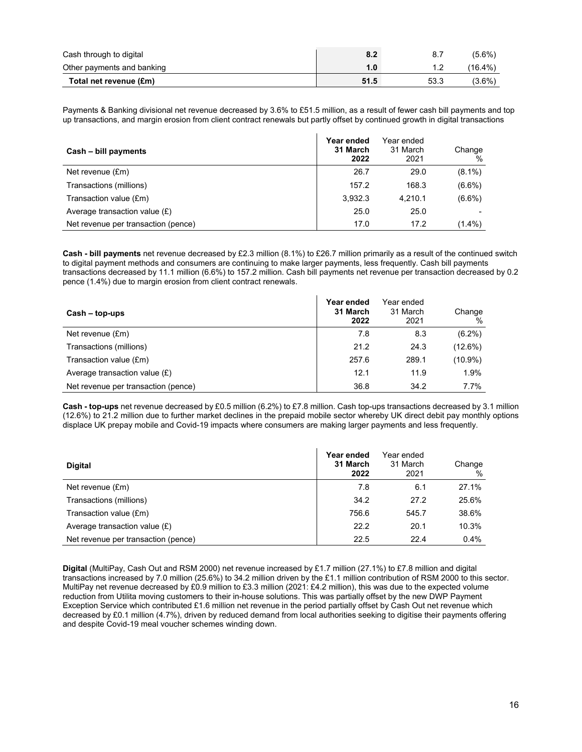| | | | |
|---|---|---|---|
| Cash through to digital | **8.2** | 8.7 | (5.6%) |
| Other payments and banking | **1.0** | 1.2 | (16.4%) |
| **Total net revenue (£m)** | **51.5** | 53.3 | (3.6%) |

Payments & Banking divisional net revenue decreased by 3.6% to £51.5 million, as a result of fewer cash bill payments and top up transactions, and margin erosion from client contract renewals but partly offset by continued growth in digital transactions

| **Cash – bill payments** | **Year ended 31 March 2022** | Year ended 31 March 2021 | Change % |
|---|---|---|---|
| Net revenue (£m) | 26.7 | 29.0 | (8.1%) |
| Transactions (millions) | 157.2 | 168.3 | (6.6%) |
| Transaction value (£m) | 3,932.3 | 4,210.1 | (6.6%) |
| Average transaction value (£) | 25.0 | 25.0 | - |
| Net revenue per transaction (pence) | 17.0 | 17.2 | (1.4%) |

**Cash - bill payments** net revenue decreased by £2.3 million (8.1%) to £26.7 million primarily as a result of the continued switch to digital payment methods and consumers are continuing to make larger payments, less frequently. Cash bill payments transactions decreased by 11.1 million (6.6%) to 157.2 million. Cash bill payments net revenue per transaction decreased by 0.2 pence (1.4%) due to margin erosion from client contract renewals.

| **Cash – top-ups** | **Year ended 31 March 2022** | Year ended 31 March 2021 | Change % |
|---|---|---|---|
| Net revenue (£m) | 7.8 | 8.3 | (6.2%) |
| Transactions (millions) | 21.2 | 24.3 | (12.6%) |
| Transaction value (£m) | 257.6 | 289.1 | (10.9%) |
| Average transaction value (£) | 12.1 | 11.9 | 1.9% |
| Net revenue per transaction (pence) | 36.8 | 34.2 | 7.7% |

**Cash - top-ups** net revenue decreased by £0.5 million (6.2%) to £7.8 million. Cash top-ups transactions decreased by 3.1 million (12.6%) to 21.2 million due to further market declines in the prepaid mobile sector whereby UK direct debit pay monthly options displace UK prepay mobile and Covid-19 impacts where consumers are making larger payments and less frequently.

| **Digital** | **Year ended 31 March 2022** | Year ended 31 March 2021 | Change % |
|---|---|---|---|
| Net revenue (£m) | 7.8 | 6.1 | 27.1% |
| Transactions (millions) | 34.2 | 27.2 | 25.6% |
| Transaction value (£m) | 756.6 | 545.7 | 38.6% |
| Average transaction value (£) | 22.2 | 20.1 | 10.3% |
| Net revenue per transaction (pence) | 22.5 | 22.4 | 0.4% |

**Digital** (MultiPay, Cash Out and RSM 2000) net revenue increased by £1.7 million (27.1%) to £7.8 million and digital transactions increased by 7.0 million (25.6%) to 34.2 million driven by the £1.1 million contribution of RSM 2000 to this sector. MultiPay net revenue decreased by £0.9 million to £3.3 million (2021: £4.2 million), this was due to the expected volume reduction from Utilita moving customers to their in-house solutions. This was partially offset by the new DWP Payment Exception Service which contributed £1.6 million net revenue in the period partially offset by Cash Out net revenue which decreased by £0.1 million (4.7%), driven by reduced demand from local authorities seeking to digitise their payments offering and despite Covid-19 meal voucher schemes winding down.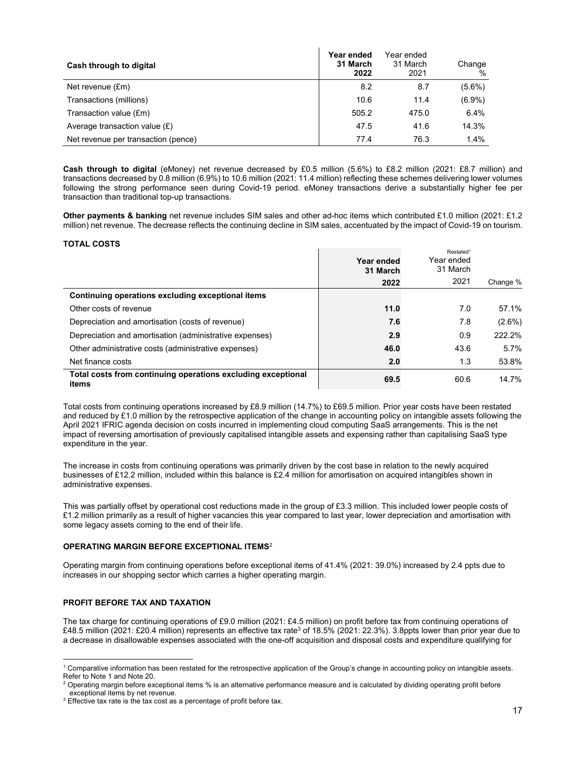| Cash through to digital | Year ended 31 March 2022 | Year ended 31 March 2021 | Change % |
|---|---|---|---|
| Net revenue (£m) | 8.2 | 8.7 | (5.6%) |
| Transactions (millions) | 10.6 | 11.4 | (6.9%) |
| Transaction value (£m) | 505.2 | 475.0 | 6.4% |
| Average transaction value (£) | 47.5 | 41.6 | 14.3% |
| Net revenue per transaction (pence) | 77.4 | 76.3 | 1.4% |

**Cash through to digital** (eMoney) net revenue decreased by £0.5 million (5.6%) to £8.2 million (2021: £8.7 million) and transactions decreased by 0.8 million (6.9%) to 10.6 million (2021: 11.4 million) reflecting these schemes delivering lower volumes following the strong performance seen during Covid-19 period. eMoney transactions derive a substantially higher fee per transaction than traditional top-up transactions.

**Other payments & banking** net revenue includes SIM sales and other ad-hoc items which contributed £1.0 million (2021: £1.2 million) net revenue. The decrease reflects the continuing decline in SIM sales, accentuated by the impact of Covid-19 on tourism.

**TOTAL COSTS**

| | Year ended 31 March 2022 | Restated[1] Year ended 31 March 2021 | Change % |
|---|---|---|---|
| **Continuing operations excluding exceptional items** | | | |
| Other costs of revenue | **11.0** | 7.0 | 57.1% |
| Depreciation and amortisation (costs of revenue) | **7.6** | 7.8 | (2.6%) |
| Depreciation and amortisation (administrative expenses) | **2.9** | 0.9 | 222.2% |
| Other administrative costs (administrative expenses) | **46.0** | 43.6 | 5.7% |
| Net finance costs | **2.0** | 1.3 | 53.8% |
| **Total costs from continuing operations excluding exceptional items** | **69.5** | 60.6 | 14.7% |

Total costs from continuing operations increased by £8.9 million (14.7%) to £69.5 million. Prior year costs have been restated and reduced by £1.0 million by the retrospective application of the change in accounting policy on intangible assets following the April 2021 IFRIC agenda decision on costs incurred in implementing cloud computing SaaS arrangements. This is the net impact of reversing amortisation of previously capitalised intangible assets and expensing rather than capitalising SaaS type expenditure in the year.

The increase in costs from continuing operations was primarily driven by the cost base in relation to the newly acquired businesses of £12.2 million, included within this balance is £2.4 million for amortisation on acquired intangibles shown in administrative expenses.

This was partially offset by operational cost reductions made in the group of £3.3 million. This included lower people costs of £1.2 million primarily as a result of higher vacancies this year compared to last year, lower depreciation and amortisation with some legacy assets coming to the end of their life.

**OPERATING MARGIN BEFORE EXCEPTIONAL ITEMS**[2]

Operating margin from continuing operations before exceptional items of 41.4% (2021: 39.0%) increased by 2.4 ppts due to increases in our shopping sector which carries a higher operating margin.

**PROFIT BEFORE TAX AND TAXATION**

The tax charge for continuing operations of £9.0 million (2021: £4.5 million) on profit before tax from continuing operations of £48.5 million (2021: £20.4 million) represents an effective tax rate[3] of 18.5% (2021: 22.3%). 3.8ppts lower than prior year due to a decrease in disallowable expenses associated with the one-off acquisition and disposal costs and expenditure qualifying for

[1] Comparative information has been restated for the retrospective application of the Group's change in accounting policy on intangible assets. Refer to Note 1 and Note 20.

[2] Operating margin before exceptional items % is an alternative performance measure and is calculated by dividing operating profit before exceptional items by net revenue.

[3] Effective tax rate is the tax cost as a percentage of profit before tax.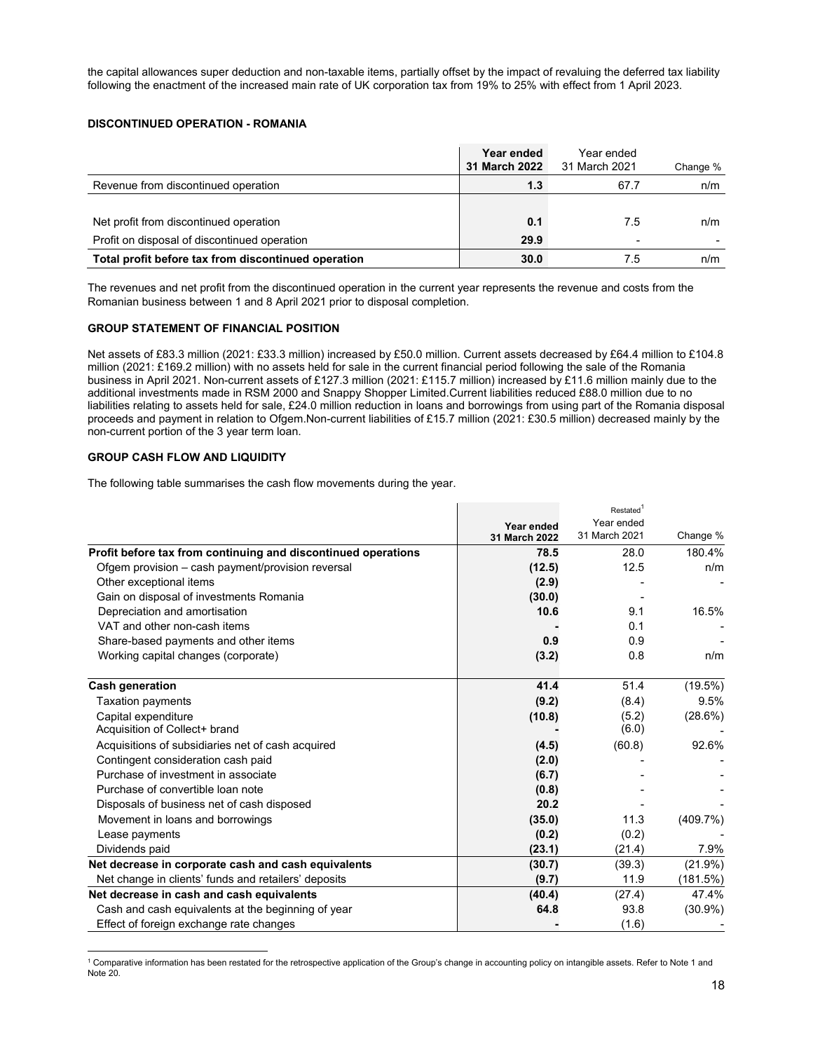the capital allowances super deduction and non-taxable items, partially offset by the impact of revaluing the deferred tax liability following the enactment of the increased main rate of UK corporation tax from 19% to 25% with effect from 1 April 2023.

## DISCONTINUED OPERATION - ROMANIA

| | Year ended 31 March 2022 | Year ended 31 March 2021 | Change % |
|---|---|---|---|
| Revenue from discontinued operation | **1.3** | 67.7 | n/m |
| | | | |
| Net profit from discontinued operation | **0.1** | 7.5 | n/m |
| Profit on disposal of discontinued operation | **29.9** | - | - |
| **Total profit before tax from discontinued operation** | **30.0** | 7.5 | n/m |

The revenues and net profit from the discontinued operation in the current year represents the revenue and costs from the Romanian business between 1 and 8 April 2021 prior to disposal completion.

## GROUP STATEMENT OF FINANCIAL POSITION

Net assets of £83.3 million (2021: £33.3 million) increased by £50.0 million. Current assets decreased by £64.4 million to £104.8 million (2021: £169.2 million) with no assets held for sale in the current financial period following the sale of the Romania business in April 2021. Non-current assets of £127.3 million (2021: £115.7 million) increased by £11.6 million mainly due to the additional investments made in RSM 2000 and Snappy Shopper Limited.Current liabilities reduced £88.0 million due to no liabilities relating to assets held for sale, £24.0 million reduction in loans and borrowings from using part of the Romania disposal proceeds and payment in relation to Ofgem.Non-current liabilities of £15.7 million (2021: £30.5 million) decreased mainly by the non-current portion of the 3 year term loan.

## GROUP CASH FLOW AND LIQUIDITY

The following table summarises the cash flow movements during the year.

| | Year ended 31 March 2022 | Restated[1] Year ended 31 March 2021 | Change % |
|---|---|---|---|
| **Profit before tax from continuing and discontinued operations** | **78.5** | 28.0 | 180.4% |
| Ofgem provision – cash payment/provision reversal | **(12.5)** | 12.5 | n/m |
| Other exceptional items | **(2.9)** | - | - |
| Gain on disposal of investments Romania | **(30.0)** | - | |
| Depreciation and amortisation | **10.6** | 9.1 | 16.5% |
| VAT and other non-cash items | **-** | 0.1 | - |
| Share-based payments and other items | **0.9** | 0.9 | - |
| Working capital changes (corporate) | **(3.2)** | 0.8 | n/m |
| | | | |
| **Cash generation** | **41.4** | 51.4 | (19.5%) |
| Taxation payments | **(9.2)** | (8.4) | 9.5% |
| Capital expenditure | **(10.8)** | (5.2) | (28.6%) |
| Acquisition of Collect+ brand | **-** | (6.0) | - |
| Acquisitions of subsidiaries net of cash acquired | **(4.5)** | (60.8) | 92.6% |
| Contingent consideration cash paid | **(2.0)** | - | - |
| Purchase of investment in associate | **(6.7)** | - | - |
| Purchase of convertible loan note | **(0.8)** | - | - |
| Disposals of business net of cash disposed | **20.2** | - | - |
| Movement in loans and borrowings | **(35.0)** | 11.3 | (409.7%) |
| Lease payments | **(0.2)** | (0.2) | - |
| Dividends paid | **(23.1)** | (21.4) | 7.9% |
| **Net decrease in corporate cash and cash equivalents** | **(30.7)** | (39.3) | (21.9%) |
| Net change in clients' funds and retailers' deposits | **(9.7)** | 11.9 | (181.5%) |
| **Net decrease in cash and cash equivalents** | **(40.4)** | (27.4) | 47.4% |
| Cash and cash equivalents at the beginning of year | **64.8** | 93.8 | (30.9%) |
| Effect of foreign exchange rate changes | **-** | (1.6) | - |

[1] Comparative information has been restated for the retrospective application of the Group's change in accounting policy on intangible assets. Refer to Note 1 and Note 20.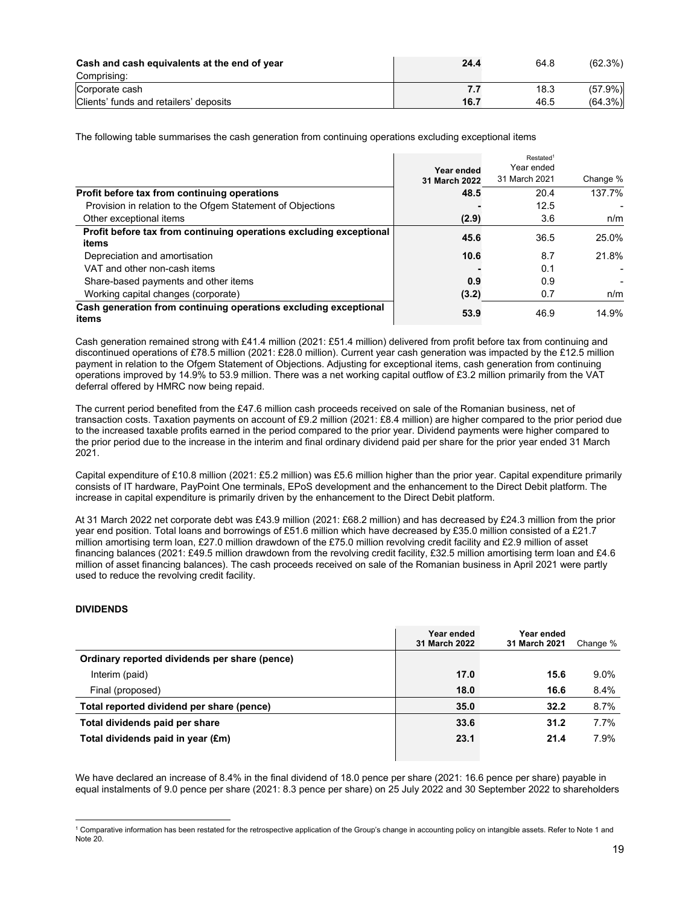| | | | |
|---|---|---|---|
| **Cash and cash equivalents at the end of year** | **24.4** | 64.8 | (62.3%) |
| Comprising: | | | |
| Corporate cash | **7.7** | 18.3 | (57.9%) |
| Clients' funds and retailers' deposits | **16.7** | 46.5 | (64.3%) |

The following table summarises the cash generation from continuing operations excluding exceptional items

| | Year ended 31 March 2022 | Restated[1] Year ended 31 March 2021 | Change % |
|---|---|---|---|
| **Profit before tax from continuing operations** | **48.5** | 20.4 | 137.7% |
| Provision in relation to the Ofgem Statement of Objections | **-** | 12.5 | - |
| Other exceptional items | **(2.9)** | 3.6 | n/m |
| **Profit before tax from continuing operations excluding exceptional items** | **45.6** | 36.5 | 25.0% |
| Depreciation and amortisation | **10.6** | 8.7 | 21.8% |
| VAT and other non-cash items | **-** | 0.1 | - |
| Share-based payments and other items | **0.9** | 0.9 | - |
| Working capital changes (corporate) | **(3.2)** | 0.7 | n/m |
| **Cash generation from continuing operations excluding exceptional items** | **53.9** | 46.9 | 14.9% |

Cash generation remained strong with £41.4 million (2021: £51.4 million) delivered from profit before tax from continuing and discontinued operations of £78.5 million (2021: £28.0 million). Current year cash generation was impacted by the £12.5 million payment in relation to the Ofgem Statement of Objections. Adjusting for exceptional items, cash generation from continuing operations improved by 14.9% to 53.9 million. There was a net working capital outflow of £3.2 million primarily from the VAT deferral offered by HMRC now being repaid.

The current period benefited from the £47.6 million cash proceeds received on sale of the Romanian business, net of transaction costs. Taxation payments on account of £9.2 million (2021: £8.4 million) are higher compared to the prior period due to the increased taxable profits earned in the period compared to the prior year. Dividend payments were higher compared to the prior period due to the increase in the interim and final ordinary dividend paid per share for the prior year ended 31 March 2021.

Capital expenditure of £10.8 million (2021: £5.2 million) was £5.6 million higher than the prior year. Capital expenditure primarily consists of IT hardware, PayPoint One terminals, EPoS development and the enhancement to the Direct Debit platform. The increase in capital expenditure is primarily driven by the enhancement to the Direct Debit platform.

At 31 March 2022 net corporate debt was £43.9 million (2021: £68.2 million) and has decreased by £24.3 million from the prior year end position. Total loans and borrowings of £51.6 million which have decreased by £35.0 million consisted of a £21.7 million amortising term loan, £27.0 million drawdown of the £75.0 million revolving credit facility and £2.9 million of asset financing balances (2021: £49.5 million drawdown from the revolving credit facility, £32.5 million amortising term loan and £4.6 million of asset financing balances). The cash proceeds received on sale of the Romanian business in April 2021 were partly used to reduce the revolving credit facility.

**DIVIDENDS**

| | Year ended 31 March 2022 | Year ended 31 March 2021 | Change % |
|---|---|---|---|
| **Ordinary reported dividends per share (pence)** | | | |
| Interim (paid) | **17.0** | **15.6** | 9.0% |
| Final (proposed) | **18.0** | **16.6** | 8.4% |
| **Total reported dividend per share (pence)** | **35.0** | **32.2** | 8.7% |
| **Total dividends paid per share** | **33.6** | **31.2** | 7.7% |
| **Total dividends paid in year (£m)** | **23.1** | **21.4** | 7.9% |

We have declared an increase of 8.4% in the final dividend of 18.0 pence per share (2021: 16.6 pence per share) payable in equal instalments of 9.0 pence per share (2021: 8.3 pence per share) on 25 July 2022 and 30 September 2022 to shareholders

[1] Comparative information has been restated for the retrospective application of the Group's change in accounting policy on intangible assets. Refer to Note 1 and Note 20.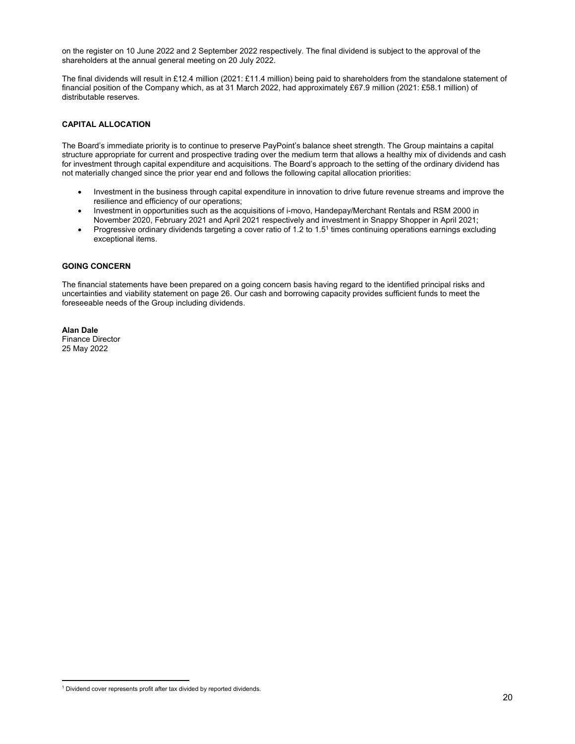on the register on 10 June 2022 and 2 September 2022 respectively. The final dividend is subject to the approval of the shareholders at the annual general meeting on 20 July 2022.

The final dividends will result in £12.4 million (2021: £11.4 million) being paid to shareholders from the standalone statement of financial position of the Company which, as at 31 March 2022, had approximately £67.9 million (2021: £58.1 million) of distributable reserves.

**CAPITAL ALLOCATION**

The Board's immediate priority is to continue to preserve PayPoint's balance sheet strength. The Group maintains a capital structure appropriate for current and prospective trading over the medium term that allows a healthy mix of dividends and cash for investment through capital expenditure and acquisitions. The Board's approach to the setting of the ordinary dividend has not materially changed since the prior year end and follows the following capital allocation priorities:

- Investment in the business through capital expenditure in innovation to drive future revenue streams and improve the resilience and efficiency of our operations;
- Investment in opportunities such as the acquisitions of i-movo, Handepay/Merchant Rentals and RSM 2000 in November 2020, February 2021 and April 2021 respectively and investment in Snappy Shopper in April 2021;
- Progressive ordinary dividends targeting a cover ratio of 1.2 to 1.5[1] times continuing operations earnings excluding exceptional items.

**GOING CONCERN**

The financial statements have been prepared on a going concern basis having regard to the identified principal risks and uncertainties and viability statement on page 26. Our cash and borrowing capacity provides sufficient funds to meet the foreseeable needs of the Group including dividends.

**Alan Dale**
Finance Director
25 May 2022

[1] Dividend cover represents profit after tax divided by reported dividends.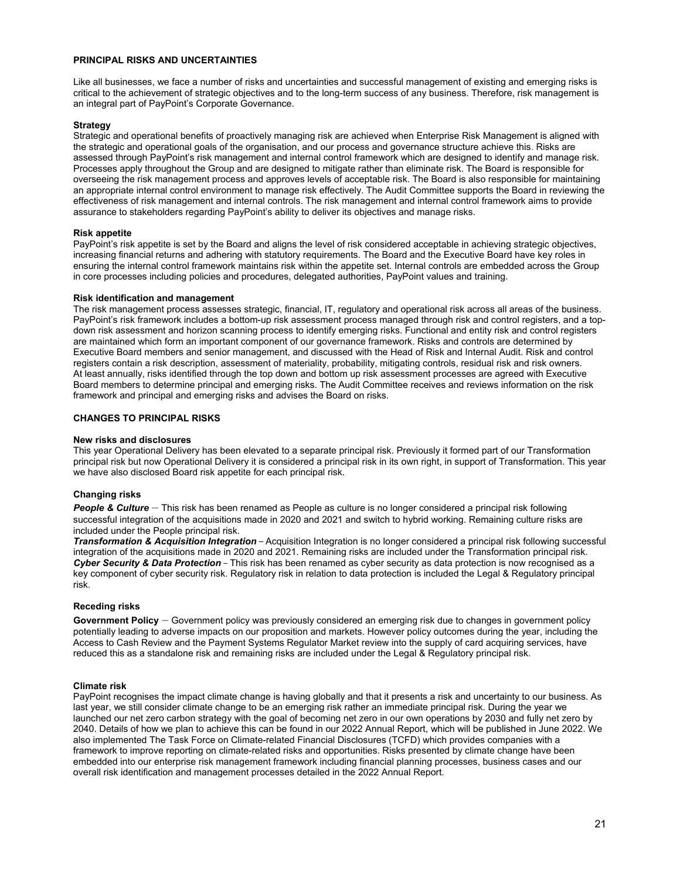## PRINCIPAL RISKS AND UNCERTAINTIES

Like all businesses, we face a number of risks and uncertainties and successful management of existing and emerging risks is critical to the achievement of strategic objectives and to the long-term success of any business. Therefore, risk management is an integral part of PayPoint's Corporate Governance.

### Strategy

Strategic and operational benefits of proactively managing risk are achieved when Enterprise Risk Management is aligned with the strategic and operational goals of the organisation, and our process and governance structure achieve this. Risks are assessed through PayPoint's risk management and internal control framework which are designed to identify and manage risk. Processes apply throughout the Group and are designed to mitigate rather than eliminate risk. The Board is responsible for overseeing the risk management process and approves levels of acceptable risk. The Board is also responsible for maintaining an appropriate internal control environment to manage risk effectively. The Audit Committee supports the Board in reviewing the effectiveness of risk management and internal controls. The risk management and internal control framework aims to provide assurance to stakeholders regarding PayPoint's ability to deliver its objectives and manage risks.

### Risk appetite

PayPoint's risk appetite is set by the Board and aligns the level of risk considered acceptable in achieving strategic objectives, increasing financial returns and adhering with statutory requirements. The Board and the Executive Board have key roles in ensuring the internal control framework maintains risk within the appetite set. Internal controls are embedded across the Group in core processes including policies and procedures, delegated authorities, PayPoint values and training.

### Risk identification and management

The risk management process assesses strategic, financial, IT, regulatory and operational risk across all areas of the business. PayPoint's risk framework includes a bottom-up risk assessment process managed through risk and control registers, and a top-down risk assessment and horizon scanning process to identify emerging risks. Functional and entity risk and control registers are maintained which form an important component of our governance framework. Risks and controls are determined by Executive Board members and senior management, and discussed with the Head of Risk and Internal Audit. Risk and control registers contain a risk description, assessment of materiality, probability, mitigating controls, residual risk and risk owners. At least annually, risks identified through the top down and bottom up risk assessment processes are agreed with Executive Board members to determine principal and emerging risks. The Audit Committee receives and reviews information on the risk framework and principal and emerging risks and advises the Board on risks.

## CHANGES TO PRINCIPAL RISKS

### New risks and disclosures

This year Operational Delivery has been elevated to a separate principal risk. Previously it formed part of our Transformation principal risk but now Operational Delivery it is considered a principal risk in its own right, in support of Transformation. This year we have also disclosed Board risk appetite for each principal risk.

### Changing risks

***People & Culture*** – This risk has been renamed as People as culture is no longer considered a principal risk following successful integration of the acquisitions made in 2020 and 2021 and switch to hybrid working. Remaining culture risks are included under the People principal risk.

***Transformation & Acquisition Integration*** – Acquisition Integration is no longer considered a principal risk following successful integration of the acquisitions made in 2020 and 2021. Remaining risks are included under the Transformation principal risk.

***Cyber Security & Data Protection*** – This risk has been renamed as cyber security as data protection is now recognised as a key component of cyber security risk. Regulatory risk in relation to data protection is included the Legal & Regulatory principal risk.

### Receding risks

**Government Policy** – Government policy was previously considered an emerging risk due to changes in government policy potentially leading to adverse impacts on our proposition and markets. However policy outcomes during the year, including the Access to Cash Review and the Payment Systems Regulator Market review into the supply of card acquiring services, have reduced this as a standalone risk and remaining risks are included under the Legal & Regulatory principal risk.

### Climate risk

PayPoint recognises the impact climate change is having globally and that it presents a risk and uncertainty to our business. As last year, we still consider climate change to be an emerging risk rather an immediate principal risk. During the year we launched our net zero carbon strategy with the goal of becoming net zero in our own operations by 2030 and fully net zero by 2040. Details of how we plan to achieve this can be found in our 2022 Annual Report, which will be published in June 2022. We also implemented The Task Force on Climate-related Financial Disclosures (TCFD) which provides companies with a framework to improve reporting on climate-related risks and opportunities. Risks presented by climate change have been embedded into our enterprise risk management framework including financial planning processes, business cases and our overall risk identification and management processes detailed in the 2022 Annual Report.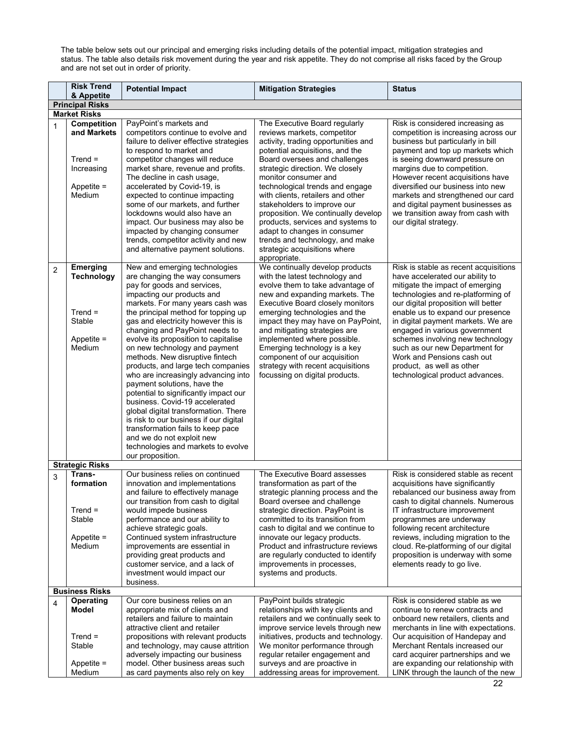The table below sets out our principal and emerging risks including details of the potential impact, mitigation strategies and status. The table also details risk movement during the year and risk appetite. They do not comprise all risks faced by the Group and are not set out in order of priority.

| | Risk Trend & Appetite | Potential Impact | Mitigation Strategies | Status |
|---|---|---|---|---|
| **Principal Risks** | | | | |
| **Market Risks** | | | | |
| 1 | **Competition and Markets**<br><br>Trend = Increasing<br><br>Appetite = Medium | PayPoint's markets and competitors continue to evolve and failure to deliver effective strategies to respond to market and competitor changes will reduce market share, revenue and profits. The decline in cash usage, accelerated by Covid-19, is expected to continue impacting some of our markets, and further lockdowns would also have an impact. Our business may also be impacted by changing consumer trends, competitor activity and new and alternative payment solutions. | The Executive Board regularly reviews markets, competitor activity, trading opportunities and potential acquisitions, and the Board oversees and challenges strategic direction. We closely monitor consumer and technological trends and engage with clients, retailers and other stakeholders to improve our proposition. We continually develop products, services and systems to adapt to changes in consumer trends and technology, and make strategic acquisitions where appropriate. | Risk is considered increasing as competition is increasing across our business but particularly in bill payment and top up markets which is seeing downward pressure on margins due to competition. However recent acquisitions have diversified our business into new markets and strengthened our card and digital payment businesses as we transition away from cash with our digital strategy. |
| 2 | **Emerging Technology**<br><br>Trend = Stable<br><br>Appetite = Medium | New and emerging technologies are changing the way consumers pay for goods and services, impacting our products and markets. For many years cash was the principal method for topping up gas and electricity however this is changing and PayPoint needs to evolve its proposition to capitalise on new technology and payment methods. New disruptive fintech products, and large tech companies who are increasingly advancing into payment solutions, have the potential to significantly impact our business. Covid-19 accelerated global digital transformation. There is risk to our business if our digital transformation fails to keep pace and we do not exploit new technologies and markets to evolve our proposition. | We continually develop products with the latest technology and evolve them to take advantage of new and expanding markets. The Executive Board closely monitors emerging technologies and the impact they may have on PayPoint, and mitigating strategies are implemented where possible. Emerging technology is a key component of our acquisition strategy with recent acquisitions focussing on digital products. | Risk is stable as recent acquisitions have accelerated our ability to mitigate the impact of emerging technologies and re-platforming of our digital proposition will better enable us to expand our presence in digital payment markets. We are engaged in various government schemes involving new technology such as our new Department for Work and Pensions cash out product, as well as other technological product advances. |
| **Strategic Risks** | | | | |
| 3 | **Trans-formation**<br><br>Trend = Stable<br><br>Appetite = Medium | Our business relies on continued innovation and implementations and failure to effectively manage our transition from cash to digital would impede business performance and our ability to achieve strategic goals. Continued system infrastructure improvements are essential in providing great products and customer service, and a lack of investment would impact our business. | The Executive Board assesses transformation as part of the strategic planning process and the Board oversee and challenge strategic direction. PayPoint is committed to its transition from cash to digital and we continue to innovate our legacy products. Product and infrastructure reviews are regularly conducted to identify improvements in processes, systems and products. | Risk is considered stable as recent acquisitions have significantly rebalanced our business away from cash to digital channels. Numerous IT infrastructure improvement programmes are underway following recent architecture reviews, including migration to the cloud. Re-platforming of our digital proposition is underway with some elements ready to go live. |
| **Business Risks** | | | | |
| 4 | **Operating Model**<br><br>Trend = Stable<br><br>Appetite = Medium | Our core business relies on an appropriate mix of clients and retailers and failure to maintain attractive client and retailer propositions with relevant products and technology, may cause attrition adversely impacting our business model. Other business areas such as card payments also rely on key | PayPoint builds strategic relationships with key clients and retailers and we continually seek to improve service levels through new initiatives, products and technology. We monitor performance through regular retailer engagement and surveys and are proactive in addressing areas for improvement. | Risk is considered stable as we continue to renew contracts and onboard new retailers, clients and merchants in line with expectations. Our acquisition of Handepay and Merchant Rentals increased our card acquirer partnerships and we are expanding our relationship with LINK through the launch of the new |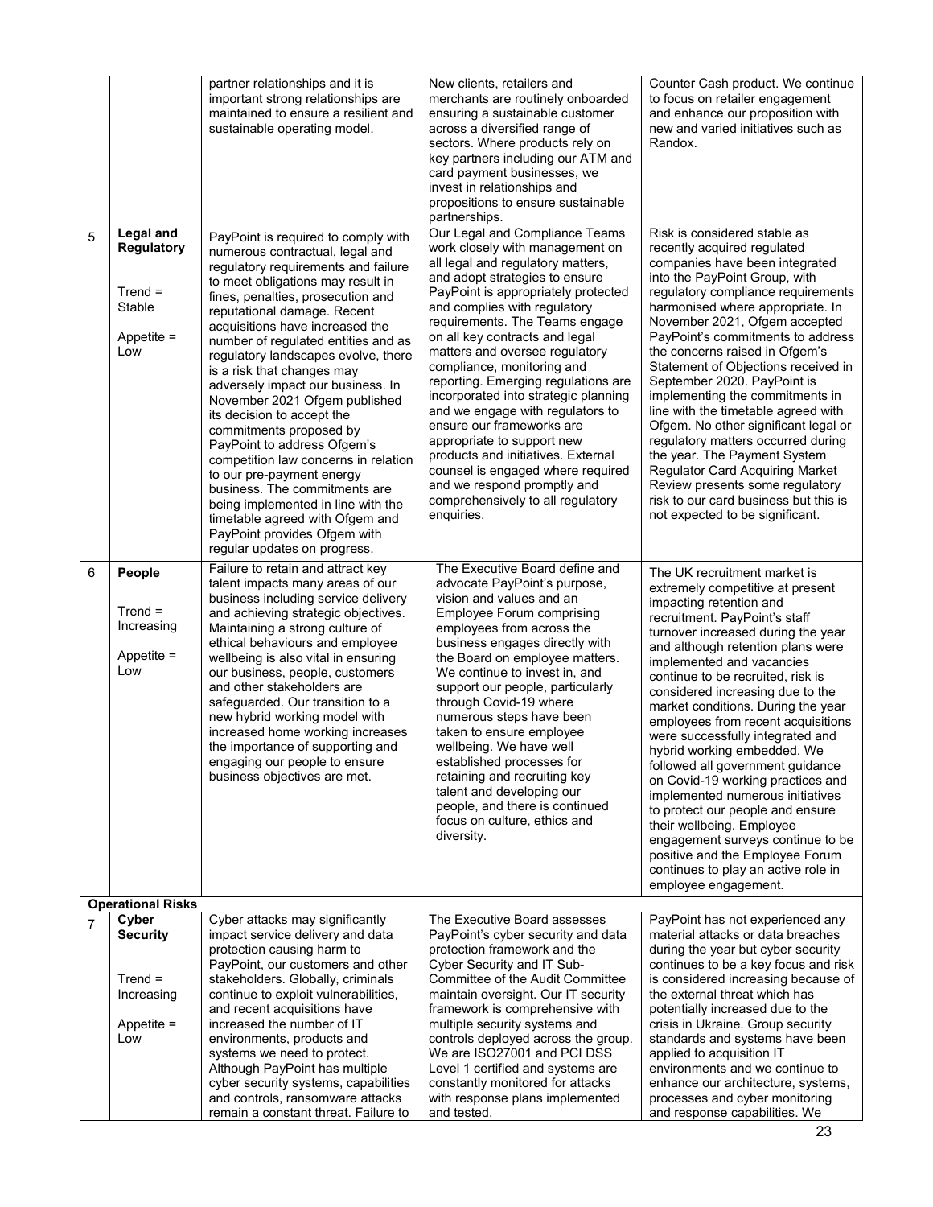| | | | | |
|---|---|---|---|---|
| | | partner relationships and it is important strong relationships are maintained to ensure a resilient and sustainable operating model. | New clients, retailers and merchants are routinely onboarded ensuring a sustainable customer across a diversified range of sectors. Where products rely on key partners including our ATM and card payment businesses, we invest in relationships and propositions to ensure sustainable partnerships. | Counter Cash product. We continue to focus on retailer engagement and enhance our proposition with new and varied initiatives such as Randox. |
| 5 | **Legal and Regulatory**<br><br>Trend = Stable<br><br>Appetite = Low | PayPoint is required to comply with numerous contractual, legal and regulatory requirements and failure to meet obligations may result in fines, penalties, prosecution and reputational damage. Recent acquisitions have increased the number of regulated entities and as regulatory landscapes evolve, there is a risk that changes may adversely impact our business. In November 2021 Ofgem published its decision to accept the commitments proposed by PayPoint to address Ofgem's competition law concerns in relation to our pre-payment energy business. The commitments are being implemented in line with the timetable agreed with Ofgem and PayPoint provides Ofgem with regular updates on progress. | Our Legal and Compliance Teams work closely with management on all legal and regulatory matters, and adopt strategies to ensure PayPoint is appropriately protected and complies with regulatory requirements. The Teams engage on all key contracts and legal matters and oversee regulatory compliance, monitoring and reporting. Emerging regulations are incorporated into strategic planning and we engage with regulators to ensure our frameworks are appropriate to support new products and initiatives. External counsel is engaged where required and we respond promptly and comprehensively to all regulatory enquiries. | Risk is considered stable as recently acquired regulated companies have been integrated into the PayPoint Group, with regulatory compliance requirements harmonised where appropriate. In November 2021, Ofgem accepted PayPoint's commitments to address the concerns raised in Ofgem's Statement of Objections received in September 2020. PayPoint is implementing the commitments in line with the timetable agreed with Ofgem. No other significant legal or regulatory matters occurred during the year. The Payment System Regulator Card Acquiring Market Review presents some regulatory risk to our card business but this is not expected to be significant. |
| 6 | **People**<br><br>Trend = Increasing<br><br>Appetite = Low | Failure to retain and attract key talent impacts many areas of our business including service delivery and achieving strategic objectives. Maintaining a strong culture of ethical behaviours and employee wellbeing is also vital in ensuring our business, people, customers and other stakeholders are safeguarded. Our transition to a new hybrid working model with increased home working increases the importance of supporting and engaging our people to ensure business objectives are met. | The Executive Board define and advocate PayPoint's purpose, vision and values and an Employee Forum comprising employees from across the business engages directly with the Board on employee matters. We continue to invest in, and support our people, particularly through Covid-19 where numerous steps have been taken to ensure employee wellbeing. We have well established processes for retaining and recruiting key talent and developing our people, and there is continued focus on culture, ethics and diversity. | The UK recruitment market is extremely competitive at present impacting retention and recruitment. PayPoint's staff turnover increased during the year and although retention plans were implemented and vacancies continue to be recruited, risk is considered increasing due to the market conditions. During the year employees from recent acquisitions were successfully integrated and hybrid working embedded. We followed all government guidance on Covid-19 working practices and implemented numerous initiatives to protect our people and ensure their wellbeing. Employee engagement surveys continue to be positive and the Employee Forum continues to play an active role in employee engagement. |
| **Operational Risks** | | | | |
| 7 | **Cyber Security**<br><br>Trend = Increasing<br><br>Appetite = Low | Cyber attacks may significantly impact service delivery and data protection causing harm to PayPoint, our customers and other stakeholders. Globally, criminals continue to exploit vulnerabilities, and recent acquisitions have increased the number of IT environments, products and systems we need to protect. Although PayPoint has multiple cyber security systems, capabilities and controls, ransomware attacks remain a constant threat. Failure to | The Executive Board assesses PayPoint's cyber security and data protection framework and the Cyber Security and IT Sub-Committee of the Audit Committee maintain oversight. Our IT security framework is comprehensive with multiple security systems and controls deployed across the group. We are ISO27001 and PCI DSS Level 1 certified and systems are constantly monitored for attacks with response plans implemented and tested. | PayPoint has not experienced any material attacks or data breaches during the year but cyber security continues to be a key focus and risk is considered increasing because of the external threat which has potentially increased due to the crisis in Ukraine. Group security standards and systems have been applied to acquisition IT environments and we continue to enhance our architecture, systems, processes and cyber monitoring and response capabilities. We |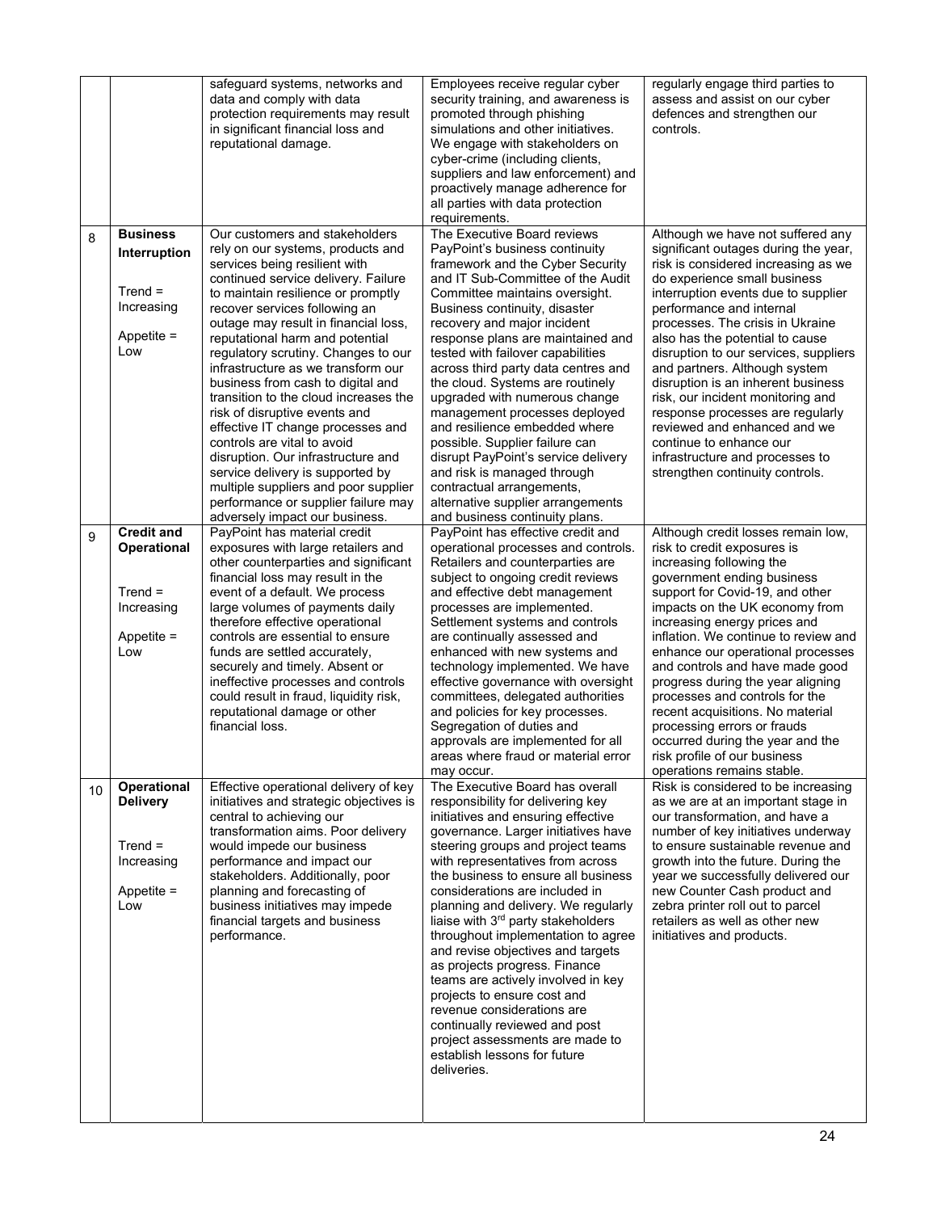| | | | | |
|---|---|---|---|---|
| | | safeguard systems, networks and data and comply with data protection requirements may result in significant financial loss and reputational damage. | Employees receive regular cyber security training, and awareness is promoted through phishing simulations and other initiatives. We engage with stakeholders on cyber-crime (including clients, suppliers and law enforcement) and proactively manage adherence for all parties with data protection requirements. | regularly engage third parties to assess and assist on our cyber defences and strengthen our controls. |
| 8 | **Business Interruption**<br><br>Trend = Increasing<br><br>Appetite = Low | Our customers and stakeholders rely on our systems, products and services being resilient with continued service delivery. Failure to maintain resilience or promptly recover services following an outage may result in financial loss, reputational harm and potential regulatory scrutiny. Changes to our infrastructure as we transform our business from cash to digital and transition to the cloud increases the risk of disruptive events and effective IT change processes and controls are vital to avoid disruption. Our infrastructure and service delivery is supported by multiple suppliers and poor supplier performance or supplier failure may adversely impact our business. | The Executive Board reviews PayPoint's business continuity framework and the Cyber Security and IT Sub-Committee of the Audit Committee maintains oversight. Business continuity, disaster recovery and major incident response plans are maintained and tested with failover capabilities across third party data centres and the cloud. Systems are routinely upgraded with numerous change management processes deployed and resilience embedded where possible. Supplier failure can disrupt PayPoint's service delivery and risk is managed through contractual arrangements, alternative supplier arrangements and business continuity plans. | Although we have not suffered any significant outages during the year, risk is considered increasing as we do experience small business interruption events due to supplier performance and internal processes. The crisis in Ukraine also has the potential to cause disruption to our services, suppliers and partners. Although system disruption is an inherent business risk, our incident monitoring and response processes are regularly reviewed and enhanced and we continue to enhance our infrastructure and processes to strengthen continuity controls. |
| 9 | **Credit and Operational**<br><br>Trend = Increasing<br><br>Appetite = Low | PayPoint has material credit exposures with large retailers and other counterparties and significant financial loss may result in the event of a default. We process large volumes of payments daily therefore effective operational controls are essential to ensure funds are settled accurately, securely and timely. Absent or ineffective processes and controls could result in fraud, liquidity risk, reputational damage or other financial loss. | PayPoint has effective credit and operational processes and controls. Retailers and counterparties are subject to ongoing credit reviews and effective debt management processes are implemented. Settlement systems and controls are continually assessed and enhanced with new systems and technology implemented. We have effective governance with oversight committees, delegated authorities and policies for key processes. Segregation of duties and approvals are implemented for all areas where fraud or material error may occur. | Although credit losses remain low, risk to credit exposures is increasing following the government ending business support for Covid-19, and other impacts on the UK economy from increasing energy prices and inflation. We continue to review and enhance our operational processes and controls and have made good progress during the year aligning processes and controls for the recent acquisitions. No material processing errors or frauds occurred during the year and the risk profile of our business operations remains stable. |
| 10 | **Operational Delivery**<br><br>Trend = Increasing<br><br>Appetite = Low | Effective operational delivery of key initiatives and strategic objectives is central to achieving our transformation aims. Poor delivery would impede our business performance and impact our stakeholders. Additionally, poor planning and forecasting of business initiatives may impede financial targets and business performance. | The Executive Board has overall responsibility for delivering key initiatives and ensuring effective governance. Larger initiatives have steering groups and project teams with representatives from across the business to ensure all business considerations are included in planning and delivery. We regularly liaise with 3rd party stakeholders throughout implementation to agree and revise objectives and targets as projects progress. Finance teams are actively involved in key projects to ensure cost and revenue considerations are continually reviewed and post project assessments are made to establish lessons for future deliveries. | Risk is considered to be increasing as we are at an important stage in our transformation, and have a number of key initiatives underway to ensure sustainable revenue and growth into the future. During the year we successfully delivered our new Counter Cash product and zebra printer roll out to parcel retailers as well as other new initiatives and products. |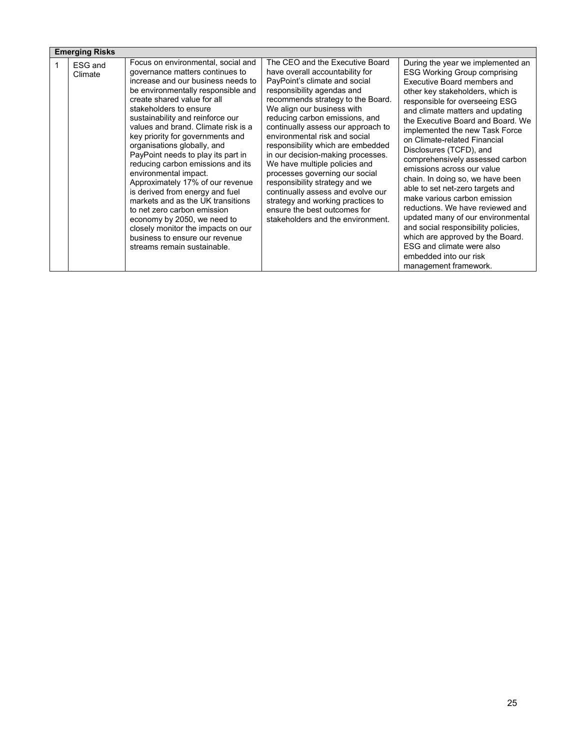| Emerging Risks | | | | |
|---|---|---|---|---|
| 1 | ESG and Climate | Focus on environmental, social and governance matters continues to increase and our business needs to be environmentally responsible and create shared value for all stakeholders to ensure sustainability and reinforce our values and brand. Climate risk is a key priority for governments and organisations globally, and PayPoint needs to play its part in reducing carbon emissions and its environmental impact. Approximately 17% of our revenue is derived from energy and fuel markets and as the UK transitions to net zero carbon emission economy by 2050, we need to closely monitor the impacts on our business to ensure our revenue streams remain sustainable. | The CEO and the Executive Board have overall accountability for PayPoint's climate and social responsibility agendas and recommends strategy to the Board. We align our business with reducing carbon emissions, and continually assess our approach to environmental risk and social responsibility which are embedded in our decision-making processes. We have multiple policies and processes governing our social responsibility strategy and we continually assess and evolve our strategy and working practices to ensure the best outcomes for stakeholders and the environment. | During the year we implemented an ESG Working Group comprising Executive Board members and other key stakeholders, which is responsible for overseeing ESG and climate matters and updating the Executive Board and Board. We implemented the new Task Force on Climate-related Financial Disclosures (TCFD), and comprehensively assessed carbon emissions across our value chain. In doing so, we have been able to set net-zero targets and make various carbon emission reductions. We have reviewed and updated many of our environmental and social responsibility policies, which are approved by the Board. ESG and climate were also embedded into our risk management framework. |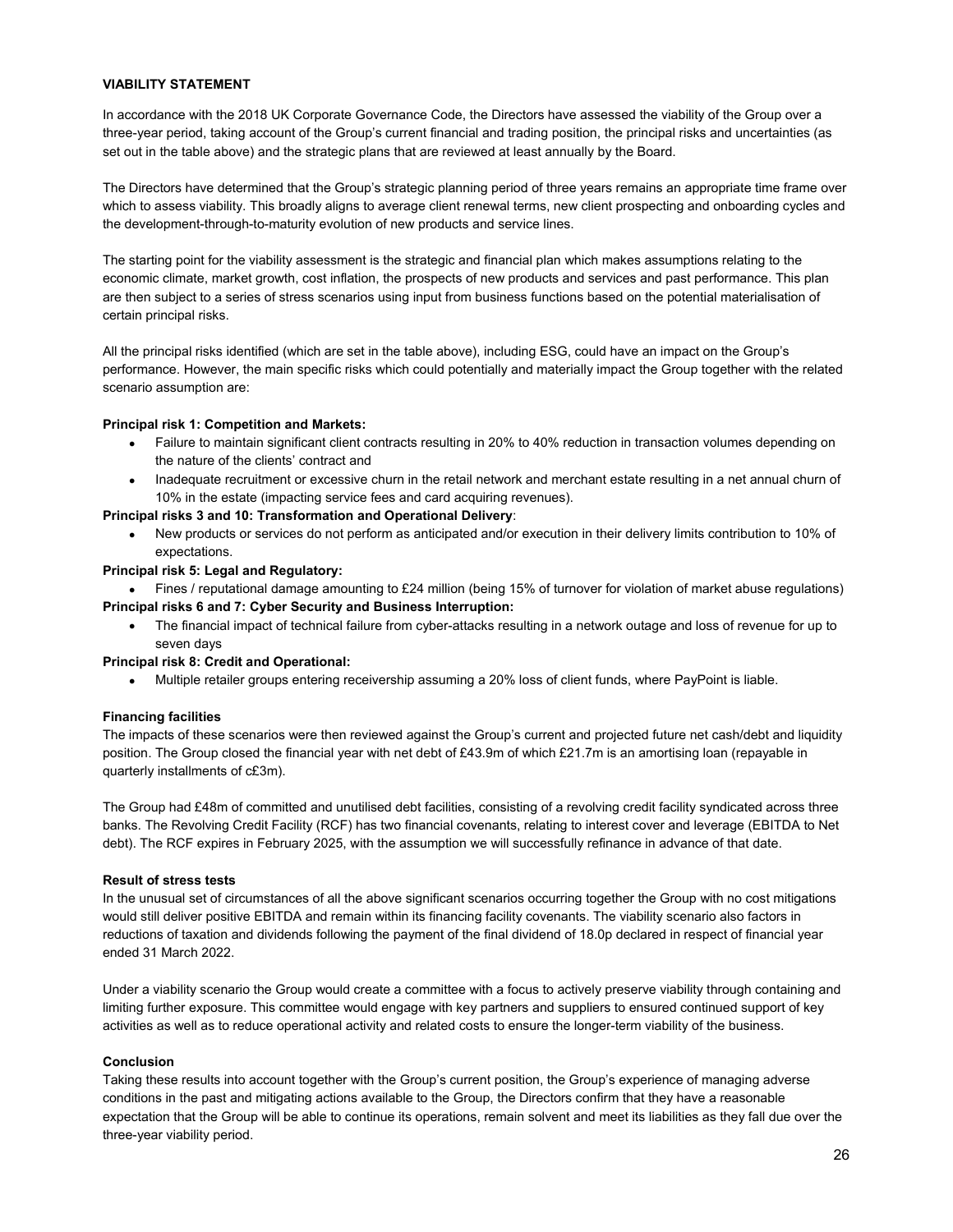**VIABILITY STATEMENT**

In accordance with the 2018 UK Corporate Governance Code, the Directors have assessed the viability of the Group over a three-year period, taking account of the Group's current financial and trading position, the principal risks and uncertainties (as set out in the table above) and the strategic plans that are reviewed at least annually by the Board.

The Directors have determined that the Group's strategic planning period of three years remains an appropriate time frame over which to assess viability. This broadly aligns to average client renewal terms, new client prospecting and onboarding cycles and the development-through-to-maturity evolution of new products and service lines.

The starting point for the viability assessment is the strategic and financial plan which makes assumptions relating to the economic climate, market growth, cost inflation, the prospects of new products and services and past performance. This plan are then subject to a series of stress scenarios using input from business functions based on the potential materialisation of certain principal risks.

All the principal risks identified (which are set in the table above), including ESG, could have an impact on the Group's performance. However, the main specific risks which could potentially and materially impact the Group together with the related scenario assumption are:

**Principal risk 1: Competition and Markets:**

- Failure to maintain significant client contracts resulting in 20% to 40% reduction in transaction volumes depending on the nature of the clients' contract and
- Inadequate recruitment or excessive churn in the retail network and merchant estate resulting in a net annual churn of 10% in the estate (impacting service fees and card acquiring revenues).

**Principal risks 3 and 10: Transformation and Operational Delivery**:

- New products or services do not perform as anticipated and/or execution in their delivery limits contribution to 10% of expectations.

**Principal risk 5: Legal and Regulatory:**

- Fines / reputational damage amounting to £24 million (being 15% of turnover for violation of market abuse regulations)

**Principal risks 6 and 7: Cyber Security and Business Interruption:**

- The financial impact of technical failure from cyber-attacks resulting in a network outage and loss of revenue for up to seven days

**Principal risk 8: Credit and Operational:**

- Multiple retailer groups entering receivership assuming a 20% loss of client funds, where PayPoint is liable.

**Financing facilities**

The impacts of these scenarios were then reviewed against the Group's current and projected future net cash/debt and liquidity position. The Group closed the financial year with net debt of £43.9m of which £21.7m is an amortising loan (repayable in quarterly installments of c£3m).

The Group had £48m of committed and unutilised debt facilities, consisting of a revolving credit facility syndicated across three banks. The Revolving Credit Facility (RCF) has two financial covenants, relating to interest cover and leverage (EBITDA to Net debt). The RCF expires in February 2025, with the assumption we will successfully refinance in advance of that date.

**Result of stress tests**

In the unusual set of circumstances of all the above significant scenarios occurring together the Group with no cost mitigations would still deliver positive EBITDA and remain within its financing facility covenants. The viability scenario also factors in reductions of taxation and dividends following the payment of the final dividend of 18.0p declared in respect of financial year ended 31 March 2022.

Under a viability scenario the Group would create a committee with a focus to actively preserve viability through containing and limiting further exposure. This committee would engage with key partners and suppliers to ensured continued support of key activities as well as to reduce operational activity and related costs to ensure the longer-term viability of the business.

**Conclusion**

Taking these results into account together with the Group's current position, the Group's experience of managing adverse conditions in the past and mitigating actions available to the Group, the Directors confirm that they have a reasonable expectation that the Group will be able to continue its operations, remain solvent and meet its liabilities as they fall due over the three-year viability period.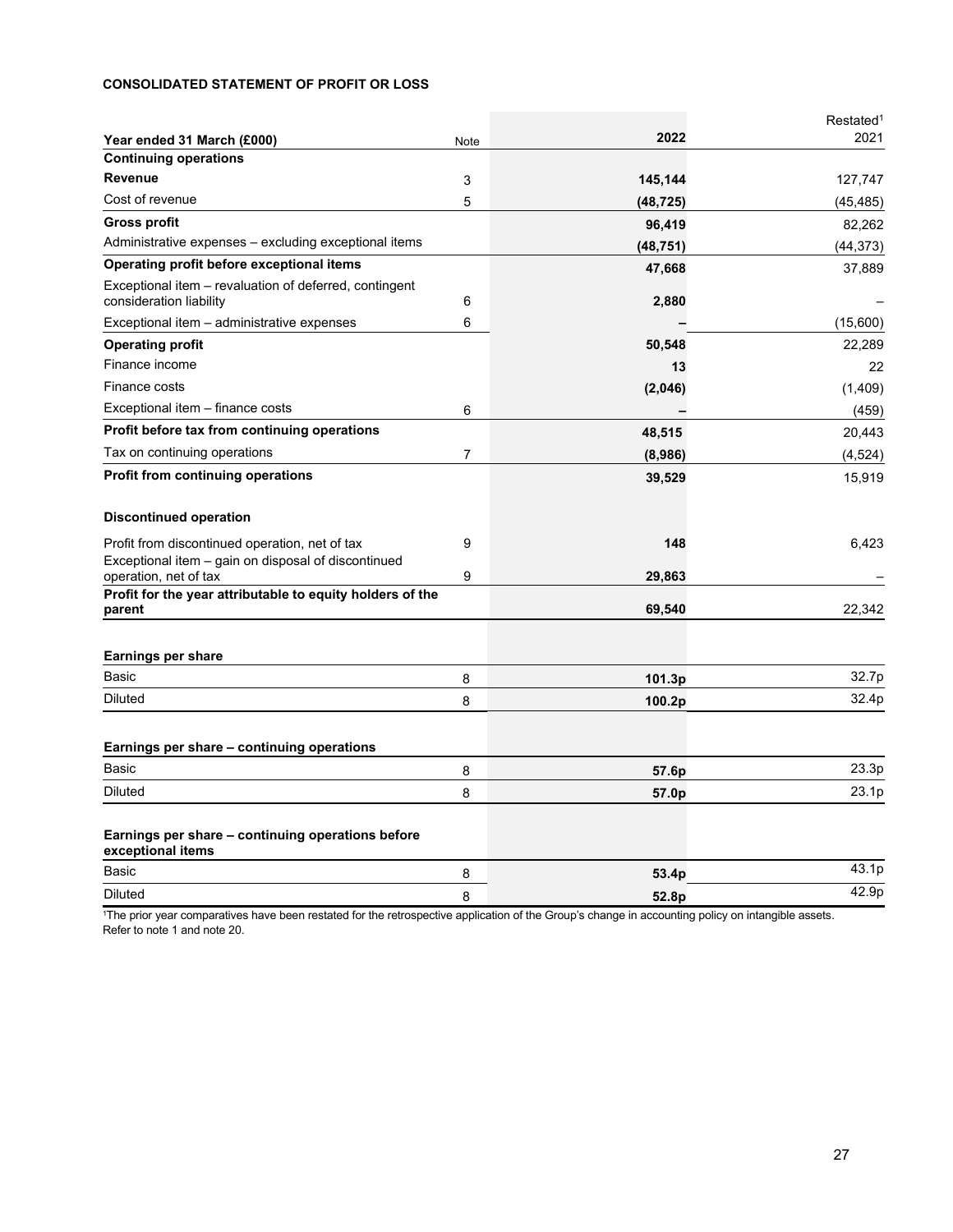**CONSOLIDATED STATEMENT OF PROFIT OR LOSS**

| Year ended 31 March (£000) | Note | 2022 | Restated[1] 2021 |
|---|---|---|---|
| **Continuing operations** | | | |
| **Revenue** | 3 | **145,144** | 127,747 |
| Cost of revenue | 5 | **(48,725)** | (45,485) |
| **Gross profit** | | **96,419** | 82,262 |
| Administrative expenses – excluding exceptional items | | **(48,751)** | (44,373) |
| **Operating profit before exceptional items** | | **47,668** | 37,889 |
| Exceptional item – revaluation of deferred, contingent consideration liability | 6 | **2,880** | – |
| Exceptional item – administrative expenses | 6 | **–** | (15,600) |
| **Operating profit** | | **50,548** | 22,289 |
| Finance income | | **13** | 22 |
| Finance costs | | **(2,046)** | (1,409) |
| Exceptional item – finance costs | 6 | **–** | (459) |
| **Profit before tax from continuing operations** | | **48,515** | 20,443 |
| Tax on continuing operations | 7 | **(8,986)** | (4,524) |
| **Profit from continuing operations** | | **39,529** | 15,919 |
| | | | |
| **Discontinued operation** | | | |
| Profit from discontinued operation, net of tax | 9 | **148** | 6,423 |
| Exceptional item – gain on disposal of discontinued operation, net of tax | 9 | **29,863** | – |
| **Profit for the year attributable to equity holders of the parent** | | **69,540** | 22,342 |
| | | | |
| **Earnings per share** | | | |
| Basic | 8 | **101.3p** | 32.7p |
| Diluted | 8 | **100.2p** | 32.4p |
| | | | |
| **Earnings per share – continuing operations** | | | |
| Basic | 8 | **57.6p** | 23.3p |
| Diluted | 8 | **57.0p** | 23.1p |
| | | | |
| **Earnings per share – continuing operations before exceptional items** | | | |
| Basic | 8 | **53.4p** | 43.1p |
| Diluted | 8 | **52.8p** | 42.9p |

[1]The prior year comparatives have been restated for the retrospective application of the Group's change in accounting policy on intangible assets. Refer to note 1 and note 20.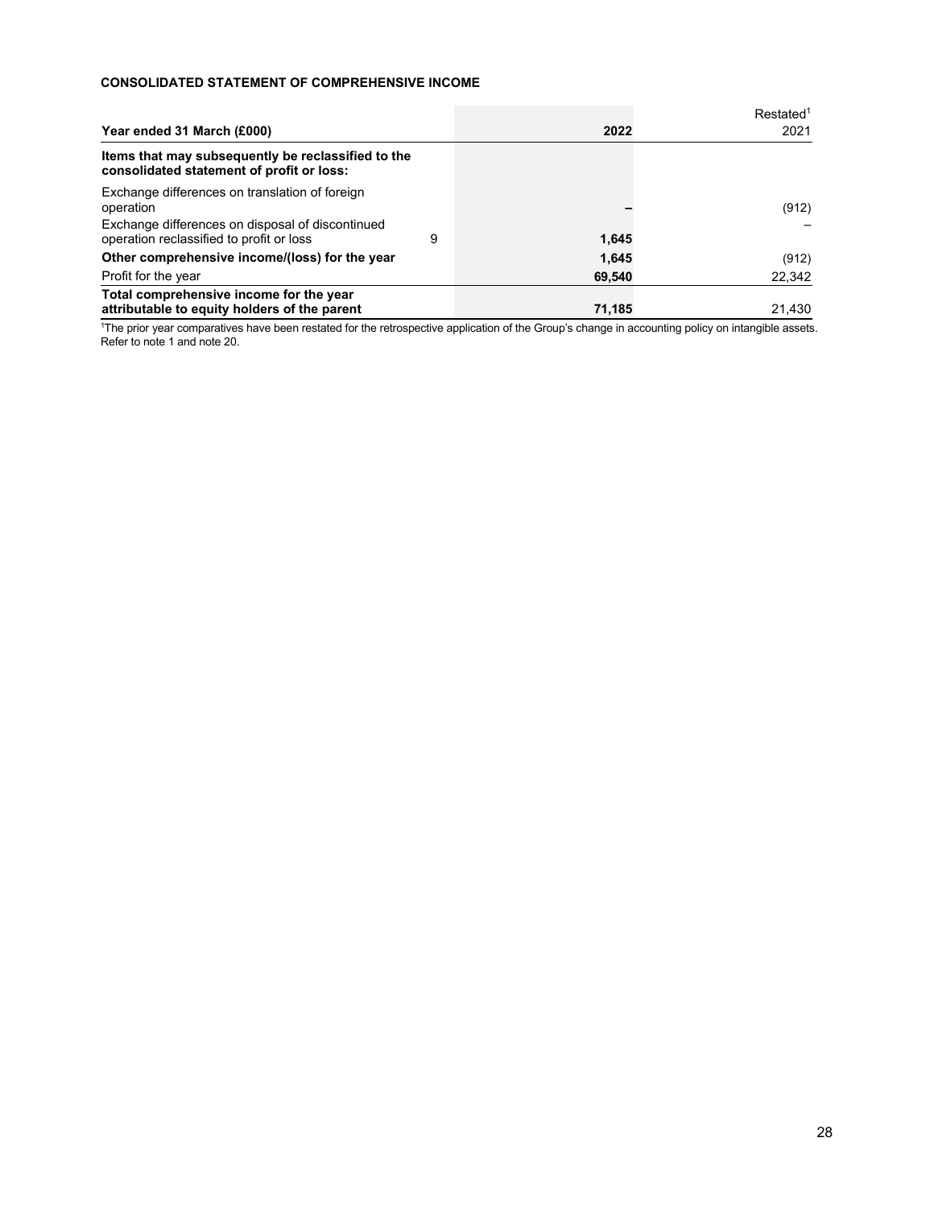**CONSOLIDATED STATEMENT OF COMPREHENSIVE INCOME**

| Year ended 31 March (£000) | | 2022 | Restated[1] 2021 |
|---|---|---|---|
| **Items that may subsequently be reclassified to the consolidated statement of profit or loss:** | | | |
| Exchange differences on translation of foreign operation | | – | (912) |
| Exchange differences on disposal of discontinued operation reclassified to profit or loss | 9 | 1,645 | – |
| **Other comprehensive income/(loss) for the year** | | 1,645 | (912) |
| Profit for the year | | 69,540 | 22,342 |
| **Total comprehensive income for the year attributable to equity holders of the parent** | | 71,185 | 21,430 |

[1]The prior year comparatives have been restated for the retrospective application of the Group's change in accounting policy on intangible assets. Refer to note 1 and note 20.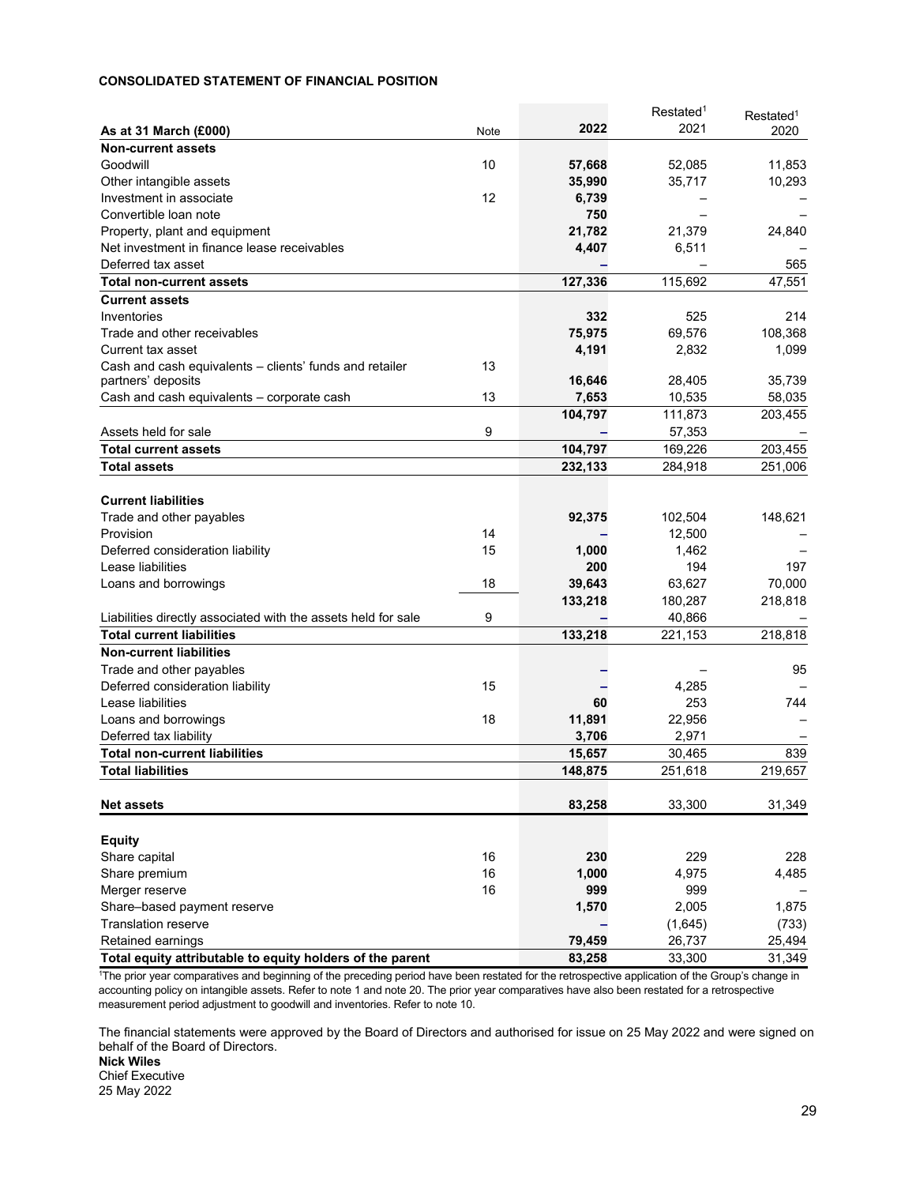**CONSOLIDATED STATEMENT OF FINANCIAL POSITION**

| As at 31 March (£000) | Note | 2022 | Restated[1] 2021 | Restated[1] 2020 |
|---|---|---|---|---|
| **Non-current assets** | | | | |
| Goodwill | 10 | **57,668** | 52,085 | 11,853 |
| Other intangible assets | | **35,990** | 35,717 | 10,293 |
| Investment in associate | 12 | **6,739** | – | – |
| Convertible loan note | | **750** | – | – |
| Property, plant and equipment | | **21,782** | 21,379 | 24,840 |
| Net investment in finance lease receivables | | **4,407** | 6,511 | – |
| Deferred tax asset | | **–** | – | 565 |
| **Total non-current assets** | | **127,336** | 115,692 | 47,551 |
| **Current assets** | | | | |
| Inventories | | **332** | 525 | 214 |
| Trade and other receivables | | **75,975** | 69,576 | 108,368 |
| Current tax asset | | **4,191** | 2,832 | 1,099 |
| Cash and cash equivalents – clients' funds and retailer partners' deposits | 13 | **16,646** | 28,405 | 35,739 |
| Cash and cash equivalents – corporate cash | 13 | **7,653** | 10,535 | 58,035 |
| | | **104,797** | 111,873 | 203,455 |
| Assets held for sale | 9 | **–** | 57,353 | – |
| **Total current assets** | | **104,797** | 169,226 | 203,455 |
| **Total assets** | | **232,133** | 284,918 | 251,006 |
| | | | | |
| **Current liabilities** | | | | |
| Trade and other payables | | **92,375** | 102,504 | 148,621 |
| Provision | 14 | **–** | 12,500 | – |
| Deferred consideration liability | 15 | **1,000** | 1,462 | – |
| Lease liabilities | | **200** | 194 | 197 |
| Loans and borrowings | 18 | **39,643** | 63,627 | 70,000 |
| | | **133,218** | 180,287 | 218,818 |
| Liabilities directly associated with the assets held for sale | 9 | **–** | 40,866 | – |
| **Total current liabilities** | | **133,218** | 221,153 | 218,818 |
| **Non-current liabilities** | | | | |
| Trade and other payables | | **–** | – | 95 |
| Deferred consideration liability | 15 | **–** | 4,285 | – |
| Lease liabilities | | **60** | 253 | 744 |
| Loans and borrowings | 18 | **11,891** | 22,956 | – |
| Deferred tax liability | | **3,706** | 2,971 | – |
| **Total non-current liabilities** | | **15,657** | 30,465 | 839 |
| **Total liabilities** | | **148,875** | 251,618 | 219,657 |
| | | | | |
| **Net assets** | | **83,258** | 33,300 | 31,349 |
| | | | | |
| **Equity** | | | | |
| Share capital | 16 | **230** | 229 | 228 |
| Share premium | 16 | **1,000** | 4,975 | 4,485 |
| Merger reserve | 16 | **999** | 999 | – |
| Share–based payment reserve | | **1,570** | 2,005 | 1,875 |
| Translation reserve | | **–** | (1,645) | (733) |
| Retained earnings | | **79,459** | 26,737 | 25,494 |
| **Total equity attributable to equity holders of the parent** | | **83,258** | 33,300 | 31,349 |

[1]The prior year comparatives and beginning of the preceding period have been restated for the retrospective application of the Group's change in accounting policy on intangible assets. Refer to note 1 and note 20. The prior year comparatives have also been restated for a retrospective measurement period adjustment to goodwill and inventories. Refer to note 10.

The financial statements were approved by the Board of Directors and authorised for issue on 25 May 2022 and were signed on behalf of the Board of Directors.

**Nick Wiles**
Chief Executive
25 May 2022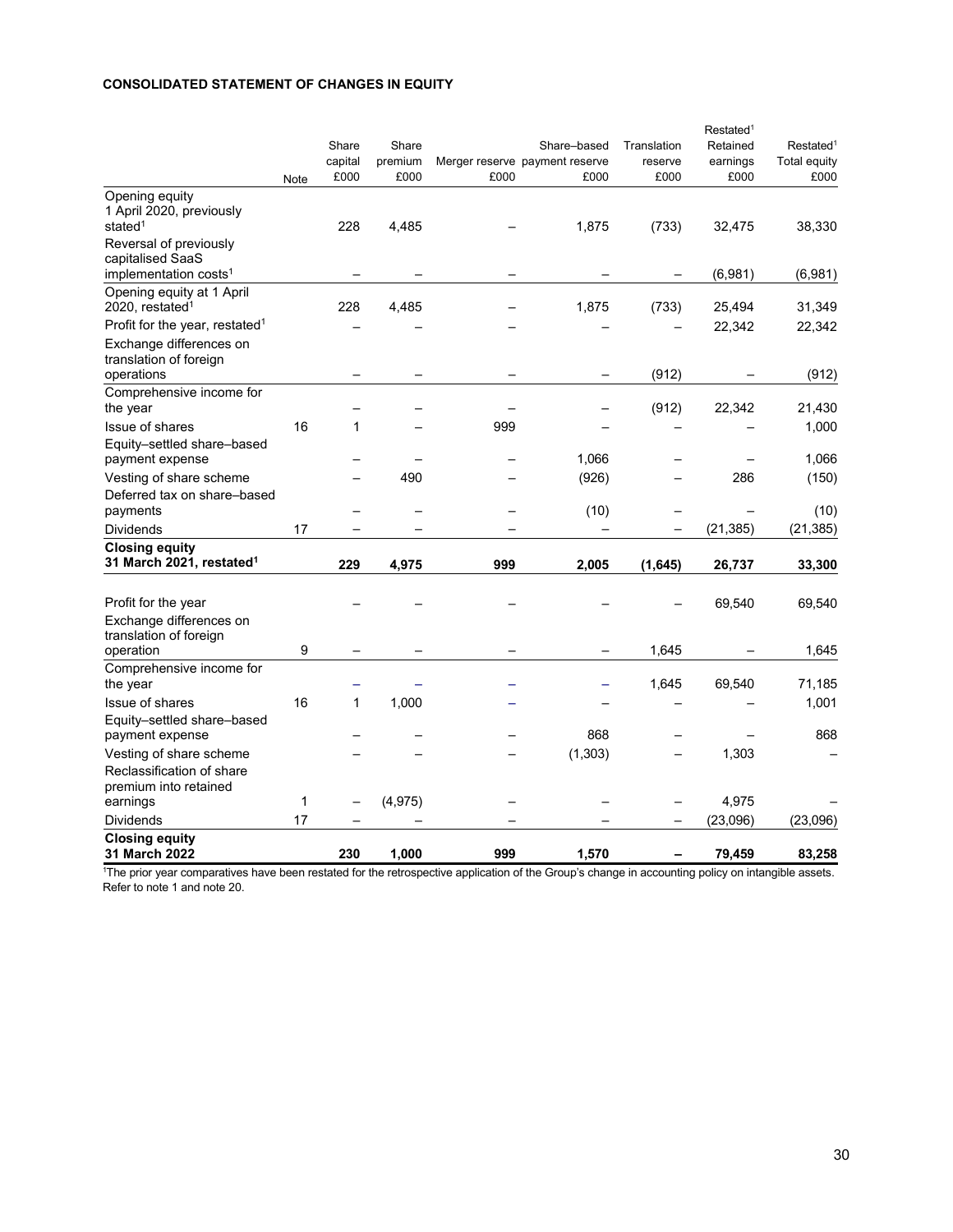**CONSOLIDATED STATEMENT OF CHANGES IN EQUITY**

| | Note | Share capital £000 | Share premium £000 | Merger reserve £000 | Share–based payment reserve £000 | Translation reserve £000 | Restated[1] Retained earnings £000 | Restated[1] Total equity £000 |
|---|---|---|---|---|---|---|---|---|
| Opening equity 1 April 2020, previously stated[1] | | 228 | 4,485 | – | 1,875 | (733) | 32,475 | 38,330 |
| Reversal of previously capitalised SaaS implementation costs[1] | | – | – | – | – | – | (6,981) | (6,981) |
| Opening equity at 1 April 2020, restated[1] | | 228 | 4,485 | – | 1,875 | (733) | 25,494 | 31,349 |
| Profit for the year, restated[1] | | – | – | – | – | – | 22,342 | 22,342 |
| Exchange differences on translation of foreign operations | | – | – | – | – | (912) | – | (912) |
| Comprehensive income for the year | | – | – | – | – | (912) | 22,342 | 21,430 |
| Issue of shares | 16 | 1 | – | 999 | – | – | – | 1,000 |
| Equity–settled share–based payment expense | | – | – | – | 1,066 | – | – | 1,066 |
| Vesting of share scheme | | – | 490 | – | (926) | – | 286 | (150) |
| Deferred tax on share–based payments | | – | – | – | (10) | – | – | (10) |
| Dividends | 17 | – | – | – | – | – | (21,385) | (21,385) |
| **Closing equity 31 March 2021, restated[1]** | | **229** | **4,975** | **999** | **2,005** | **(1,645)** | **26,737** | **33,300** |
| Profit for the year | | – | – | – | – | – | 69,540 | 69,540 |
| Exchange differences on translation of foreign operation | 9 | – | – | – | – | 1,645 | – | 1,645 |
| Comprehensive income for the year | | – | – | – | – | 1,645 | 69,540 | 71,185 |
| Issue of shares | 16 | 1 | 1,000 | – | – | – | – | 1,001 |
| Equity–settled share–based payment expense | | – | – | – | 868 | – | – | 868 |
| Vesting of share scheme | | – | – | – | (1,303) | – | 1,303 | – |
| Reclassification of share premium into retained earnings | 1 | – | (4,975) | – | – | – | 4,975 | – |
| Dividends | 17 | – | – | – | – | – | (23,096) | (23,096) |
| **Closing equity 31 March 2022** | | **230** | **1,000** | **999** | **1,570** | **–** | **79,459** | **83,258** |

[1]The prior year comparatives have been restated for the retrospective application of the Group's change in accounting policy on intangible assets. Refer to note 1 and note 20.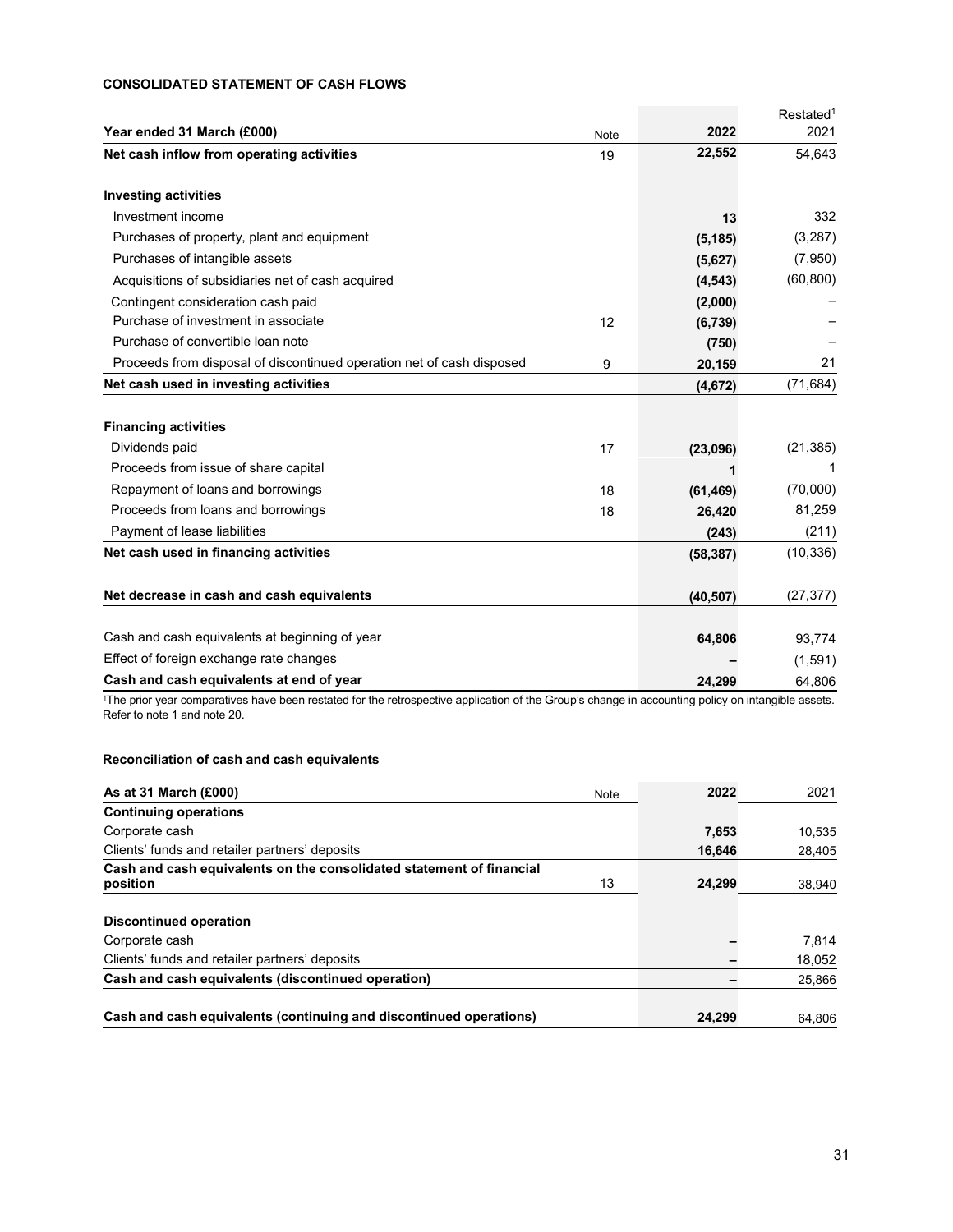### CONSOLIDATED STATEMENT OF CASH FLOWS

| Year ended 31 March (£000) | Note | 2022 | Restated[1] 2021 |
|---|---|---|---|
| **Net cash inflow from operating activities** | 19 | **22,552** | 54,643 |
| | | | |
| **Investing activities** | | | |
| Investment income | | **13** | 332 |
| Purchases of property, plant and equipment | | **(5,185)** | (3,287) |
| Purchases of intangible assets | | **(5,627)** | (7,950) |
| Acquisitions of subsidiaries net of cash acquired | | **(4,543)** | (60,800) |
| Contingent consideration cash paid | | **(2,000)** | – |
| Purchase of investment in associate | 12 | **(6,739)** | – |
| Purchase of convertible loan note | | **(750)** | – |
| Proceeds from disposal of discontinued operation net of cash disposed | 9 | **20,159** | 21 |
| **Net cash used in investing activities** | | **(4,672)** | (71,684) |
| | | | |
| **Financing activities** | | | |
| Dividends paid | 17 | **(23,096)** | (21,385) |
| Proceeds from issue of share capital | | **1** | 1 |
| Repayment of loans and borrowings | 18 | **(61,469)** | (70,000) |
| Proceeds from loans and borrowings | 18 | **26,420** | 81,259 |
| Payment of lease liabilities | | **(243)** | (211) |
| **Net cash used in financing activities** | | **(58,387)** | (10,336) |
| | | | |
| **Net decrease in cash and cash equivalents** | | **(40,507)** | (27,377) |
| | | | |
| Cash and cash equivalents at beginning of year | | **64,806** | 93,774 |
| Effect of foreign exchange rate changes | | **–** | (1,591) |
| **Cash and cash equivalents at end of year** | | **24,299** | 64,806 |

[1]The prior year comparatives have been restated for the retrospective application of the Group's change in accounting policy on intangible assets. Refer to note 1 and note 20.

#### Reconciliation of cash and cash equivalents

| As at 31 March (£000) | Note | 2022 | 2021 |
|---|---|---|---|
| **Continuing operations** | | | |
| Corporate cash | | **7,653** | 10,535 |
| Clients' funds and retailer partners' deposits | | **16,646** | 28,405 |
| **Cash and cash equivalents on the consolidated statement of financial position** | 13 | **24,299** | 38,940 |
| | | | |
| **Discontinued operation** | | | |
| Corporate cash | | **–** | 7,814 |
| Clients' funds and retailer partners' deposits | | **–** | 18,052 |
| **Cash and cash equivalents (discontinued operation)** | | **–** | 25,866 |
| | | | |
| **Cash and cash equivalents (continuing and discontinued operations)** | | **24,299** | 64,806 |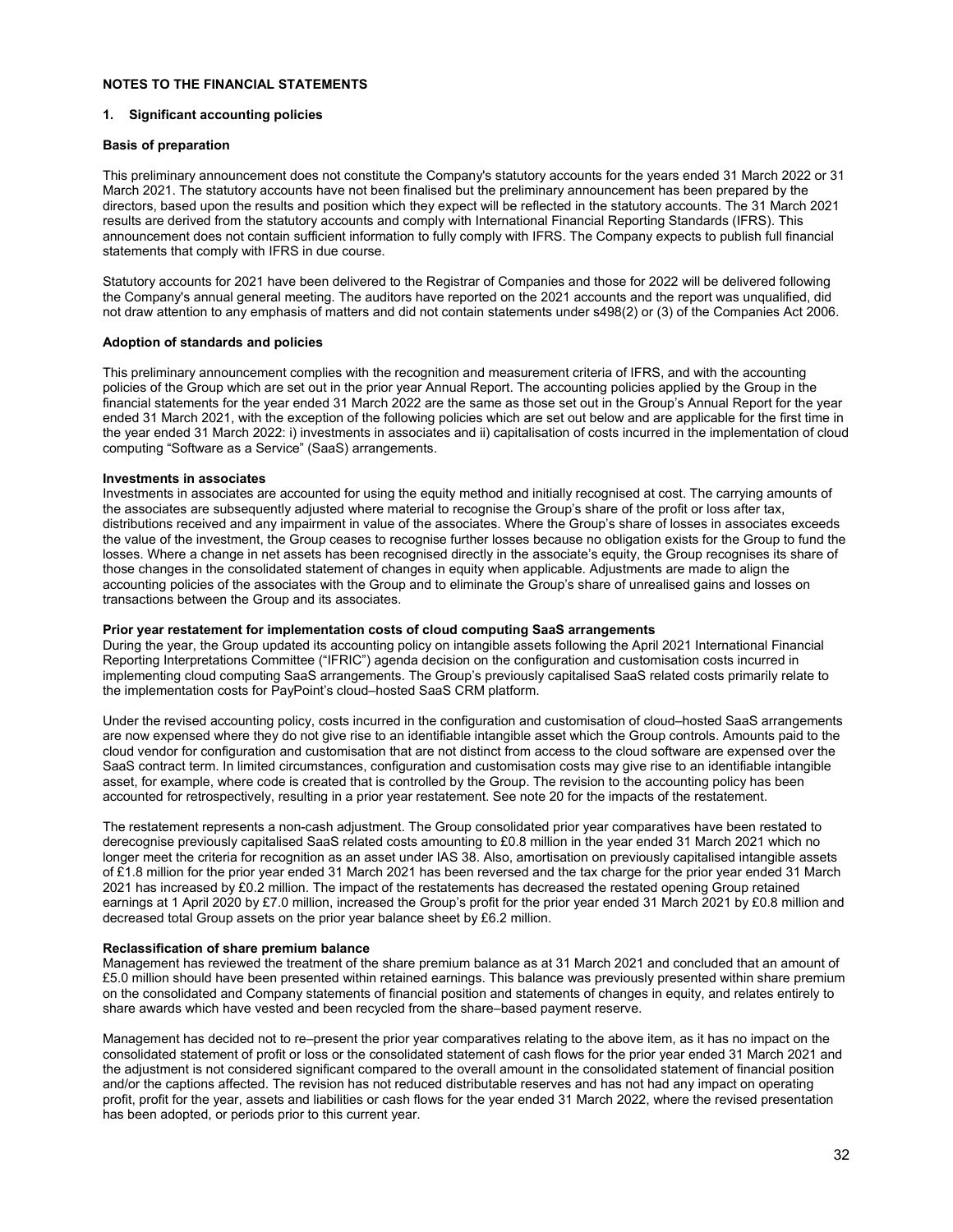## NOTES TO THE FINANCIAL STATEMENTS

### 1. Significant accounting policies

#### Basis of preparation

This preliminary announcement does not constitute the Company's statutory accounts for the years ended 31 March 2022 or 31 March 2021. The statutory accounts have not been finalised but the preliminary announcement has been prepared by the directors, based upon the results and position which they expect will be reflected in the statutory accounts. The 31 March 2021 results are derived from the statutory accounts and comply with International Financial Reporting Standards (IFRS). This announcement does not contain sufficient information to fully comply with IFRS. The Company expects to publish full financial statements that comply with IFRS in due course.

Statutory accounts for 2021 have been delivered to the Registrar of Companies and those for 2022 will be delivered following the Company's annual general meeting. The auditors have reported on the 2021 accounts and the report was unqualified, did not draw attention to any emphasis of matters and did not contain statements under s498(2) or (3) of the Companies Act 2006.

#### Adoption of standards and policies

This preliminary announcement complies with the recognition and measurement criteria of IFRS, and with the accounting policies of the Group which are set out in the prior year Annual Report. The accounting policies applied by the Group in the financial statements for the year ended 31 March 2022 are the same as those set out in the Group's Annual Report for the year ended 31 March 2021, with the exception of the following policies which are set out below and are applicable for the first time in the year ended 31 March 2022: i) investments in associates and ii) capitalisation of costs incurred in the implementation of cloud computing "Software as a Service" (SaaS) arrangements.

#### Investments in associates

Investments in associates are accounted for using the equity method and initially recognised at cost. The carrying amounts of the associates are subsequently adjusted where material to recognise the Group's share of the profit or loss after tax, distributions received and any impairment in value of the associates. Where the Group's share of losses in associates exceeds the value of the investment, the Group ceases to recognise further losses because no obligation exists for the Group to fund the losses. Where a change in net assets has been recognised directly in the associate's equity, the Group recognises its share of those changes in the consolidated statement of changes in equity when applicable. Adjustments are made to align the accounting policies of the associates with the Group and to eliminate the Group's share of unrealised gains and losses on transactions between the Group and its associates.

#### Prior year restatement for implementation costs of cloud computing SaaS arrangements

During the year, the Group updated its accounting policy on intangible assets following the April 2021 International Financial Reporting Interpretations Committee ("IFRIC") agenda decision on the configuration and customisation costs incurred in implementing cloud computing SaaS arrangements. The Group's previously capitalised SaaS related costs primarily relate to the implementation costs for PayPoint's cloud–hosted SaaS CRM platform.

Under the revised accounting policy, costs incurred in the configuration and customisation of cloud–hosted SaaS arrangements are now expensed where they do not give rise to an identifiable intangible asset which the Group controls. Amounts paid to the cloud vendor for configuration and customisation that are not distinct from access to the cloud software are expensed over the SaaS contract term. In limited circumstances, configuration and customisation costs may give rise to an identifiable intangible asset, for example, where code is created that is controlled by the Group. The revision to the accounting policy has been accounted for retrospectively, resulting in a prior year restatement. See note 20 for the impacts of the restatement.

The restatement represents a non-cash adjustment. The Group consolidated prior year comparatives have been restated to derecognise previously capitalised SaaS related costs amounting to £0.8 million in the year ended 31 March 2021 which no longer meet the criteria for recognition as an asset under IAS 38. Also, amortisation on previously capitalised intangible assets of £1.8 million for the prior year ended 31 March 2021 has been reversed and the tax charge for the prior year ended 31 March 2021 has increased by £0.2 million. The impact of the restatements has decreased the restated opening Group retained earnings at 1 April 2020 by £7.0 million, increased the Group's profit for the prior year ended 31 March 2021 by £0.8 million and decreased total Group assets on the prior year balance sheet by £6.2 million.

#### Reclassification of share premium balance

Management has reviewed the treatment of the share premium balance as at 31 March 2021 and concluded that an amount of £5.0 million should have been presented within retained earnings. This balance was previously presented within share premium on the consolidated and Company statements of financial position and statements of changes in equity, and relates entirely to share awards which have vested and been recycled from the share–based payment reserve.

Management has decided not to re–present the prior year comparatives relating to the above item, as it has no impact on the consolidated statement of profit or loss or the consolidated statement of cash flows for the prior year ended 31 March 2021 and the adjustment is not considered significant compared to the overall amount in the consolidated statement of financial position and/or the captions affected. The revision has not reduced distributable reserves and has not had any impact on operating profit, profit for the year, assets and liabilities or cash flows for the year ended 31 March 2022, where the revised presentation has been adopted, or periods prior to this current year.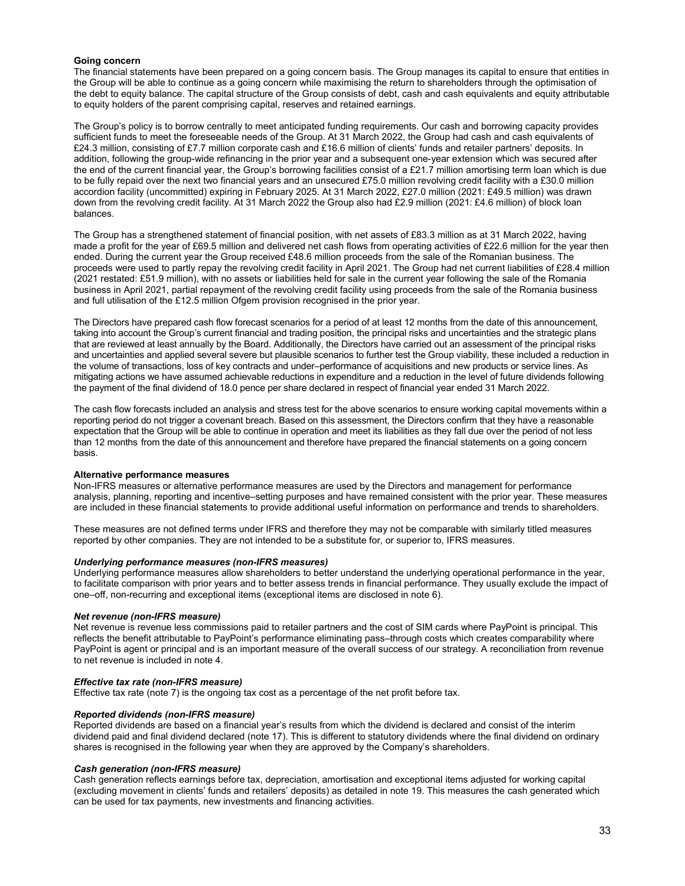**Going concern**

The financial statements have been prepared on a going concern basis. The Group manages its capital to ensure that entities in the Group will be able to continue as a going concern while maximising the return to shareholders through the optimisation of the debt to equity balance. The capital structure of the Group consists of debt, cash and cash equivalents and equity attributable to equity holders of the parent comprising capital, reserves and retained earnings.

The Group's policy is to borrow centrally to meet anticipated funding requirements. Our cash and borrowing capacity provides sufficient funds to meet the foreseeable needs of the Group. At 31 March 2022, the Group had cash and cash equivalents of £24.3 million, consisting of £7.7 million corporate cash and £16.6 million of clients' funds and retailer partners' deposits. In addition, following the group-wide refinancing in the prior year and a subsequent one-year extension which was secured after the end of the current financial year, the Group's borrowing facilities consist of a £21.7 million amortising term loan which is due to be fully repaid over the next two financial years and an unsecured £75.0 million revolving credit facility with a £30.0 million accordion facility (uncommitted) expiring in February 2025. At 31 March 2022, £27.0 million (2021: £49.5 million) was drawn down from the revolving credit facility. At 31 March 2022 the Group also had £2.9 million (2021: £4.6 million) of block loan balances.

The Group has a strengthened statement of financial position, with net assets of £83.3 million as at 31 March 2022, having made a profit for the year of £69.5 million and delivered net cash flows from operating activities of £22.6 million for the year then ended. During the current year the Group received £48.6 million proceeds from the sale of the Romanian business. The proceeds were used to partly repay the revolving credit facility in April 2021. The Group had net current liabilities of £28.4 million (2021 restated: £51.9 million), with no assets or liabilities held for sale in the current year following the sale of the Romania business in April 2021, partial repayment of the revolving credit facility using proceeds from the sale of the Romania business and full utilisation of the £12.5 million Ofgem provision recognised in the prior year.

The Directors have prepared cash flow forecast scenarios for a period of at least 12 months from the date of this announcement, taking into account the Group's current financial and trading position, the principal risks and uncertainties and the strategic plans that are reviewed at least annually by the Board. Additionally, the Directors have carried out an assessment of the principal risks and uncertainties and applied several severe but plausible scenarios to further test the Group viability, these included a reduction in the volume of transactions, loss of key contracts and under–performance of acquisitions and new products or service lines. As mitigating actions we have assumed achievable reductions in expenditure and a reduction in the level of future dividends following the payment of the final dividend of 18.0 pence per share declared in respect of financial year ended 31 March 2022.

The cash flow forecasts included an analysis and stress test for the above scenarios to ensure working capital movements within a reporting period do not trigger a covenant breach. Based on this assessment, the Directors confirm that they have a reasonable expectation that the Group will be able to continue in operation and meet its liabilities as they fall due over the period of not less than 12 months from the date of this announcement and therefore have prepared the financial statements on a going concern basis.

**Alternative performance measures**

Non-IFRS measures or alternative performance measures are used by the Directors and management for performance analysis, planning, reporting and incentive–setting purposes and have remained consistent with the prior year. These measures are included in these financial statements to provide additional useful information on performance and trends to shareholders.

These measures are not defined terms under IFRS and therefore they may not be comparable with similarly titled measures reported by other companies. They are not intended to be a substitute for, or superior to, IFRS measures.

***Underlying performance measures (non-IFRS measures)***

Underlying performance measures allow shareholders to better understand the underlying operational performance in the year, to facilitate comparison with prior years and to better assess trends in financial performance. They usually exclude the impact of one–off, non-recurring and exceptional items (exceptional items are disclosed in note 6).

***Net revenue (non-IFRS measure)***

Net revenue is revenue less commissions paid to retailer partners and the cost of SIM cards where PayPoint is principal. This reflects the benefit attributable to PayPoint's performance eliminating pass–through costs which creates comparability where PayPoint is agent or principal and is an important measure of the overall success of our strategy. A reconciliation from revenue to net revenue is included in note 4.

***Effective tax rate (non-IFRS measure)***

Effective tax rate (note 7) is the ongoing tax cost as a percentage of the net profit before tax.

***Reported dividends (non-IFRS measure)***

Reported dividends are based on a financial year's results from which the dividend is declared and consist of the interim dividend paid and final dividend declared (note 17). This is different to statutory dividends where the final dividend on ordinary shares is recognised in the following year when they are approved by the Company's shareholders.

***Cash generation (non-IFRS measure)***

Cash generation reflects earnings before tax, depreciation, amortisation and exceptional items adjusted for working capital (excluding movement in clients' funds and retailers' deposits) as detailed in note 19. This measures the cash generated which can be used for tax payments, new investments and financing activities.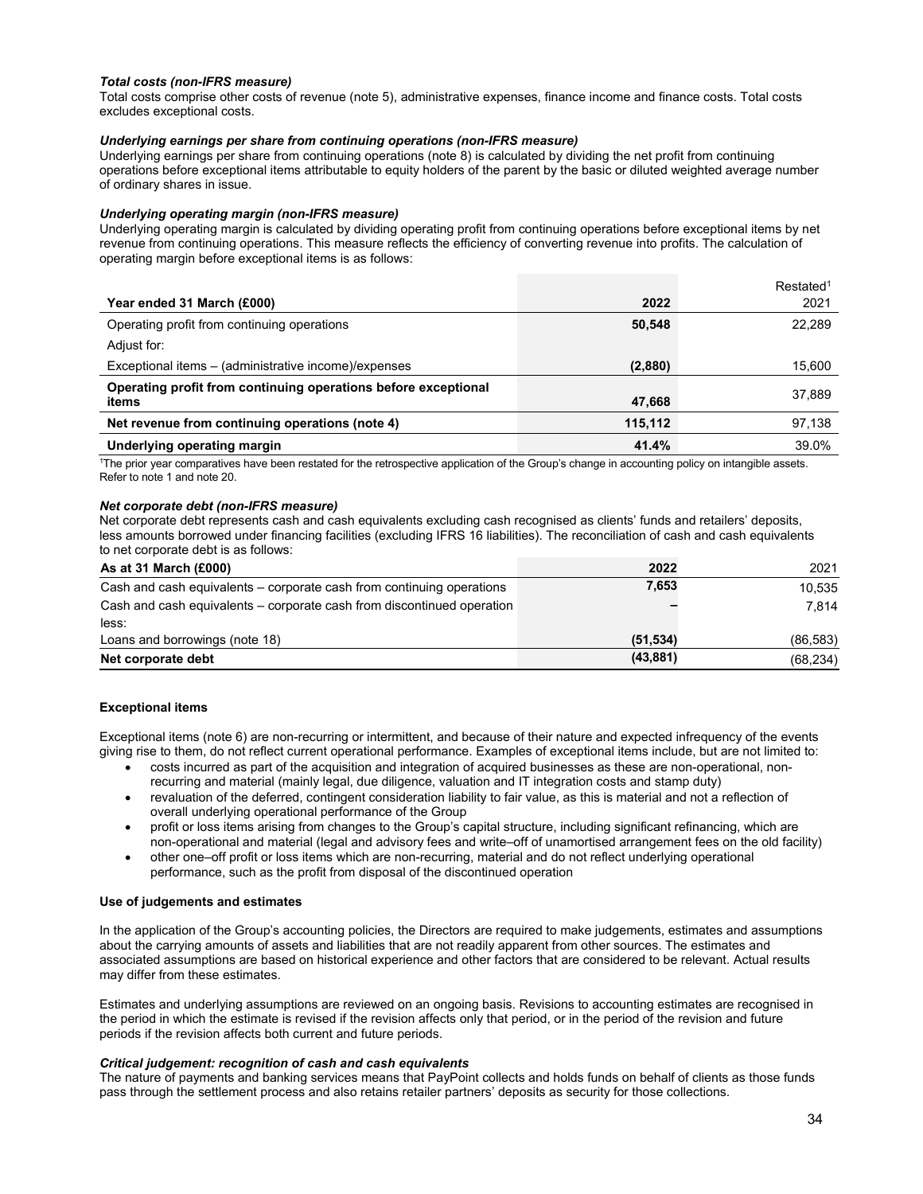***Total costs (non-IFRS measure)***
Total costs comprise other costs of revenue (note 5), administrative expenses, finance income and finance costs. Total costs excludes exceptional costs.

***Underlying earnings per share from continuing operations (non-IFRS measure)***
Underlying earnings per share from continuing operations (note 8) is calculated by dividing the net profit from continuing operations before exceptional items attributable to equity holders of the parent by the basic or diluted weighted average number of ordinary shares in issue.

***Underlying operating margin (non-IFRS measure)***
Underlying operating margin is calculated by dividing operating profit from continuing operations before exceptional items by net revenue from continuing operations. This measure reflects the efficiency of converting revenue into profits. The calculation of operating margin before exceptional items is as follows:

| Year ended 31 March (£000) | 2022 | Restated[1] 2021 |
|---|---|---|
| Operating profit from continuing operations | **50,548** | 22,289 |
| Adjust for: | | |
| Exceptional items – (administrative income)/expenses | **(2,880)** | 15,600 |
| **Operating profit from continuing operations before exceptional items** | **47,668** | 37,889 |
| **Net revenue from continuing operations (note 4)** | **115,112** | 97,138 |
| **Underlying operating margin** | **41.4%** | 39.0% |

[1]The prior year comparatives have been restated for the retrospective application of the Group's change in accounting policy on intangible assets. Refer to note 1 and note 20.

***Net corporate debt (non-IFRS measure)***
Net corporate debt represents cash and cash equivalents excluding cash recognised as clients' funds and retailers' deposits, less amounts borrowed under financing facilities (excluding IFRS 16 liabilities). The reconciliation of cash and cash equivalents to net corporate debt is as follows:

| As at 31 March (£000) | 2022 | 2021 |
|---|---|---|
| Cash and cash equivalents – corporate cash from continuing operations | **7,653** | 10,535 |
| Cash and cash equivalents – corporate cash from discontinued operation | **–** | 7,814 |
| less: | | |
| Loans and borrowings (note 18) | **(51,534)** | (86,583) |
| **Net corporate debt** | **(43,881)** | (68,234) |

**Exceptional items**

Exceptional items (note 6) are non-recurring or intermittent, and because of their nature and expected infrequency of the events giving rise to them, do not reflect current operational performance. Examples of exceptional items include, but are not limited to:

- costs incurred as part of the acquisition and integration of acquired businesses as these are non-operational, non-recurring and material (mainly legal, due diligence, valuation and IT integration costs and stamp duty)
- revaluation of the deferred, contingent consideration liability to fair value, as this is material and not a reflection of overall underlying operational performance of the Group
- profit or loss items arising from changes to the Group's capital structure, including significant refinancing, which are non-operational and material (legal and advisory fees and write–off of unamortised arrangement fees on the old facility)
- other one–off profit or loss items which are non-recurring, material and do not reflect underlying operational performance, such as the profit from disposal of the discontinued operation

**Use of judgements and estimates**

In the application of the Group's accounting policies, the Directors are required to make judgements, estimates and assumptions about the carrying amounts of assets and liabilities that are not readily apparent from other sources. The estimates and associated assumptions are based on historical experience and other factors that are considered to be relevant. Actual results may differ from these estimates.

Estimates and underlying assumptions are reviewed on an ongoing basis. Revisions to accounting estimates are recognised in the period in which the estimate is revised if the revision affects only that period, or in the period of the revision and future periods if the revision affects both current and future periods.

***Critical judgement: recognition of cash and cash equivalents***
The nature of payments and banking services means that PayPoint collects and holds funds on behalf of clients as those funds pass through the settlement process and also retains retailer partners' deposits as security for those collections.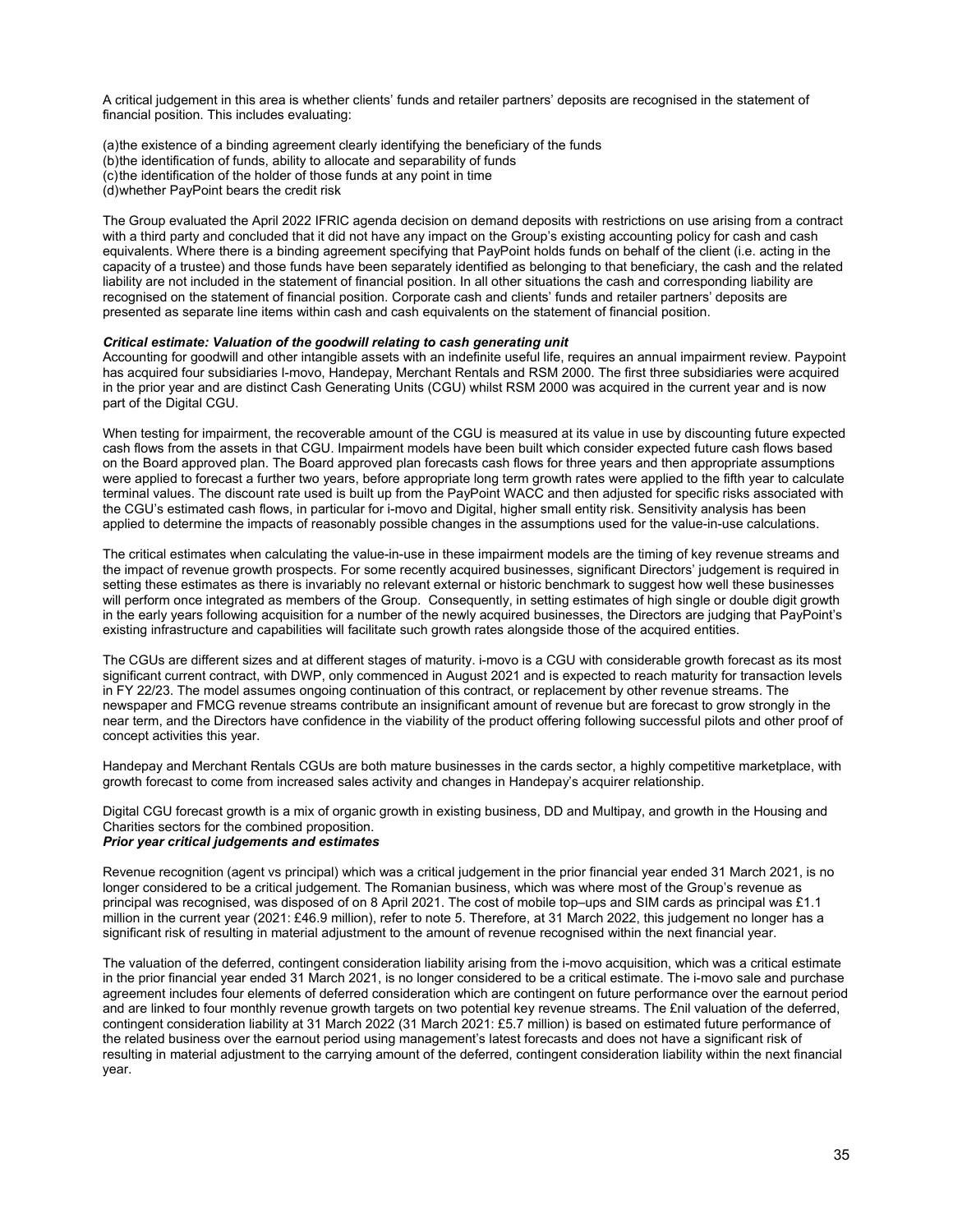A critical judgement in this area is whether clients' funds and retailer partners' deposits are recognised in the statement of financial position. This includes evaluating:

(a)the existence of a binding agreement clearly identifying the beneficiary of the funds
(b)the identification of funds, ability to allocate and separability of funds
(c)the identification of the holder of those funds at any point in time
(d)whether PayPoint bears the credit risk

The Group evaluated the April 2022 IFRIC agenda decision on demand deposits with restrictions on use arising from a contract with a third party and concluded that it did not have any impact on the Group's existing accounting policy for cash and cash equivalents. Where there is a binding agreement specifying that PayPoint holds funds on behalf of the client (i.e. acting in the capacity of a trustee) and those funds have been separately identified as belonging to that beneficiary, the cash and the related liability are not included in the statement of financial position. In all other situations the cash and corresponding liability are recognised on the statement of financial position. Corporate cash and clients' funds and retailer partners' deposits are presented as separate line items within cash and cash equivalents on the statement of financial position.

***Critical estimate: Valuation of the goodwill relating to cash generating unit***

Accounting for goodwill and other intangible assets with an indefinite useful life, requires an annual impairment review. Paypoint has acquired four subsidiaries I-movo, Handepay, Merchant Rentals and RSM 2000. The first three subsidiaries were acquired in the prior year and are distinct Cash Generating Units (CGU) whilst RSM 2000 was acquired in the current year and is now part of the Digital CGU.

When testing for impairment, the recoverable amount of the CGU is measured at its value in use by discounting future expected cash flows from the assets in that CGU. Impairment models have been built which consider expected future cash flows based on the Board approved plan. The Board approved plan forecasts cash flows for three years and then appropriate assumptions were applied to forecast a further two years, before appropriate long term growth rates were applied to the fifth year to calculate terminal values. The discount rate used is built up from the PayPoint WACC and then adjusted for specific risks associated with the CGU's estimated cash flows, in particular for i-movo and Digital, higher small entity risk. Sensitivity analysis has been applied to determine the impacts of reasonably possible changes in the assumptions used for the value-in-use calculations.

The critical estimates when calculating the value-in-use in these impairment models are the timing of key revenue streams and the impact of revenue growth prospects. For some recently acquired businesses, significant Directors' judgement is required in setting these estimates as there is invariably no relevant external or historic benchmark to suggest how well these businesses will perform once integrated as members of the Group. Consequently, in setting estimates of high single or double digit growth in the early years following acquisition for a number of the newly acquired businesses, the Directors are judging that PayPoint's existing infrastructure and capabilities will facilitate such growth rates alongside those of the acquired entities.

The CGUs are different sizes and at different stages of maturity. i-movo is a CGU with considerable growth forecast as its most significant current contract, with DWP, only commenced in August 2021 and is expected to reach maturity for transaction levels in FY 22/23. The model assumes ongoing continuation of this contract, or replacement by other revenue streams. The newspaper and FMCG revenue streams contribute an insignificant amount of revenue but are forecast to grow strongly in the near term, and the Directors have confidence in the viability of the product offering following successful pilots and other proof of concept activities this year.

Handepay and Merchant Rentals CGUs are both mature businesses in the cards sector, a highly competitive marketplace, with growth forecast to come from increased sales activity and changes in Handepay's acquirer relationship.

Digital CGU forecast growth is a mix of organic growth in existing business, DD and Multipay, and growth in the Housing and Charities sectors for the combined proposition.

***Prior year critical judgements and estimates***

Revenue recognition (agent vs principal) which was a critical judgement in the prior financial year ended 31 March 2021, is no longer considered to be a critical judgement. The Romanian business, which was where most of the Group's revenue as principal was recognised, was disposed of on 8 April 2021. The cost of mobile top–ups and SIM cards as principal was £1.1 million in the current year (2021: £46.9 million), refer to note 5. Therefore, at 31 March 2022, this judgement no longer has a significant risk of resulting in material adjustment to the amount of revenue recognised within the next financial year.

The valuation of the deferred, contingent consideration liability arising from the i-movo acquisition, which was a critical estimate in the prior financial year ended 31 March 2021, is no longer considered to be a critical estimate. The i-movo sale and purchase agreement includes four elements of deferred consideration which are contingent on future performance over the earnout period and are linked to four monthly revenue growth targets on two potential key revenue streams. The £nil valuation of the deferred, contingent consideration liability at 31 March 2022 (31 March 2021: £5.7 million) is based on estimated future performance of the related business over the earnout period using management's latest forecasts and does not have a significant risk of resulting in material adjustment to the carrying amount of the deferred, contingent consideration liability within the next financial year.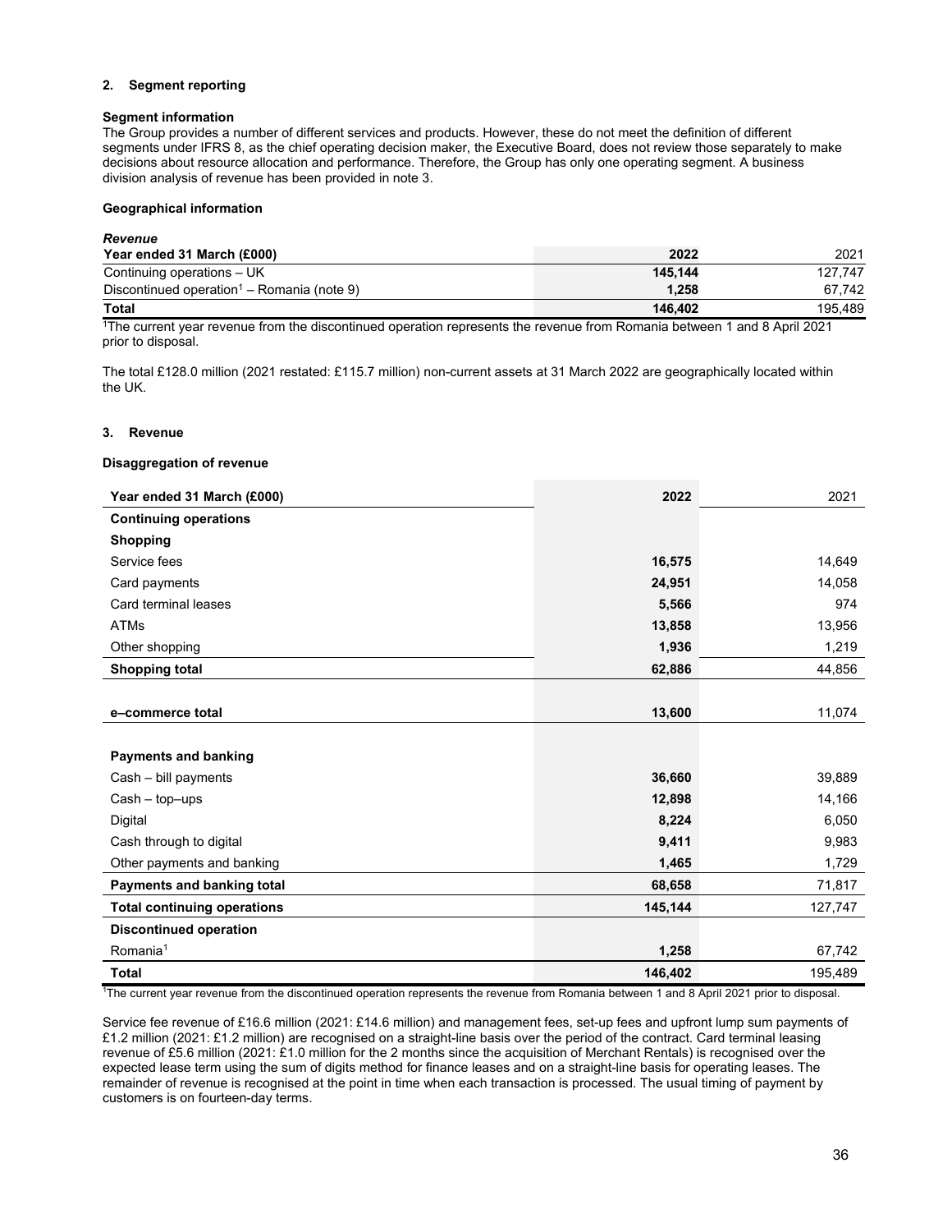## 2. Segment reporting

**Segment information**

The Group provides a number of different services and products. However, these do not meet the definition of different segments under IFRS 8, as the chief operating decision maker, the Executive Board, does not review those separately to make decisions about resource allocation and performance. Therefore, the Group has only one operating segment. A business division analysis of revenue has been provided in note 3.

**Geographical information**

***Revenue***

| Year ended 31 March (£000) | 2022 | 2021 |
|---|---|---|
| Continuing operations – UK | **145,144** | 127,747 |
| Discontinued operation[1] – Romania (note 9) | **1,258** | 67,742 |
| **Total** | **146,402** | 195,489 |

[1]The current year revenue from the discontinued operation represents the revenue from Romania between 1 and 8 April 2021 prior to disposal.

The total £128.0 million (2021 restated: £115.7 million) non-current assets at 31 March 2022 are geographically located within the UK.

## 3. Revenue

**Disaggregation of revenue**

| Year ended 31 March (£000) | 2022 | 2021 |
|---|---|---|
| **Continuing operations** | | |
| **Shopping** | | |
| Service fees | **16,575** | 14,649 |
| Card payments | **24,951** | 14,058 |
| Card terminal leases | **5,566** | 974 |
| ATMs | **13,858** | 13,956 |
| Other shopping | **1,936** | 1,219 |
| **Shopping total** | **62,886** | 44,856 |
| | | |
| **e–commerce total** | **13,600** | 11,074 |
| | | |
| **Payments and banking** | | |
| Cash – bill payments | **36,660** | 39,889 |
| Cash – top–ups | **12,898** | 14,166 |
| Digital | **8,224** | 6,050 |
| Cash through to digital | **9,411** | 9,983 |
| Other payments and banking | **1,465** | 1,729 |
| **Payments and banking total** | **68,658** | 71,817 |
| **Total continuing operations** | **145,144** | 127,747 |
| **Discontinued operation** | | |
| Romania[1] | **1,258** | 67,742 |
| **Total** | **146,402** | 195,489 |

[1]The current year revenue from the discontinued operation represents the revenue from Romania between 1 and 8 April 2021 prior to disposal.

Service fee revenue of £16.6 million (2021: £14.6 million) and management fees, set-up fees and upfront lump sum payments of £1.2 million (2021: £1.2 million) are recognised on a straight-line basis over the period of the contract. Card terminal leasing revenue of £5.6 million (2021: £1.0 million for the 2 months since the acquisition of Merchant Rentals) is recognised over the expected lease term using the sum of digits method for finance leases and on a straight-line basis for operating leases. The remainder of revenue is recognised at the point in time when each transaction is processed. The usual timing of payment by customers is on fourteen-day terms.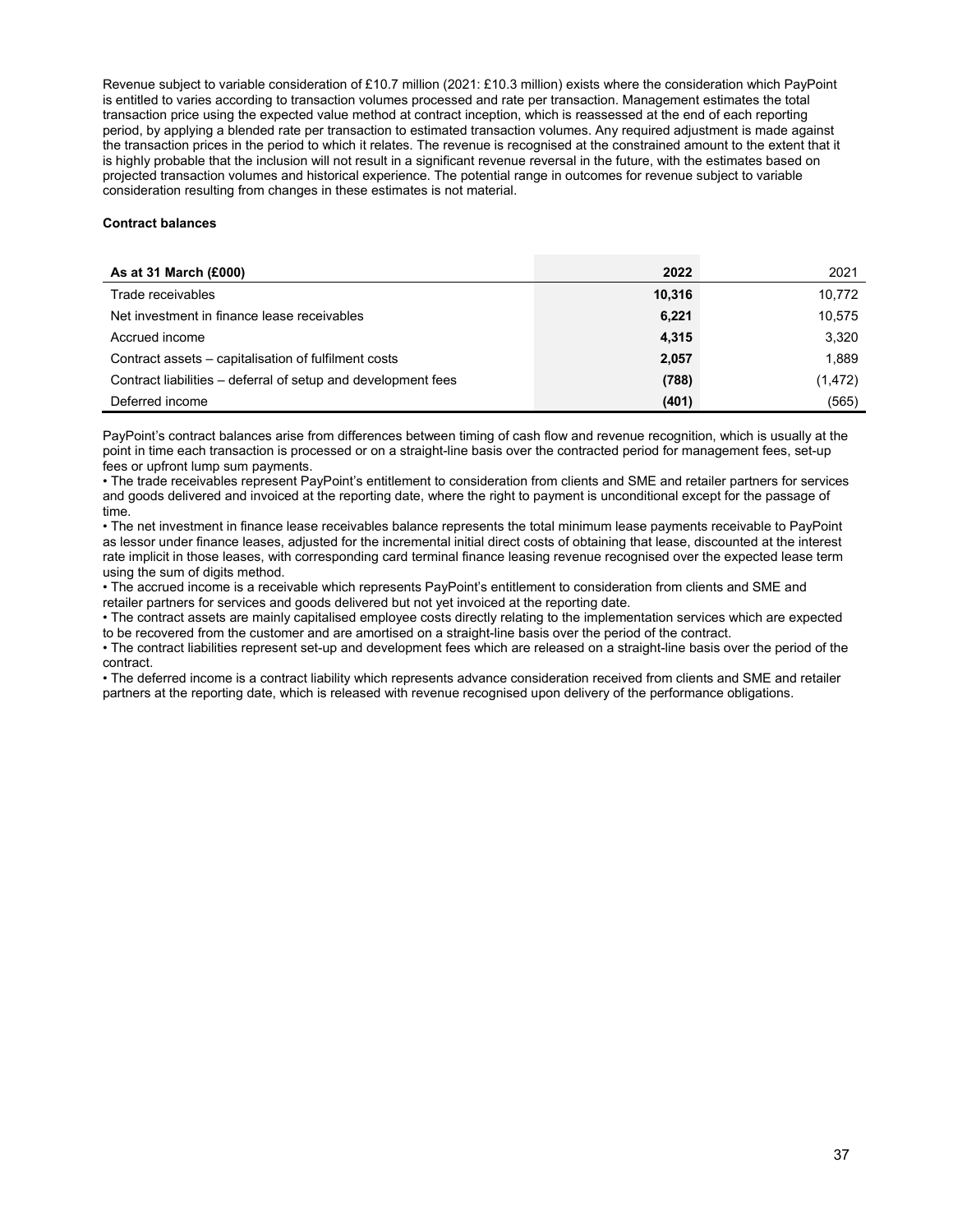Revenue subject to variable consideration of £10.7 million (2021: £10.3 million) exists where the consideration which PayPoint is entitled to varies according to transaction volumes processed and rate per transaction. Management estimates the total transaction price using the expected value method at contract inception, which is reassessed at the end of each reporting period, by applying a blended rate per transaction to estimated transaction volumes. Any required adjustment is made against the transaction prices in the period to which it relates. The revenue is recognised at the constrained amount to the extent that it is highly probable that the inclusion will not result in a significant revenue reversal in the future, with the estimates based on projected transaction volumes and historical experience. The potential range in outcomes for revenue subject to variable consideration resulting from changes in these estimates is not material.

**Contract balances**

| **As at 31 March (£000)** | **2022** | 2021 |
|---|---|---|
| Trade receivables | **10,316** | 10,772 |
| Net investment in finance lease receivables | **6,221** | 10,575 |
| Accrued income | **4,315** | 3,320 |
| Contract assets – capitalisation of fulfilment costs | **2,057** | 1,889 |
| Contract liabilities – deferral of setup and development fees | **(788)** | (1,472) |
| Deferred income | **(401)** | (565) |

PayPoint's contract balances arise from differences between timing of cash flow and revenue recognition, which is usually at the point in time each transaction is processed or on a straight-line basis over the contracted period for management fees, set-up fees or upfront lump sum payments.

- The trade receivables represent PayPoint's entitlement to consideration from clients and SME and retailer partners for services and goods delivered and invoiced at the reporting date, where the right to payment is unconditional except for the passage of time.
- The net investment in finance lease receivables balance represents the total minimum lease payments receivable to PayPoint as lessor under finance leases, adjusted for the incremental initial direct costs of obtaining that lease, discounted at the interest rate implicit in those leases, with corresponding card terminal finance leasing revenue recognised over the expected lease term using the sum of digits method.
- The accrued income is a receivable which represents PayPoint's entitlement to consideration from clients and SME and retailer partners for services and goods delivered but not yet invoiced at the reporting date.
- The contract assets are mainly capitalised employee costs directly relating to the implementation services which are expected to be recovered from the customer and are amortised on a straight-line basis over the period of the contract.
- The contract liabilities represent set-up and development fees which are released on a straight-line basis over the period of the contract.
- The deferred income is a contract liability which represents advance consideration received from clients and SME and retailer partners at the reporting date, which is released with revenue recognised upon delivery of the performance obligations.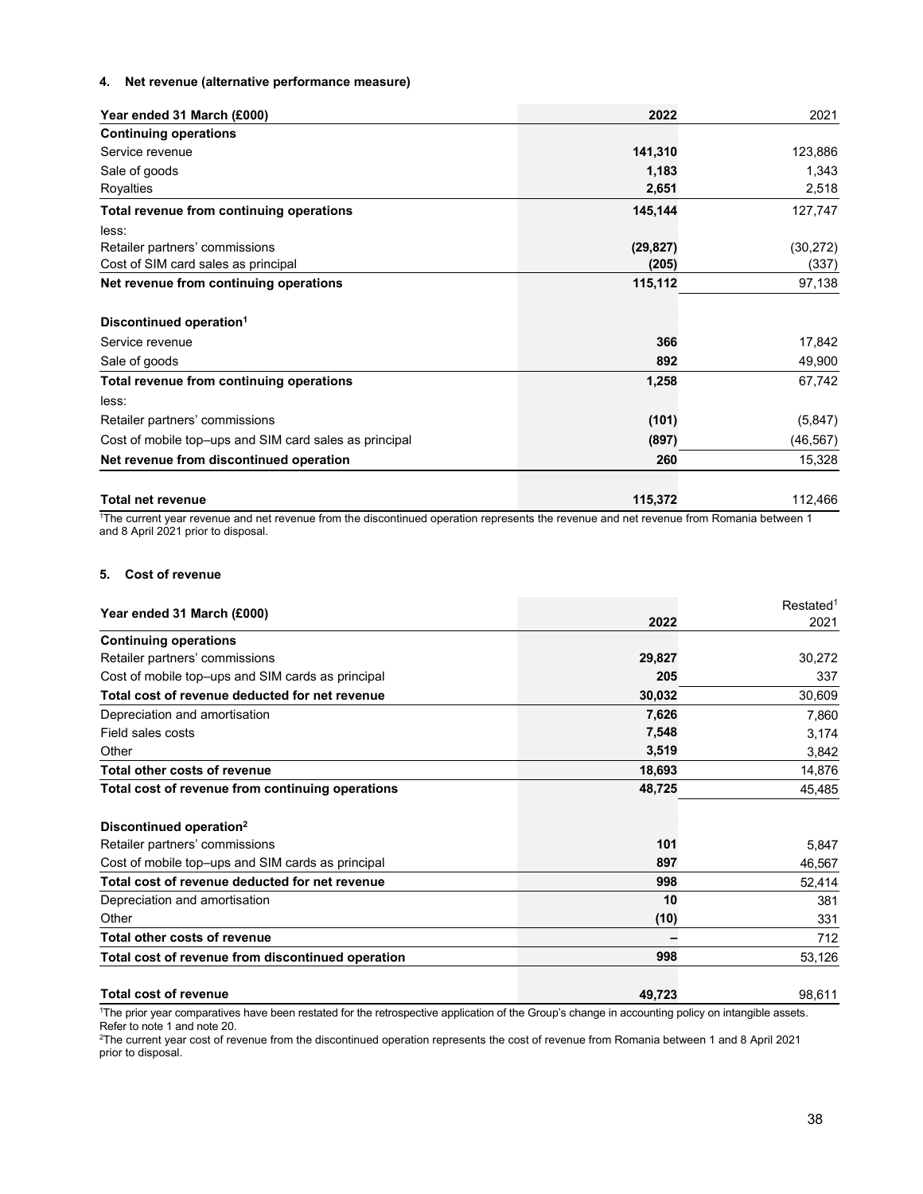#### 4. Net revenue (alternative performance measure)

| Year ended 31 March (£000) | 2022 | 2021 |
|---|---|---|
| **Continuing operations** | | |
| Service revenue | **141,310** | 123,886 |
| Sale of goods | **1,183** | 1,343 |
| Royalties | **2,651** | 2,518 |
| **Total revenue from continuing operations** | **145,144** | 127,747 |
| less: | | |
| Retailer partners' commissions | **(29,827)** | (30,272) |
| Cost of SIM card sales as principal | **(205)** | (337) |
| **Net revenue from continuing operations** | **115,112** | 97,138 |
| | | |
| **Discontinued operation[1]** | | |
| Service revenue | **366** | 17,842 |
| Sale of goods | **892** | 49,900 |
| **Total revenue from continuing operations** | **1,258** | 67,742 |
| less: | | |
| Retailer partners' commissions | **(101)** | (5,847) |
| Cost of mobile top–ups and SIM card sales as principal | **(897)** | (46,567) |
| **Net revenue from discontinued operation** | **260** | 15,328 |
| | | |
| **Total net revenue** | **115,372** | 112,466 |

[1]The current year revenue and net revenue from the discontinued operation represents the revenue and net revenue from Romania between 1 and 8 April 2021 prior to disposal.

#### 5. Cost of revenue

| Year ended 31 March (£000) | 2022 | Restated[1] 2021 |
|---|---|---|
| **Continuing operations** | | |
| Retailer partners' commissions | **29,827** | 30,272 |
| Cost of mobile top–ups and SIM cards as principal | **205** | 337 |
| **Total cost of revenue deducted for net revenue** | **30,032** | 30,609 |
| Depreciation and amortisation | **7,626** | 7,860 |
| Field sales costs | **7,548** | 3,174 |
| Other | **3,519** | 3,842 |
| **Total other costs of revenue** | **18,693** | 14,876 |
| **Total cost of revenue from continuing operations** | **48,725** | 45,485 |
| | | |
| **Discontinued operation[2]** | | |
| Retailer partners' commissions | **101** | 5,847 |
| Cost of mobile top–ups and SIM cards as principal | **897** | 46,567 |
| **Total cost of revenue deducted for net revenue** | **998** | 52,414 |
| Depreciation and amortisation | **10** | 381 |
| Other | **(10)** | 331 |
| **Total other costs of revenue** | **–** | 712 |
| **Total cost of revenue from discontinued operation** | **998** | 53,126 |
| | | |
| **Total cost of revenue** | **49,723** | 98,611 |

[1]The prior year comparatives have been restated for the retrospective application of the Group's change in accounting policy on intangible assets. Refer to note 1 and note 20.
[2]The current year cost of revenue from the discontinued operation represents the cost of revenue from Romania between 1 and 8 April 2021 prior to disposal.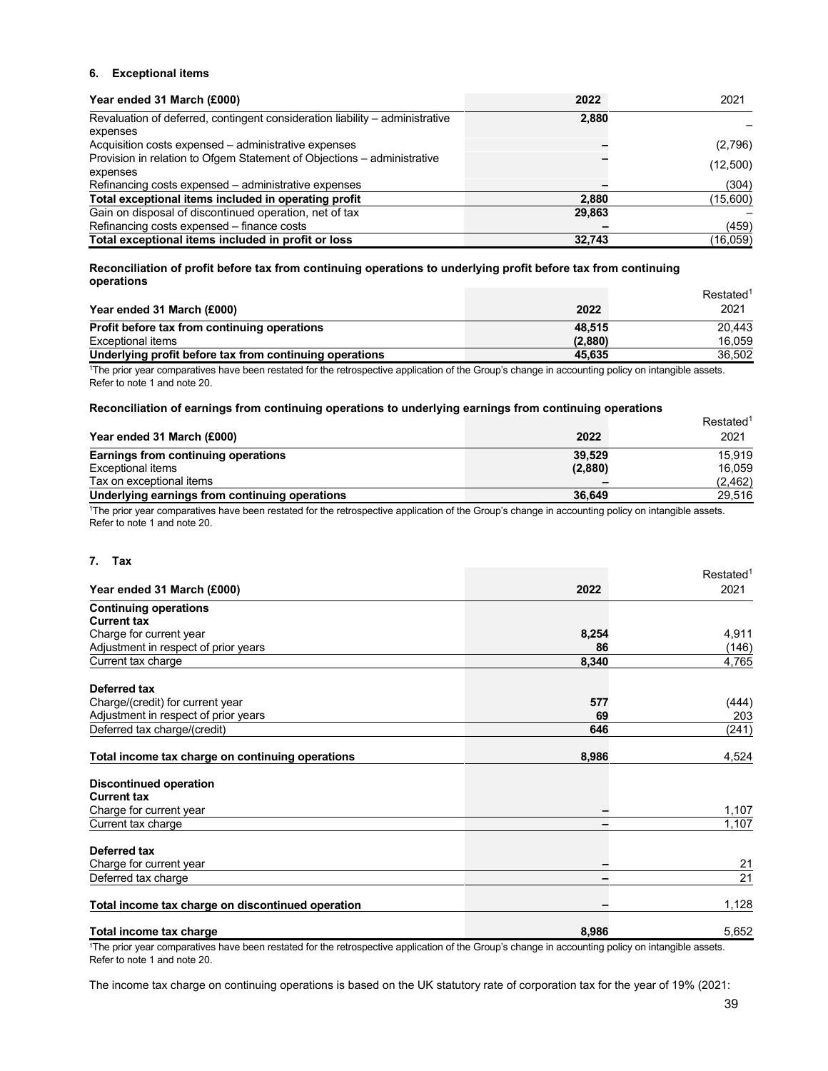## 6. Exceptional items

| Year ended 31 March (£000) | 2022 | 2021 |
|---|---|---|
| Revaluation of deferred, contingent consideration liability – administrative expenses | 2,880 | – |
| Acquisition costs expensed – administrative expenses | – | (2,796) |
| Provision in relation to Ofgem Statement of Objections – administrative expenses | – | (12,500) |
| Refinancing costs expensed – administrative expenses | – | (304) |
| **Total exceptional items included in operating profit** | **2,880** | **(15,600)** |
| Gain on disposal of discontinued operation, net of tax | 29,863 | – |
| Refinancing costs expensed – finance costs | – | (459) |
| **Total exceptional items included in profit or loss** | **32,743** | **(16,059)** |

**Reconciliation of profit before tax from continuing operations to underlying profit before tax from continuing operations**

| Year ended 31 March (£000) | 2022 | Restated[1] 2021 |
|---|---|---|
| **Profit before tax from continuing operations** | **48,515** | **20,443** |
| Exceptional items | (2,880) | 16,059 |
| **Underlying profit before tax from continuing operations** | **45,635** | **36,502** |

[1]The prior year comparatives have been restated for the retrospective application of the Group's change in accounting policy on intangible assets. Refer to note 1 and note 20.

**Reconciliation of earnings from continuing operations to underlying earnings from continuing operations**

| Year ended 31 March (£000) | 2022 | Restated[1] 2021 |
|---|---|---|
| **Earnings from continuing operations** | **39,529** | **15,919** |
| Exceptional items | (2,880) | 16,059 |
| Tax on exceptional items | – | (2,462) |
| **Underlying earnings from continuing operations** | **36,649** | **29,516** |

[1]The prior year comparatives have been restated for the retrospective application of the Group's change in accounting policy on intangible assets. Refer to note 1 and note 20.

## 7. Tax

| Year ended 31 March (£000) | 2022 | Restated[1] 2021 |
|---|---|---|
| **Continuing operations** | | |
| **Current tax** | | |
| Charge for current year | 8,254 | 4,911 |
| Adjustment in respect of prior years | 86 | (146) |
| Current tax charge | 8,340 | 4,765 |
| | | |
| **Deferred tax** | | |
| Charge/(credit) for current year | 577 | (444) |
| Adjustment in respect of prior years | 69 | 203 |
| Deferred tax charge/(credit) | 646 | (241) |
| | | |
| **Total income tax charge on continuing operations** | **8,986** | 4,524 |
| | | |
| **Discontinued operation** | | |
| **Current tax** | | |
| Charge for current year | – | 1,107 |
| Current tax charge | – | 1,107 |
| | | |
| **Deferred tax** | | |
| Charge for current year | – | 21 |
| Deferred tax charge | – | 21 |
| | | |
| **Total income tax charge on discontinued operation** | – | 1,128 |
| | | |
| **Total income tax charge** | **8,986** | 5,652 |

[1]The prior year comparatives have been restated for the retrospective application of the Group's change in accounting policy on intangible assets. Refer to note 1 and note 20.

The income tax charge on continuing operations is based on the UK statutory rate of corporation tax for the year of 19% (2021: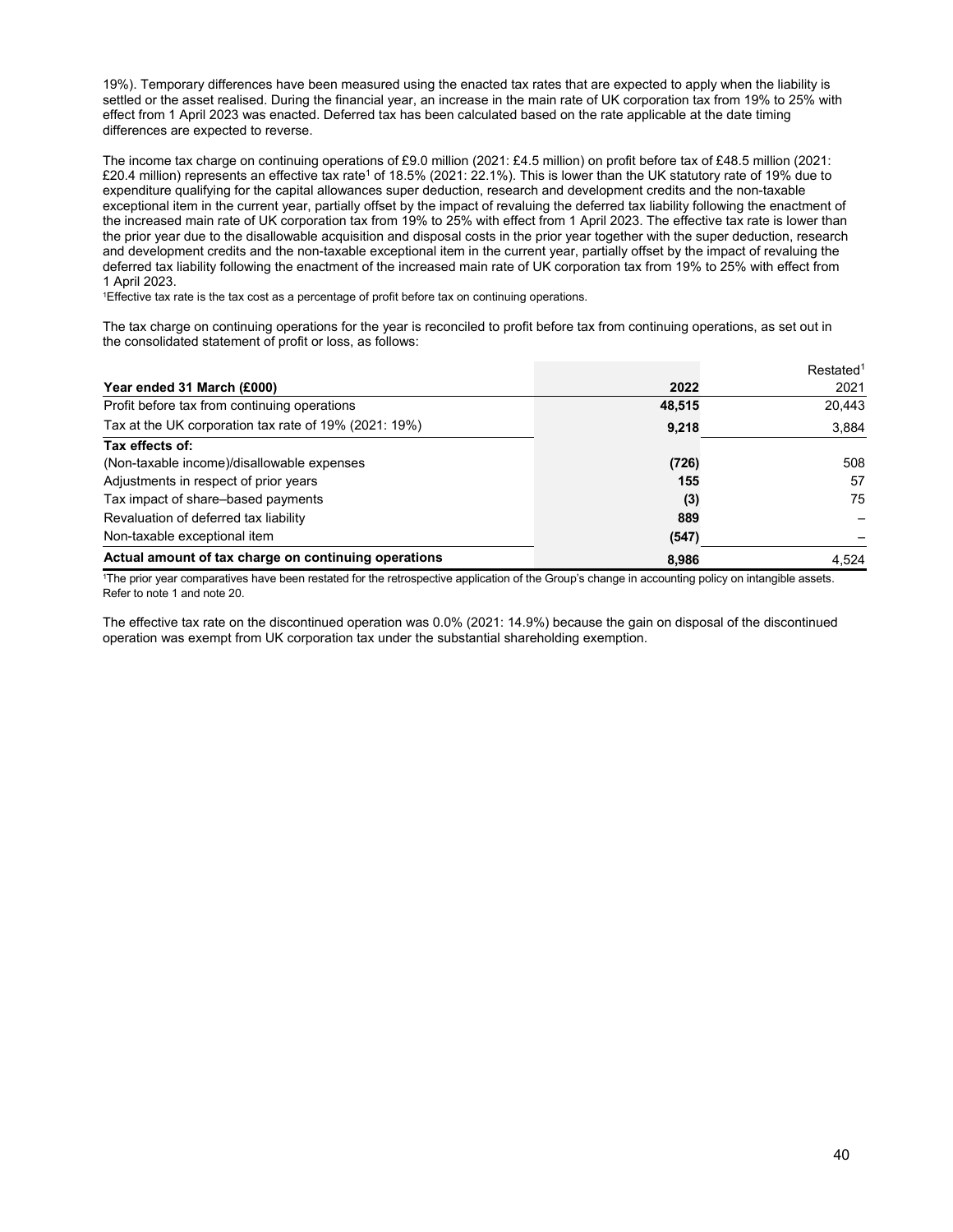19%). Temporary differences have been measured using the enacted tax rates that are expected to apply when the liability is settled or the asset realised. During the financial year, an increase in the main rate of UK corporation tax from 19% to 25% with effect from 1 April 2023 was enacted. Deferred tax has been calculated based on the rate applicable at the date timing differences are expected to reverse.

The income tax charge on continuing operations of £9.0 million (2021: £4.5 million) on profit before tax of £48.5 million (2021: £20.4 million) represents an effective tax rate[1] of 18.5% (2021: 22.1%). This is lower than the UK statutory rate of 19% due to expenditure qualifying for the capital allowances super deduction, research and development credits and the non-taxable exceptional item in the current year, partially offset by the impact of revaluing the deferred tax liability following the enactment of the increased main rate of UK corporation tax from 19% to 25% with effect from 1 April 2023. The effective tax rate is lower than the prior year due to the disallowable acquisition and disposal costs in the prior year together with the super deduction, research and development credits and the non-taxable exceptional item in the current year, partially offset by the impact of revaluing the deferred tax liability following the enactment of the increased main rate of UK corporation tax from 19% to 25% with effect from 1 April 2023.

[1]Effective tax rate is the tax cost as a percentage of profit before tax on continuing operations.

The tax charge on continuing operations for the year is reconciled to profit before tax from continuing operations, as set out in the consolidated statement of profit or loss, as follows:

| Year ended 31 March (£000) | 2022 | Restated[1] 2021 |
|---|---|---|
| Profit before tax from continuing operations | **48,515** | 20,443 |
| Tax at the UK corporation tax rate of 19% (2021: 19%) | **9,218** | 3,884 |
| **Tax effects of:** | | |
| (Non-taxable income)/disallowable expenses | **(726)** | 508 |
| Adjustments in respect of prior years | **155** | 57 |
| Tax impact of share–based payments | **(3)** | 75 |
| Revaluation of deferred tax liability | **889** | – |
| Non-taxable exceptional item | **(547)** | – |
| **Actual amount of tax charge on continuing operations** | **8,986** | 4,524 |

[1]The prior year comparatives have been restated for the retrospective application of the Group's change in accounting policy on intangible assets. Refer to note 1 and note 20.

The effective tax rate on the discontinued operation was 0.0% (2021: 14.9%) because the gain on disposal of the discontinued operation was exempt from UK corporation tax under the substantial shareholding exemption.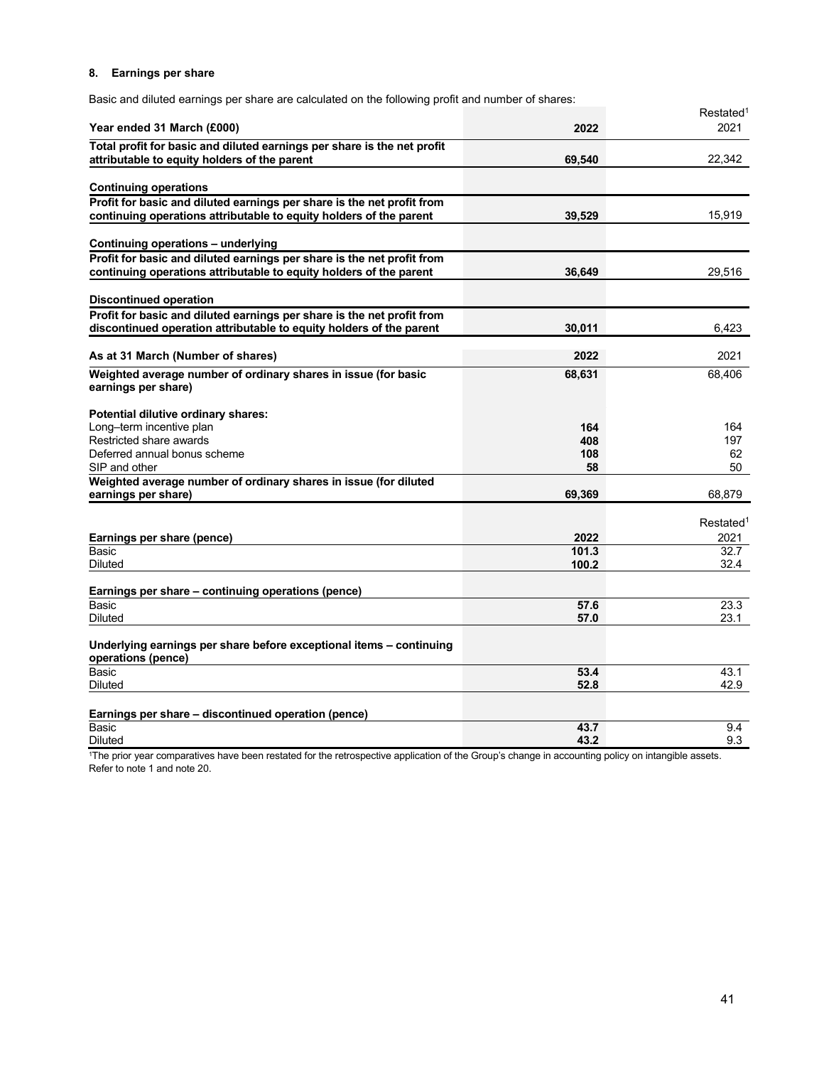### 8. Earnings per share

Basic and diluted earnings per share are calculated on the following profit and number of shares:

| Year ended 31 March (£000) | 2022 | Restated[1] 2021 |
|---|---|---|
| **Total profit for basic and diluted earnings per share is the net profit attributable to equity holders of the parent** | **69,540** | 22,342 |
| **Continuing operations** | | |
| **Profit for basic and diluted earnings per share is the net profit from continuing operations attributable to equity holders of the parent** | **39,529** | 15,919 |
| **Continuing operations – underlying** | | |
| **Profit for basic and diluted earnings per share is the net profit from continuing operations attributable to equity holders of the parent** | **36,649** | 29,516 |
| **Discontinued operation** | | |
| **Profit for basic and diluted earnings per share is the net profit from discontinued operation attributable to equity holders of the parent** | **30,011** | 6,423 |

| As at 31 March (Number of shares) | 2022 | 2021 |
|---|---|---|
| **Weighted average number of ordinary shares in issue (for basic earnings per share)** | **68,631** | 68,406 |
| **Potential dilutive ordinary shares:** | | |
| Long–term incentive plan | **164** | 164 |
| Restricted share awards | **408** | 197 |
| Deferred annual bonus scheme | **108** | 62 |
| SIP and other | **58** | 50 |
| **Weighted average number of ordinary shares in issue (for diluted earnings per share)** | **69,369** | 68,879 |

| Earnings per share (pence) | 2022 | Restated[1] 2021 |
|---|---|---|
| Basic | **101.3** | 32.7 |
| Diluted | **100.2** | 32.4 |
| **Earnings per share – continuing operations (pence)** | | |
| Basic | **57.6** | 23.3 |
| Diluted | **57.0** | 23.1 |
| **Underlying earnings per share before exceptional items – continuing operations (pence)** | | |
| Basic | **53.4** | 43.1 |
| Diluted | **52.8** | 42.9 |
| **Earnings per share – discontinued operation (pence)** | | |
| Basic | **43.7** | 9.4 |
| Diluted | **43.2** | 9.3 |

[1]The prior year comparatives have been restated for the retrospective application of the Group's change in accounting policy on intangible assets. Refer to note 1 and note 20.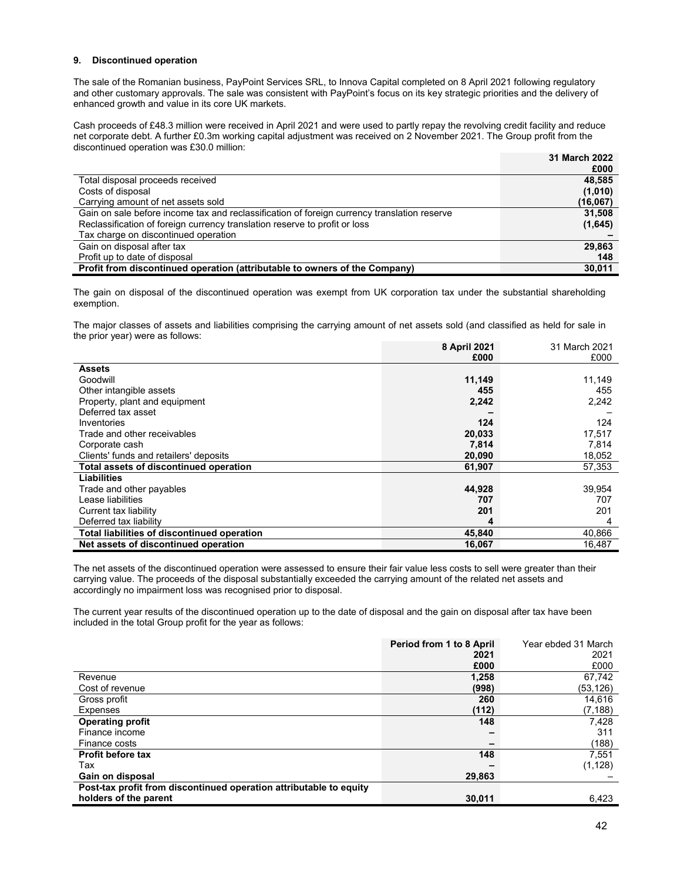### 9. Discontinued operation

The sale of the Romanian business, PayPoint Services SRL, to Innova Capital completed on 8 April 2021 following regulatory and other customary approvals. The sale was consistent with PayPoint's focus on its key strategic priorities and the delivery of enhanced growth and value in its core UK markets.

Cash proceeds of £48.3 million were received in April 2021 and were used to partly repay the revolving credit facility and reduce net corporate debt. A further £0.3m working capital adjustment was received on 2 November 2021. The Group profit from the discontinued operation was £30.0 million:

| | **31 March 2022 £000** |
|---|---|
| Total disposal proceeds received | **48,585** |
| Costs of disposal | **(1,010)** |
| Carrying amount of net assets sold | **(16,067)** |
| Gain on sale before income tax and reclassification of foreign currency translation reserve | **31,508** |
| Reclassification of foreign currency translation reserve to profit or loss | **(1,645)** |
| Tax charge on discontinued operation | **–** |
| Gain on disposal after tax | **29,863** |
| Profit up to date of disposal | **148** |
| **Profit from discontinued operation (attributable to owners of the Company)** | **30,011** |

The gain on disposal of the discontinued operation was exempt from UK corporation tax under the substantial shareholding exemption.

The major classes of assets and liabilities comprising the carrying amount of net assets sold (and classified as held for sale in the prior year) were as follows:

| | **8 April 2021 £000** | 31 March 2021 £000 |
|---|---|---|
| **Assets** | | |
| Goodwill | **11,149** | 11,149 |
| Other intangible assets | **455** | 455 |
| Property, plant and equipment | **2,242** | 2,242 |
| Deferred tax asset | **–** | – |
| Inventories | **124** | 124 |
| Trade and other receivables | **20,033** | 17,517 |
| Corporate cash | **7,814** | 7,814 |
| Clients' funds and retailers' deposits | **20,090** | 18,052 |
| **Total assets of discontinued operation** | **61,907** | 57,353 |
| **Liabilities** | | |
| Trade and other payables | **44,928** | 39,954 |
| Lease liabilities | **707** | 707 |
| Current tax liability | **201** | 201 |
| Deferred tax liability | **4** | 4 |
| **Total liabilities of discontinued operation** | **45,840** | 40,866 |
| **Net assets of discontinued operation** | **16,067** | 16,487 |

The net assets of the discontinued operation were assessed to ensure their fair value less costs to sell were greater than their carrying value. The proceeds of the disposal substantially exceeded the carrying amount of the related net assets and accordingly no impairment loss was recognised prior to disposal.

The current year results of the discontinued operation up to the date of disposal and the gain on disposal after tax have been included in the total Group profit for the year as follows:

| | **Period from 1 to 8 April 2021 £000** | Year ebded 31 March 2021 £000 |
|---|---|---|
| Revenue | **1,258** | 67,742 |
| Cost of revenue | **(998)** | (53,126) |
| Gross profit | **260** | 14,616 |
| Expenses | **(112)** | (7,188) |
| **Operating profit** | **148** | 7,428 |
| Finance income | **–** | 311 |
| Finance costs | **–** | (188) |
| **Profit before tax** | **148** | 7,551 |
| Tax | **–** | (1,128) |
| **Gain on disposal** | **29,863** | – |
| **Post-tax profit from discontinued operation attributable to equity holders of the parent** | **30,011** | 6,423 |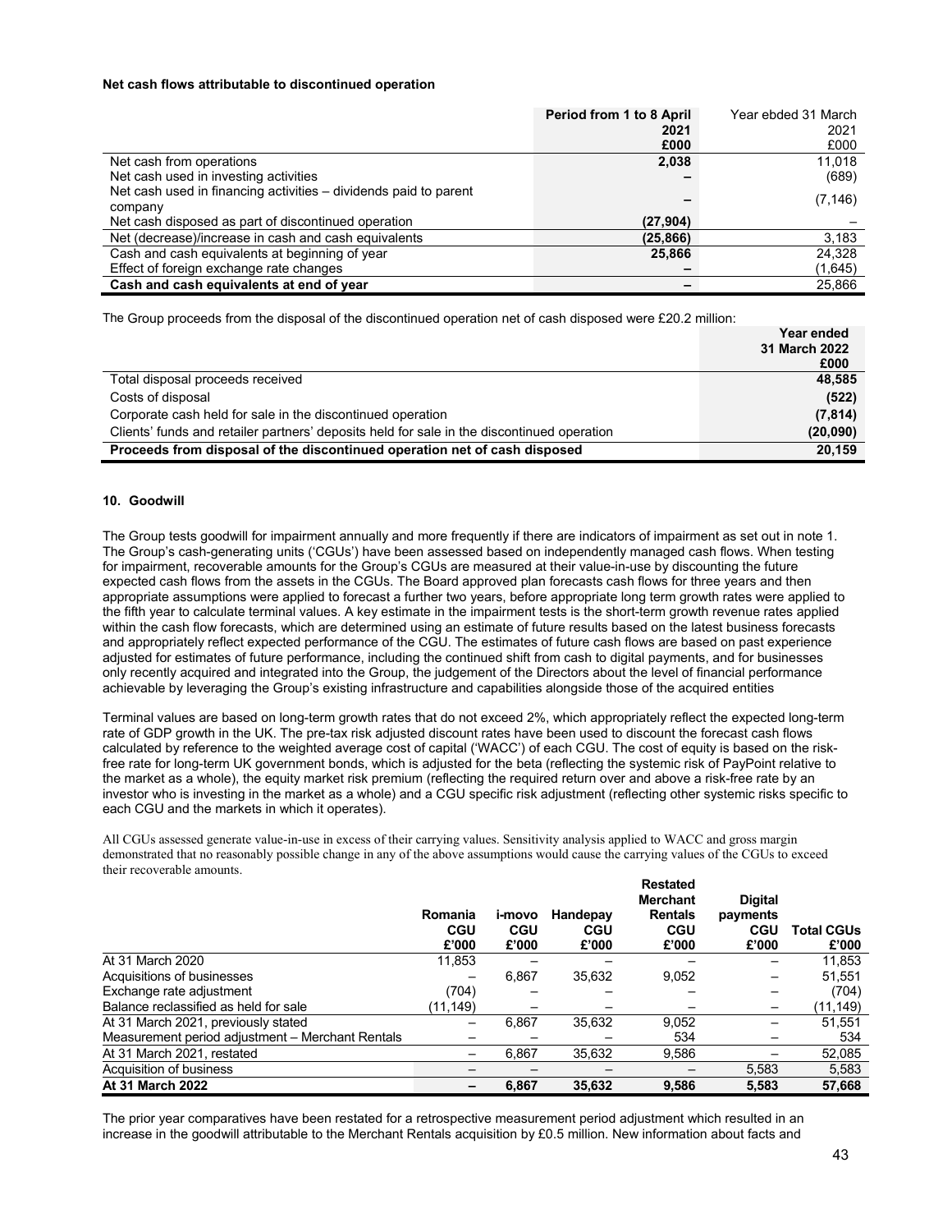**Net cash flows attributable to discontinued operation**

| | Period from 1 to 8 April 2021 £000 | Year ebded 31 March 2021 £000 |
|---|---|---|
| Net cash from operations | 2,038 | 11,018 |
| Net cash used in investing activities | – | (689) |
| Net cash used in financing activities – dividends paid to parent company | – | (7,146) |
| Net cash disposed as part of discontinued operation | (27,904) | – |
| Net (decrease)/increase in cash and cash equivalents | (25,866) | 3,183 |
| Cash and cash equivalents at beginning of year | 25,866 | 24,328 |
| Effect of foreign exchange rate changes | – | (1,645) |
| **Cash and cash equivalents at end of year** | **–** | **25,866** |

The Group proceeds from the disposal of the discontinued operation net of cash disposed were £20.2 million:

| | Year ended 31 March 2022 £000 |
|---|---|
| Total disposal proceeds received | 48,585 |
| Costs of disposal | (522) |
| Corporate cash held for sale in the discontinued operation | (7,814) |
| Clients' funds and retailer partners' deposits held for sale in the discontinued operation | (20,090) |
| **Proceeds from disposal of the discontinued operation net of cash disposed** | **20,159** |

### 10. Goodwill

The Group tests goodwill for impairment annually and more frequently if there are indicators of impairment as set out in note 1. The Group's cash-generating units ('CGUs') have been assessed based on independently managed cash flows. When testing for impairment, recoverable amounts for the Group's CGUs are measured at their value-in-use by discounting the future expected cash flows from the assets in the CGUs. The Board approved plan forecasts cash flows for three years and then appropriate assumptions were applied to forecast a further two years, before appropriate long term growth rates were applied to the fifth year to calculate terminal values. A key estimate in the impairment tests is the short-term growth revenue rates applied within the cash flow forecasts, which are determined using an estimate of future results based on the latest business forecasts and appropriately reflect expected performance of the CGU. The estimates of future cash flows are based on past experience adjusted for estimates of future performance, including the continued shift from cash to digital payments, and for businesses only recently acquired and integrated into the Group, the judgement of the Directors about the level of financial performance achievable by leveraging the Group's existing infrastructure and capabilities alongside those of the acquired entities

Terminal values are based on long-term growth rates that do not exceed 2%, which appropriately reflect the expected long-term rate of GDP growth in the UK. The pre-tax risk adjusted discount rates have been used to discount the forecast cash flows calculated by reference to the weighted average cost of capital ('WACC') of each CGU. The cost of equity is based on the risk-free rate for long-term UK government bonds, which is adjusted for the beta (reflecting the systemic risk of PayPoint relative to the market as a whole), the equity market risk premium (reflecting the required return over and above a risk-free rate by an investor who is investing in the market as a whole) and a CGU specific risk adjustment (reflecting other systemic risks specific to each CGU and the markets in which it operates).

All CGUs assessed generate value-in-use in excess of their carrying values. Sensitivity analysis applied to WACC and gross margin demonstrated that no reasonably possible change in any of the above assumptions would cause the carrying values of the CGUs to exceed their recoverable amounts.

| | Romania CGU £'000 | i-movo CGU £'000 | Handepay CGU £'000 | Restated Merchant Rentals CGU £'000 | Digital payments CGU £'000 | Total CGUs £'000 |
|---|---|---|---|---|---|---|
| At 31 March 2020 | 11,853 | – | – | – | – | 11,853 |
| Acquisitions of businesses | – | 6,867 | 35,632 | 9,052 | – | 51,551 |
| Exchange rate adjustment | (704) | – | – | – | – | (704) |
| Balance reclassified as held for sale | (11,149) | – | – | – | – | (11,149) |
| At 31 March 2021, previously stated | – | 6,867 | 35,632 | 9,052 | – | 51,551 |
| Measurement period adjustment – Merchant Rentals | – | – | – | 534 | – | 534 |
| At 31 March 2021, restated | – | 6,867 | 35,632 | 9,586 | – | 52,085 |
| Acquisition of business | – | – | – | – | 5,583 | 5,583 |
| **At 31 March 2022** | **–** | **6,867** | **35,632** | **9,586** | **5,583** | **57,668** |

The prior year comparatives have been restated for a retrospective measurement period adjustment which resulted in an increase in the goodwill attributable to the Merchant Rentals acquisition by £0.5 million. New information about facts and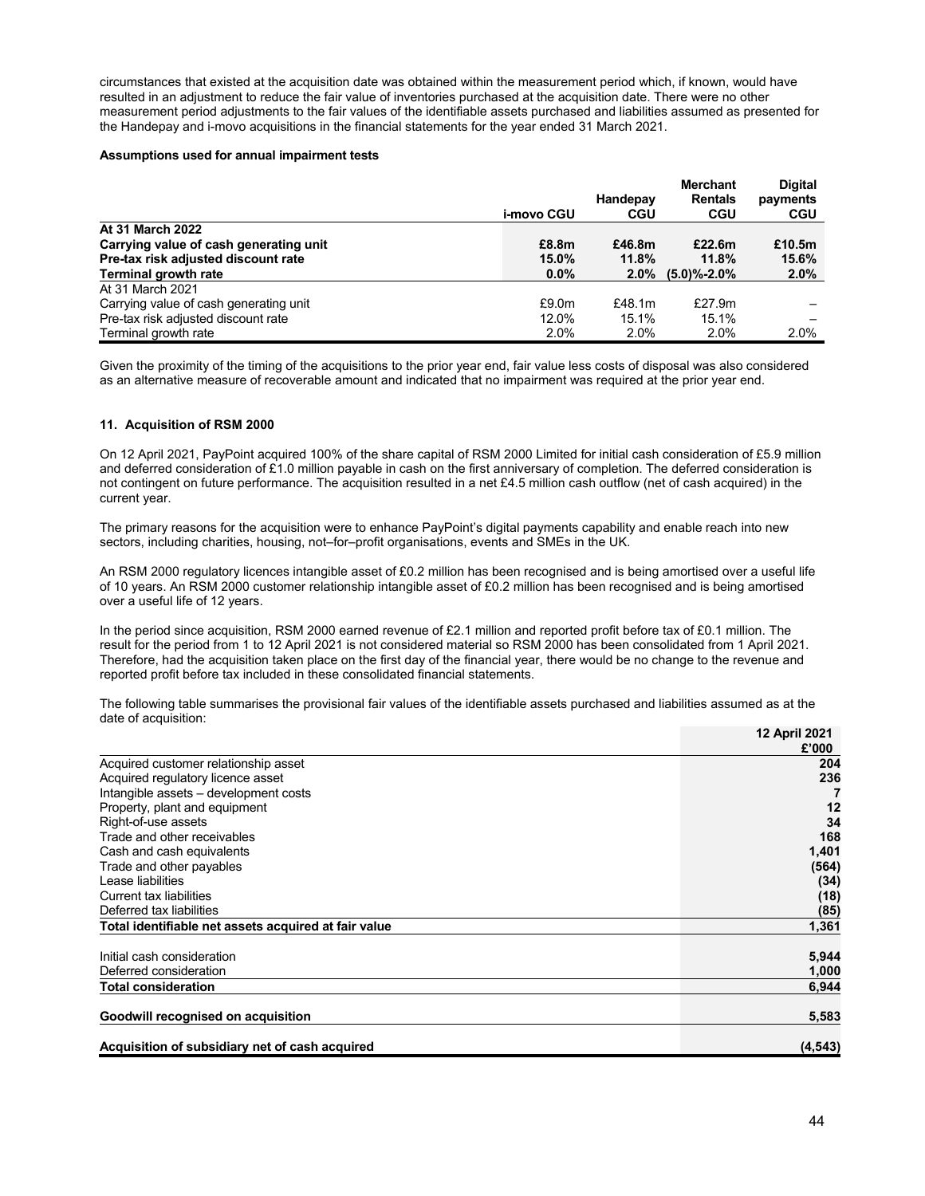circumstances that existed at the acquisition date was obtained within the measurement period which, if known, would have resulted in an adjustment to reduce the fair value of inventories purchased at the acquisition date. There were no other measurement period adjustments to the fair values of the identifiable assets purchased and liabilities assumed as presented for the Handepay and i-movo acquisitions in the financial statements for the year ended 31 March 2021.

**Assumptions used for annual impairment tests**

| | i-movo CGU | Handepay CGU | Merchant Rentals CGU | Digital payments CGU |
|---|---|---|---|---|
| **At 31 March 2022** | | | | |
| **Carrying value of cash generating unit** | **£8.8m** | **£46.8m** | **£22.6m** | **£10.5m** |
| **Pre-tax risk adjusted discount rate** | **15.0%** | **11.8%** | **11.8%** | **15.6%** |
| **Terminal growth rate** | **0.0%** | **2.0%** | **(5.0)%-2.0%** | **2.0%** |
| At 31 March 2021 | | | | |
| Carrying value of cash generating unit | £9.0m | £48.1m | £27.9m | – |
| Pre-tax risk adjusted discount rate | 12.0% | 15.1% | 15.1% | – |
| Terminal growth rate | 2.0% | 2.0% | 2.0% | 2.0% |

Given the proximity of the timing of the acquisitions to the prior year end, fair value less costs of disposal was also considered as an alternative measure of recoverable amount and indicated that no impairment was required at the prior year end.

### 11. Acquisition of RSM 2000

On 12 April 2021, PayPoint acquired 100% of the share capital of RSM 2000 Limited for initial cash consideration of £5.9 million and deferred consideration of £1.0 million payable in cash on the first anniversary of completion. The deferred consideration is not contingent on future performance. The acquisition resulted in a net £4.5 million cash outflow (net of cash acquired) in the current year.

The primary reasons for the acquisition were to enhance PayPoint's digital payments capability and enable reach into new sectors, including charities, housing, not–for–profit organisations, events and SMEs in the UK.

An RSM 2000 regulatory licences intangible asset of £0.2 million has been recognised and is being amortised over a useful life of 10 years. An RSM 2000 customer relationship intangible asset of £0.2 million has been recognised and is being amortised over a useful life of 12 years.

In the period since acquisition, RSM 2000 earned revenue of £2.1 million and reported profit before tax of £0.1 million. The result for the period from 1 to 12 April 2021 is not considered material so RSM 2000 has been consolidated from 1 April 2021. Therefore, had the acquisition taken place on the first day of the financial year, there would be no change to the revenue and reported profit before tax included in these consolidated financial statements.

The following table summarises the provisional fair values of the identifiable assets purchased and liabilities assumed as at the date of acquisition:

| | 12 April 2021 £'000 |
|---|---|
| Acquired customer relationship asset | 204 |
| Acquired regulatory licence asset | 236 |
| Intangible assets – development costs | 7 |
| Property, plant and equipment | 12 |
| Right-of-use assets | 34 |
| Trade and other receivables | 168 |
| Cash and cash equivalents | 1,401 |
| Trade and other payables | (564) |
| Lease liabilities | (34) |
| Current tax liabilities | (18) |
| Deferred tax liabilities | (85) |
| **Total identifiable net assets acquired at fair value** | **1,361** |
| | |
| Initial cash consideration | 5,944 |
| Deferred consideration | 1,000 |
| **Total consideration** | **6,944** |
| | |
| **Goodwill recognised on acquisition** | **5,583** |
| | |
| **Acquisition of subsidiary net of cash acquired** | **(4,543)** |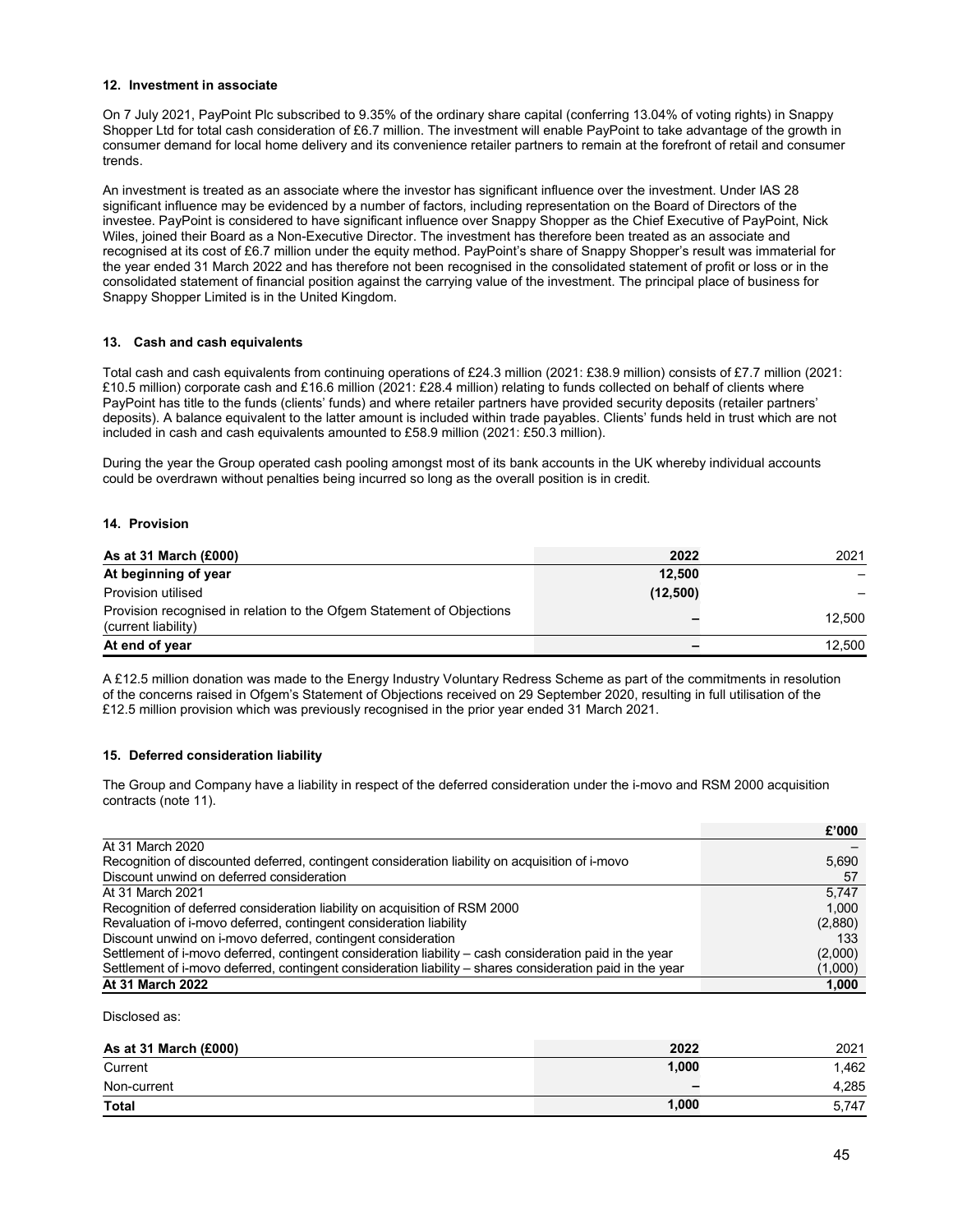## 12. Investment in associate

On 7 July 2021, PayPoint Plc subscribed to 9.35% of the ordinary share capital (conferring 13.04% of voting rights) in Snappy Shopper Ltd for total cash consideration of £6.7 million. The investment will enable PayPoint to take advantage of the growth in consumer demand for local home delivery and its convenience retailer partners to remain at the forefront of retail and consumer trends.

An investment is treated as an associate where the investor has significant influence over the investment. Under IAS 28 significant influence may be evidenced by a number of factors, including representation on the Board of Directors of the investee. PayPoint is considered to have significant influence over Snappy Shopper as the Chief Executive of PayPoint, Nick Wiles, joined their Board as a Non-Executive Director. The investment has therefore been treated as an associate and recognised at its cost of £6.7 million under the equity method. PayPoint's share of Snappy Shopper's result was immaterial for the year ended 31 March 2022 and has therefore not been recognised in the consolidated statement of profit or loss or in the consolidated statement of financial position against the carrying value of the investment. The principal place of business for Snappy Shopper Limited is in the United Kingdom.

## 13. Cash and cash equivalents

Total cash and cash equivalents from continuing operations of £24.3 million (2021: £38.9 million) consists of £7.7 million (2021: £10.5 million) corporate cash and £16.6 million (2021: £28.4 million) relating to funds collected on behalf of clients where PayPoint has title to the funds (clients' funds) and where retailer partners have provided security deposits (retailer partners' deposits). A balance equivalent to the latter amount is included within trade payables. Clients' funds held in trust which are not included in cash and cash equivalents amounted to £58.9 million (2021: £50.3 million).

During the year the Group operated cash pooling amongst most of its bank accounts in the UK whereby individual accounts could be overdrawn without penalties being incurred so long as the overall position is in credit.

## 14. Provision

| As at 31 March (£000) | 2022 | 2021 |
|---|---|---|
| **At beginning of year** | **12,500** | – |
| Provision utilised | **(12,500)** | – |
| Provision recognised in relation to the Ofgem Statement of Objections (current liability) | **–** | 12,500 |
| **At end of year** | **–** | 12,500 |

A £12.5 million donation was made to the Energy Industry Voluntary Redress Scheme as part of the commitments in resolution of the concerns raised in Ofgem's Statement of Objections received on 29 September 2020, resulting in full utilisation of the £12.5 million provision which was previously recognised in the prior year ended 31 March 2021.

## 15. Deferred consideration liability

The Group and Company have a liability in respect of the deferred consideration under the i-movo and RSM 2000 acquisition contracts (note 11).

| | £'000 |
|---|---|
| At 31 March 2020 | – |
| Recognition of discounted deferred, contingent consideration liability on acquisition of i-movo | 5,690 |
| Discount unwind on deferred consideration | 57 |
| At 31 March 2021 | 5,747 |
| Recognition of deferred consideration liability on acquisition of RSM 2000 | 1,000 |
| Revaluation of i-movo deferred, contingent consideration liability | (2,880) |
| Discount unwind on i-movo deferred, contingent consideration | 133 |
| Settlement of i-movo deferred, contingent consideration liability – cash consideration paid in the year | (2,000) |
| Settlement of i-movo deferred, contingent consideration liability – shares consideration paid in the year | (1,000) |
| **At 31 March 2022** | **1,000** |

Disclosed as:

| As at 31 March (£000) | 2022 | 2021 |
|---|---|---|
| Current | **1,000** | 1,462 |
| Non-current | **–** | 4,285 |
| **Total** | **1,000** | 5,747 |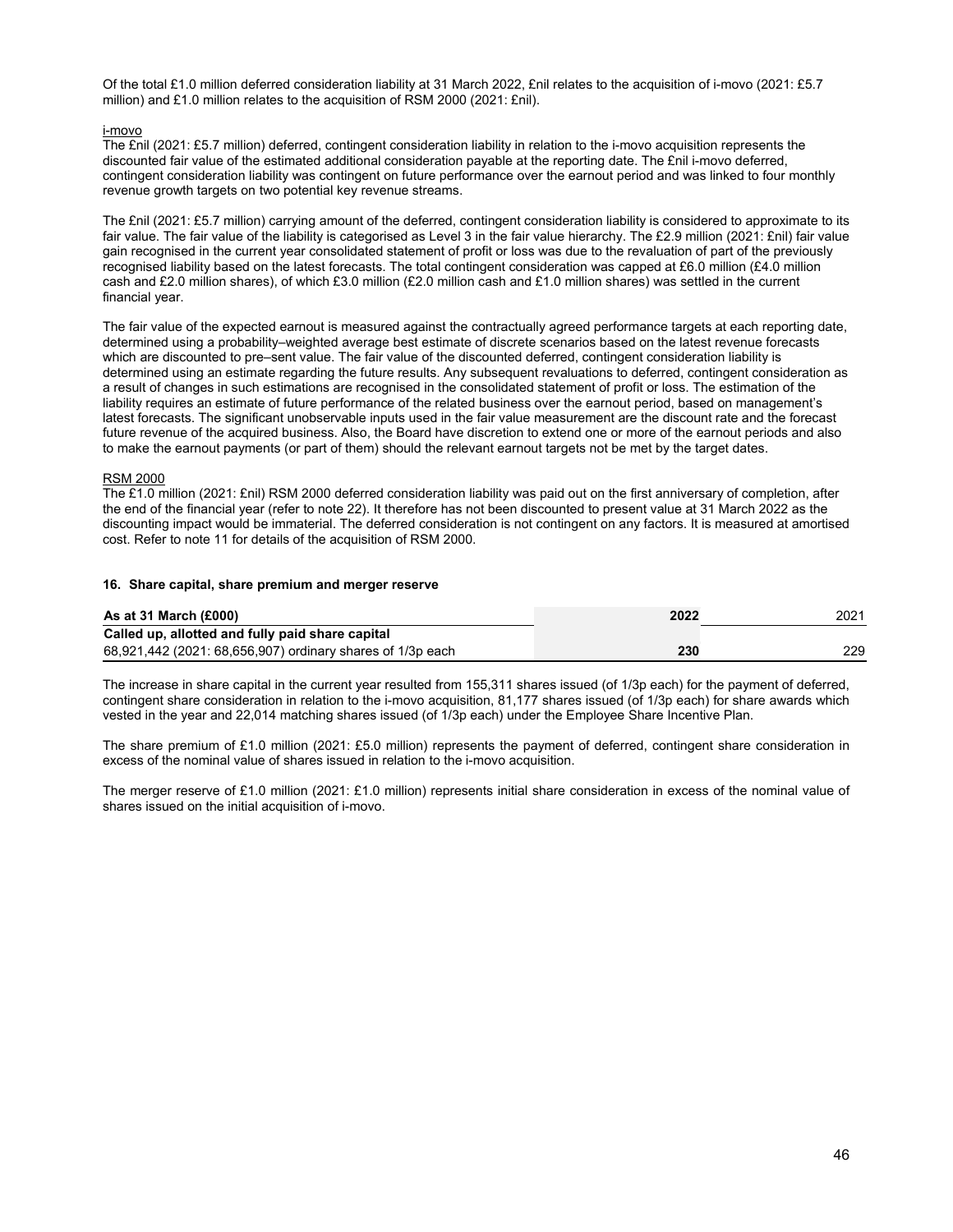Of the total £1.0 million deferred consideration liability at 31 March 2022, £nil relates to the acquisition of i-movo (2021: £5.7 million) and £1.0 million relates to the acquisition of RSM 2000 (2021: £nil).

i-movo

The £nil (2021: £5.7 million) deferred, contingent consideration liability in relation to the i-movo acquisition represents the discounted fair value of the estimated additional consideration payable at the reporting date. The £nil i-movo deferred, contingent consideration liability was contingent on future performance over the earnout period and was linked to four monthly revenue growth targets on two potential key revenue streams.

The £nil (2021: £5.7 million) carrying amount of the deferred, contingent consideration liability is considered to approximate to its fair value. The fair value of the liability is categorised as Level 3 in the fair value hierarchy. The £2.9 million (2021: £nil) fair value gain recognised in the current year consolidated statement of profit or loss was due to the revaluation of part of the previously recognised liability based on the latest forecasts. The total contingent consideration was capped at £6.0 million (£4.0 million cash and £2.0 million shares), of which £3.0 million (£2.0 million cash and £1.0 million shares) was settled in the current financial year.

The fair value of the expected earnout is measured against the contractually agreed performance targets at each reporting date, determined using a probability–weighted average best estimate of discrete scenarios based on the latest revenue forecasts which are discounted to pre–sent value. The fair value of the discounted deferred, contingent consideration liability is determined using an estimate regarding the future results. Any subsequent revaluations to deferred, contingent consideration as a result of changes in such estimations are recognised in the consolidated statement of profit or loss. The estimation of the liability requires an estimate of future performance of the related business over the earnout period, based on management's latest forecasts. The significant unobservable inputs used in the fair value measurement are the discount rate and the forecast future revenue of the acquired business. Also, the Board have discretion to extend one or more of the earnout periods and also to make the earnout payments (or part of them) should the relevant earnout targets not be met by the target dates.

RSM 2000

The £1.0 million (2021: £nil) RSM 2000 deferred consideration liability was paid out on the first anniversary of completion, after the end of the financial year (refer to note 22). It therefore has not been discounted to present value at 31 March 2022 as the discounting impact would be immaterial. The deferred consideration is not contingent on any factors. It is measured at amortised cost. Refer to note 11 for details of the acquisition of RSM 2000.

### 16. Share capital, share premium and merger reserve

| As at 31 March (£000) | 2022 | 2021 |
|---|---|---|
| **Called up, allotted and fully paid share capital** | | |
| 68,921,442 (2021: 68,656,907) ordinary shares of 1/3p each | 230 | 229 |

The increase in share capital in the current year resulted from 155,311 shares issued (of 1/3p each) for the payment of deferred, contingent share consideration in relation to the i-movo acquisition, 81,177 shares issued (of 1/3p each) for share awards which vested in the year and 22,014 matching shares issued (of 1/3p each) under the Employee Share Incentive Plan.

The share premium of £1.0 million (2021: £5.0 million) represents the payment of deferred, contingent share consideration in excess of the nominal value of shares issued in relation to the i-movo acquisition.

The merger reserve of £1.0 million (2021: £1.0 million) represents initial share consideration in excess of the nominal value of shares issued on the initial acquisition of i-movo.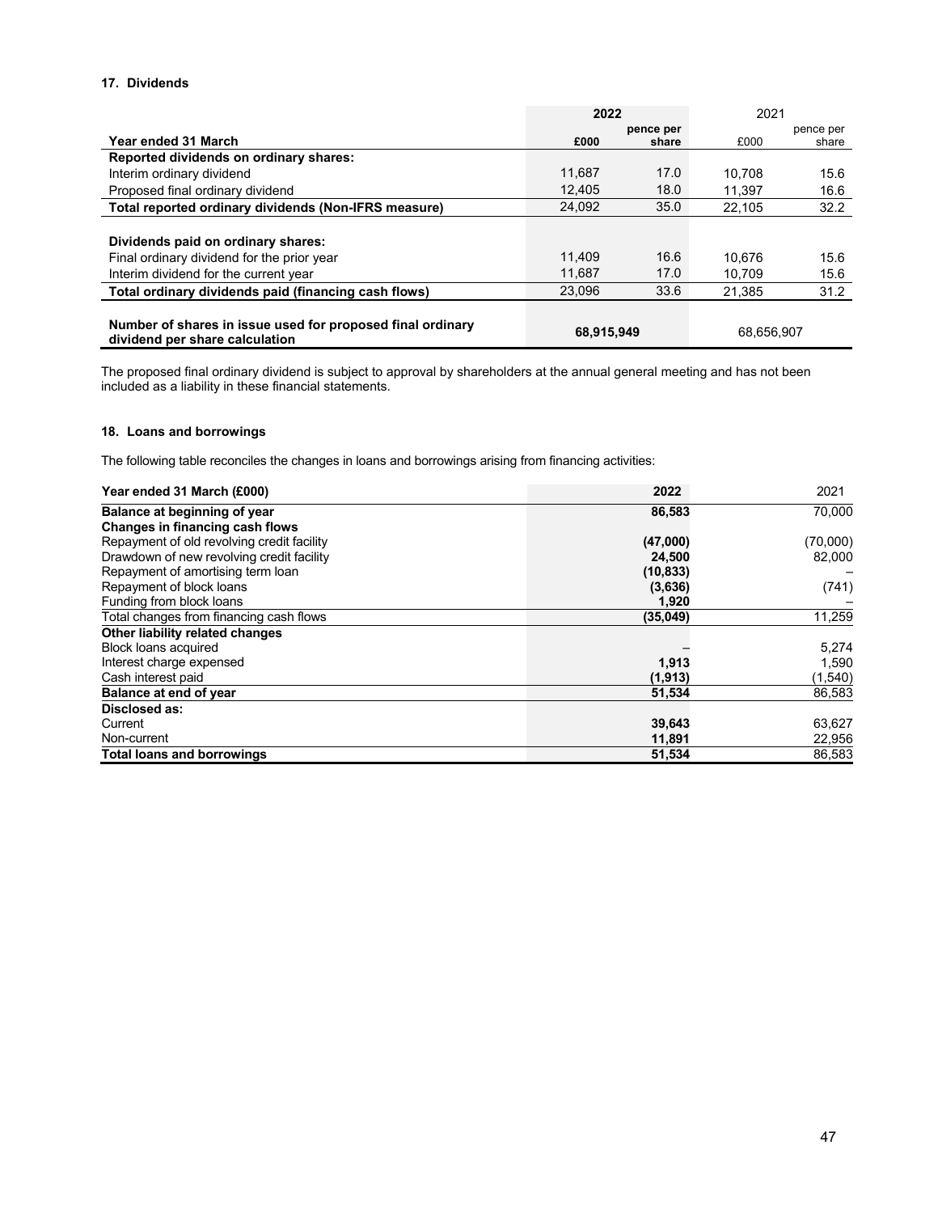### 17. Dividends

| Year ended 31 March | 2022 £000 | 2022 pence per share | 2021 £000 | 2021 pence per share |
|---|---|---|---|---|
| **Reported dividends on ordinary shares:** | | | | |
| Interim ordinary dividend | 11,687 | 17.0 | 10,708 | 15.6 |
| Proposed final ordinary dividend | 12,405 | 18.0 | 11,397 | 16.6 |
| **Total reported ordinary dividends (Non-IFRS measure)** | 24,092 | 35.0 | 22,105 | 32.2 |
| | | | | |
| **Dividends paid on ordinary shares:** | | | | |
| Final ordinary dividend for the prior year | 11,409 | 16.6 | 10,676 | 15.6 |
| Interim dividend for the current year | 11,687 | 17.0 | 10,709 | 15.6 |
| **Total ordinary dividends paid (financing cash flows)** | 23,096 | 33.6 | 21,385 | 31.2 |
| | | | | |
| **Number of shares in issue used for proposed final ordinary dividend per share calculation** | **68,915,949** | | 68,656,907 | |

The proposed final ordinary dividend is subject to approval by shareholders at the annual general meeting and has not been included as a liability in these financial statements.

### 18. Loans and borrowings

The following table reconciles the changes in loans and borrowings arising from financing activities:

| Year ended 31 March (£000) | 2022 | 2021 |
|---|---|---|
| **Balance at beginning of year** | **86,583** | 70,000 |
| **Changes in financing cash flows** | | |
| Repayment of old revolving credit facility | **(47,000)** | (70,000) |
| Drawdown of new revolving credit facility | **24,500** | 82,000 |
| Repayment of amortising term loan | **(10,833)** | – |
| Repayment of block loans | **(3,636)** | (741) |
| Funding from block loans | **1,920** | – |
| Total changes from financing cash flows | **(35,049)** | 11,259 |
| **Other liability related changes** | | |
| Block loans acquired | – | 5,274 |
| Interest charge expensed | **1,913** | 1,590 |
| Cash interest paid | **(1,913)** | (1,540) |
| **Balance at end of year** | **51,534** | 86,583 |
| **Disclosed as:** | | |
| Current | **39,643** | 63,627 |
| Non-current | **11,891** | 22,956 |
| **Total loans and borrowings** | **51,534** | 86,583 |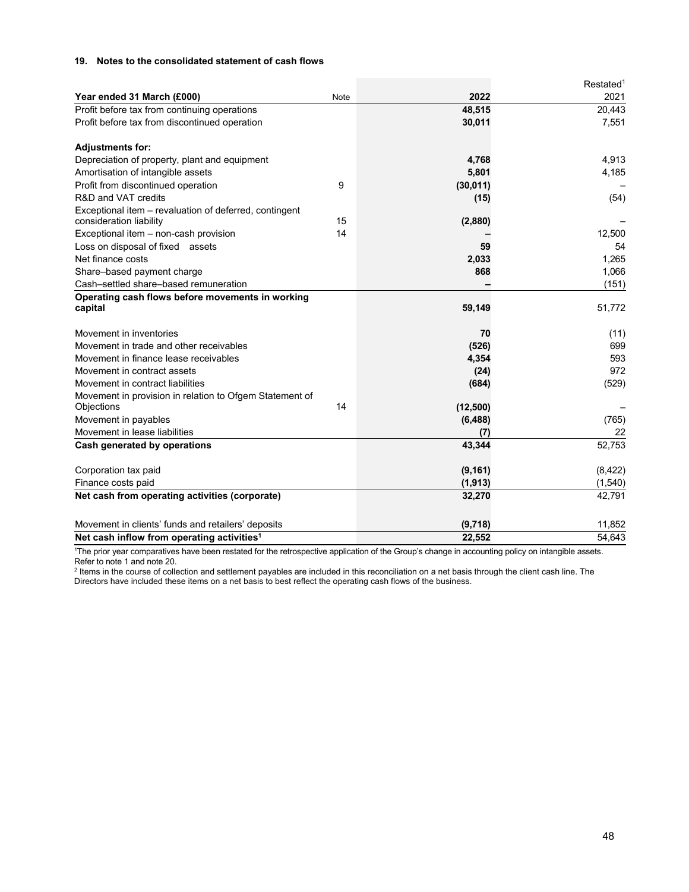### 19. Notes to the consolidated statement of cash flows

| Year ended 31 March (£000) | Note | 2022 | Restated[1] 2021 |
|---|---|---|---|
| Profit before tax from continuing operations | | **48,515** | 20,443 |
| Profit before tax from discontinued operation | | **30,011** | 7,551 |
| **Adjustments for:** | | | |
| Depreciation of property, plant and equipment | | **4,768** | 4,913 |
| Amortisation of intangible assets | | **5,801** | 4,185 |
| Profit from discontinued operation | 9 | **(30,011)** | – |
| R&D and VAT credits | | **(15)** | (54) |
| Exceptional item – revaluation of deferred, contingent consideration liability | 15 | **(2,880)** | – |
| Exceptional item – non-cash provision | 14 | **–** | 12,500 |
| Loss on disposal of fixed assets | | **59** | 54 |
| Net finance costs | | **2,033** | 1,265 |
| Share–based payment charge | | **868** | 1,066 |
| Cash–settled share–based remuneration | | **–** | (151) |
| **Operating cash flows before movements in working capital** | | **59,149** | 51,772 |
| Movement in inventories | | **70** | (11) |
| Movement in trade and other receivables | | **(526)** | 699 |
| Movement in finance lease receivables | | **4,354** | 593 |
| Movement in contract assets | | **(24)** | 972 |
| Movement in contract liabilities | | **(684)** | (529) |
| Movement in provision in relation to Ofgem Statement of Objections | 14 | **(12,500)** | – |
| Movement in payables | | **(6,488)** | (765) |
| Movement in lease liabilities | | **(7)** | 22 |
| **Cash generated by operations** | | **43,344** | 52,753 |
| Corporation tax paid | | **(9,161)** | (8,422) |
| Finance costs paid | | **(1,913)** | (1,540) |
| **Net cash from operating activities (corporate)** | | **32,270** | 42,791 |
| Movement in clients' funds and retailers' deposits | | **(9,718)** | 11,852 |
| **Net cash inflow from operating activities[1]** | | **22,552** | 54,643 |

[1]The prior year comparatives have been restated for the retrospective application of the Group's change in accounting policy on intangible assets. Refer to note 1 and note 20.

[2] Items in the course of collection and settlement payables are included in this reconciliation on a net basis through the client cash line. The Directors have included these items on a net basis to best reflect the operating cash flows of the business.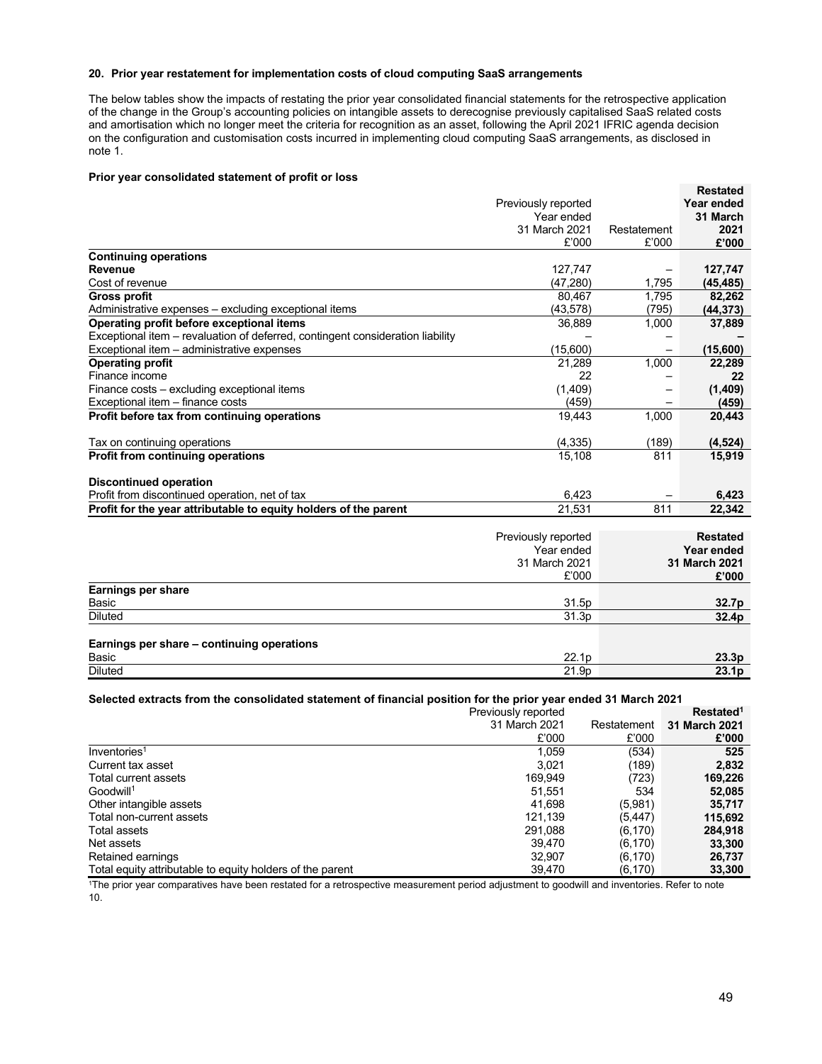## 20. Prior year restatement for implementation costs of cloud computing SaaS arrangements

The below tables show the impacts of restating the prior year consolidated financial statements for the retrospective application of the change in the Group's accounting policies on intangible assets to derecognise previously capitalised SaaS related costs and amortisation which no longer meet the criteria for recognition as an asset, following the April 2021 IFRIC agenda decision on the configuration and customisation costs incurred in implementing cloud computing SaaS arrangements, as disclosed in note 1.

### Prior year consolidated statement of profit or loss

| | Previously reported Year ended 31 March 2021 £'000 | Restatement £'000 | **Restated Year ended 31 March 2021 £'000** |
|---|---|---|---|
| **Continuing operations** | | | |
| **Revenue** | 127,747 | – | **127,747** |
| Cost of revenue | (47,280) | 1,795 | **(45,485)** |
| **Gross profit** | 80,467 | 1,795 | **82,262** |
| Administrative expenses – excluding exceptional items | (43,578) | (795) | **(44,373)** |
| **Operating profit before exceptional items** | 36,889 | 1,000 | **37,889** |
| Exceptional item – revaluation of deferred, contingent consideration liability | – | – | **–** |
| Exceptional item – administrative expenses | (15,600) | – | **(15,600)** |
| **Operating profit** | 21,289 | 1,000 | **22,289** |
| Finance income | 22 | – | **22** |
| Finance costs – excluding exceptional items | (1,409) | – | **(1,409)** |
| Exceptional item – finance costs | (459) | – | **(459)** |
| **Profit before tax from continuing operations** | 19,443 | 1,000 | **20,443** |
| Tax on continuing operations | (4,335) | (189) | **(4,524)** |
| **Profit from continuing operations** | 15,108 | 811 | **15,919** |
| **Discontinued operation** | | | |
| Profit from discontinued operation, net of tax | 6,423 | – | **6,423** |
| **Profit for the year attributable to equity holders of the parent** | 21,531 | 811 | **22,342** |

| | Previously reported Year ended 31 March 2021 £'000 | **Restated Year ended 31 March 2021 £'000** |
|---|---|---|
| **Earnings per share** | | |
| Basic | 31.5p | **32.7p** |
| Diluted | 31.3p | **32.4p** |
| **Earnings per share – continuing operations** | | |
| Basic | 22.1p | **23.3p** |
| Diluted | 21.9p | **23.1p** |

### Selected extracts from the consolidated statement of financial position for the prior year ended 31 March 2021

| | Previously reported 31 March 2021 £'000 | Restatement £'000 | **Restated[1] 31 March 2021 £'000** |
|---|---|---|---|
| Inventories[1] | 1,059 | (534) | **525** |
| Current tax asset | 3,021 | (189) | **2,832** |
| Total current assets | 169,949 | (723) | **169,226** |
| Goodwill[1] | 51,551 | 534 | **52,085** |
| Other intangible assets | 41,698 | (5,981) | **35,717** |
| Total non-current assets | 121,139 | (5,447) | **115,692** |
| Total assets | 291,088 | (6,170) | **284,918** |
| Net assets | 39,470 | (6,170) | **33,300** |
| Retained earnings | 32,907 | (6,170) | **26,737** |
| Total equity attributable to equity holders of the parent | 39,470 | (6,170) | **33,300** |

[1]The prior year comparatives have been restated for a retrospective measurement period adjustment to goodwill and inventories. Refer to note 10.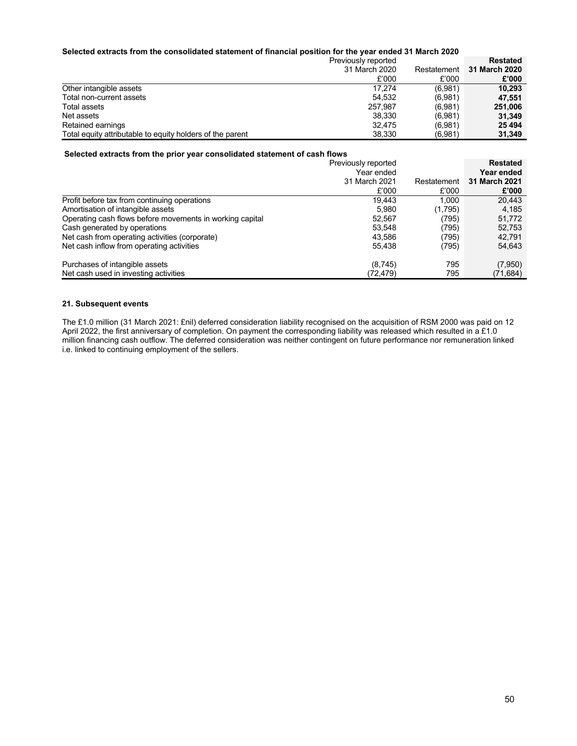**Selected extracts from the consolidated statement of financial position for the year ended 31 March 2020**

| | Previously reported 31 March 2020 £'000 | Restatement £'000 | Restated 31 March 2020 £'000 |
|---|---|---|---|
| Other intangible assets | 17,274 | (6,981) | **10,293** |
| Total non-current assets | 54,532 | (6,981) | **47,551** |
| Total assets | 257,987 | (6,981) | **251,006** |
| Net assets | 38,330 | (6,981) | **31,349** |
| Retained earnings | 32,475 | (6,981) | **25 494** |
| Total equity attributable to equity holders of the parent | 38,330 | (6,981) | **31,349** |

**Selected extracts from the prior year consolidated statement of cash flows**

| | Previously reported Year ended 31 March 2021 £'000 | Restatement £'000 | Restated Year ended 31 March 2021 £'000 |
|---|---|---|---|
| Profit before tax from continuing operations | 19,443 | 1,000 | 20,443 |
| Amortisation of intangible assets | 5,980 | (1,795) | 4,185 |
| Operating cash flows before movements in working capital | 52,567 | (795) | 51,772 |
| Cash generated by operations | 53,548 | (795) | 52,753 |
| Net cash from operating activities (corporate) | 43,586 | (795) | 42,791 |
| Net cash inflow from operating activities | 55,438 | (795) | 54,643 |
| | | | |
| Purchases of intangible assets | (8,745) | 795 | (7,950) |
| Net cash used in investing activities | (72,479) | 795 | (71,684) |

**21. Subsequent events**

The £1.0 million (31 March 2021: £nil) deferred consideration liability recognised on the acquisition of RSM 2000 was paid on 12 April 2022, the first anniversary of completion. On payment the corresponding liability was released which resulted in a £1.0 million financing cash outflow. The deferred consideration was neither contingent on future performance nor remuneration linked i.e. linked to continuing employment of the sellers.